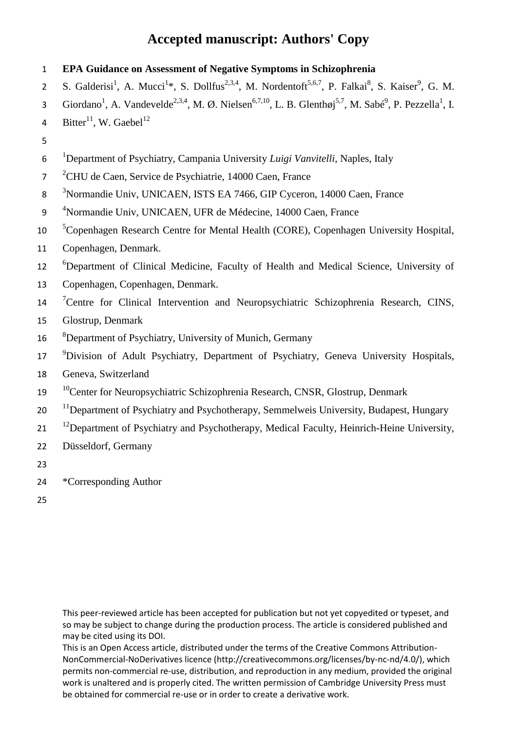# Accepted manuscript: Authors' Copy

**EPA Guidance on Assessment of Negative Symptoms in Schizophrenia**

S. Galderisi[1], A. Mucci[1]*, S. Dollfus[2,3,4], M. Nordentoft[5,6,7], P. Falkai[8], S. Kaiser[9], G. M. Giordano[1], A. Vandevelde[2,3,4], M. Ø. Nielsen[6,7,10], L. B. Glenthøj[5,7], M. Sabé[9], P. Pezzella[1], I. Bitter[11], W. Gaebel[12]

[1]Department of Psychiatry, Campania University *Luigi Vanvitelli*, Naples, Italy

[2]CHU de Caen, Service de Psychiatrie, 14000 Caen, France

[3]Normandie Univ, UNICAEN, ISTS EA 7466, GIP Cyceron, 14000 Caen, France

[4]Normandie Univ, UNICAEN, UFR de Médecine, 14000 Caen, France

[5]Copenhagen Research Centre for Mental Health (CORE), Copenhagen University Hospital, Copenhagen, Denmark.

[6]Department of Clinical Medicine, Faculty of Health and Medical Science, University of Copenhagen, Copenhagen, Denmark.

[7]Centre for Clinical Intervention and Neuropsychiatric Schizophrenia Research, CINS, Glostrup, Denmark

[8]Department of Psychiatry, University of Munich, Germany

[9]Division of Adult Psychiatry, Department of Psychiatry, Geneva University Hospitals, Geneva, Switzerland

[10]Center for Neuropsychiatric Schizophrenia Research, CNSR, Glostrup, Denmark

[11]Department of Psychiatry and Psychotherapy, Semmelweis University, Budapest, Hungary

[12]Department of Psychiatry and Psychotherapy, Medical Faculty, Heinrich-Heine University, Düsseldorf, Germany

*Corresponding Author

This peer-reviewed article has been accepted for publication but not yet copyedited or typeset, and so may be subject to change during the production process. The article is considered published and may be cited using its DOI.

This is an Open Access article, distributed under the terms of the Creative Commons Attribution-NonCommercial-NoDerivatives licence (http://creativecommons.org/licenses/by-nc-nd/4.0/), which permits non-commercial re-use, distribution, and reproduction in any medium, provided the original work is unaltered and is properly cited. The written permission of Cambridge University Press must be obtained for commercial re-use or in order to create a derivative work.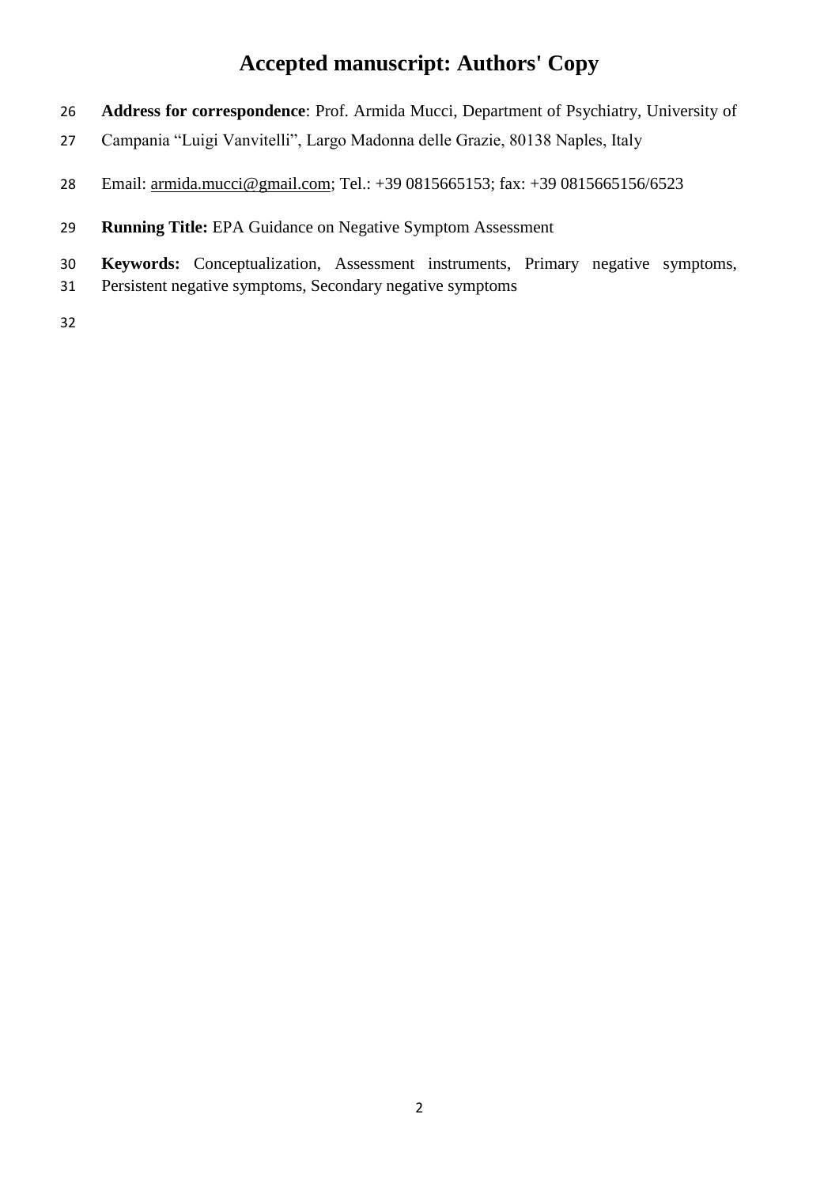**Address for correspondence**: Prof. Armida Mucci, Department of Psychiatry, University of Campania "Luigi Vanvitelli", Largo Madonna delle Grazie, 80138 Naples, Italy

Email: armida.mucci@gmail.com; Tel.: +39 0815665153; fax: +39 0815665156/6523

**Running Title:** EPA Guidance on Negative Symptom Assessment

**Keywords:** Conceptualization, Assessment instruments, Primary negative symptoms, Persistent negative symptoms, Secondary negative symptoms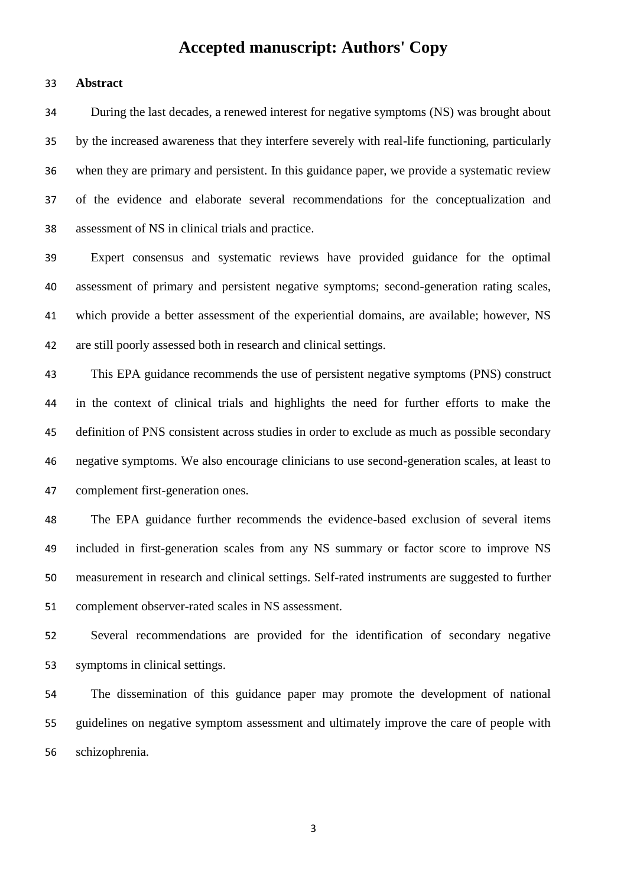## Abstract

During the last decades, a renewed interest for negative symptoms (NS) was brought about by the increased awareness that they interfere severely with real-life functioning, particularly when they are primary and persistent. In this guidance paper, we provide a systematic review of the evidence and elaborate several recommendations for the conceptualization and assessment of NS in clinical trials and practice.

Expert consensus and systematic reviews have provided guidance for the optimal assessment of primary and persistent negative symptoms; second-generation rating scales, which provide a better assessment of the experiential domains, are available; however, NS are still poorly assessed both in research and clinical settings.

This EPA guidance recommends the use of persistent negative symptoms (PNS) construct in the context of clinical trials and highlights the need for further efforts to make the definition of PNS consistent across studies in order to exclude as much as possible secondary negative symptoms. We also encourage clinicians to use second-generation scales, at least to complement first-generation ones.

The EPA guidance further recommends the evidence-based exclusion of several items included in first-generation scales from any NS summary or factor score to improve NS measurement in research and clinical settings. Self-rated instruments are suggested to further complement observer-rated scales in NS assessment.

Several recommendations are provided for the identification of secondary negative symptoms in clinical settings.

The dissemination of this guidance paper may promote the development of national guidelines on negative symptom assessment and ultimately improve the care of people with schizophrenia.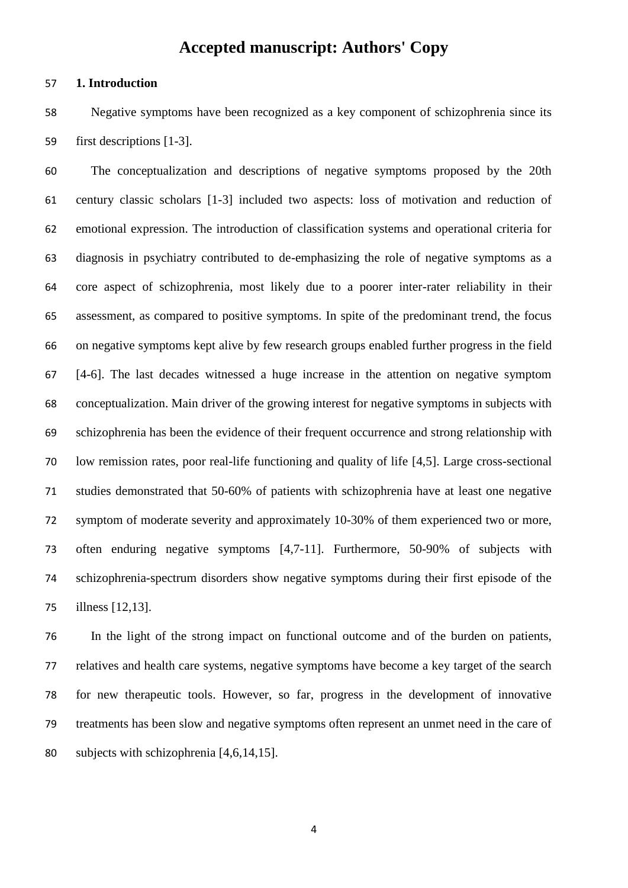## 1. Introduction

Negative symptoms have been recognized as a key component of schizophrenia since its first descriptions [1-3].

The conceptualization and descriptions of negative symptoms proposed by the 20th century classic scholars [1-3] included two aspects: loss of motivation and reduction of emotional expression. The introduction of classification systems and operational criteria for diagnosis in psychiatry contributed to de-emphasizing the role of negative symptoms as a core aspect of schizophrenia, most likely due to a poorer inter-rater reliability in their assessment, as compared to positive symptoms. In spite of the predominant trend, the focus on negative symptoms kept alive by few research groups enabled further progress in the field [4-6]. The last decades witnessed a huge increase in the attention on negative symptom conceptualization. Main driver of the growing interest for negative symptoms in subjects with schizophrenia has been the evidence of their frequent occurrence and strong relationship with low remission rates, poor real-life functioning and quality of life [4,5]. Large cross-sectional studies demonstrated that 50-60% of patients with schizophrenia have at least one negative symptom of moderate severity and approximately 10-30% of them experienced two or more, often enduring negative symptoms [4,7-11]. Furthermore, 50-90% of subjects with schizophrenia-spectrum disorders show negative symptoms during their first episode of the illness [12,13].

In the light of the strong impact on functional outcome and of the burden on patients, relatives and health care systems, negative symptoms have become a key target of the search for new therapeutic tools. However, so far, progress in the development of innovative treatments has been slow and negative symptoms often represent an unmet need in the care of subjects with schizophrenia [4,6,14,15].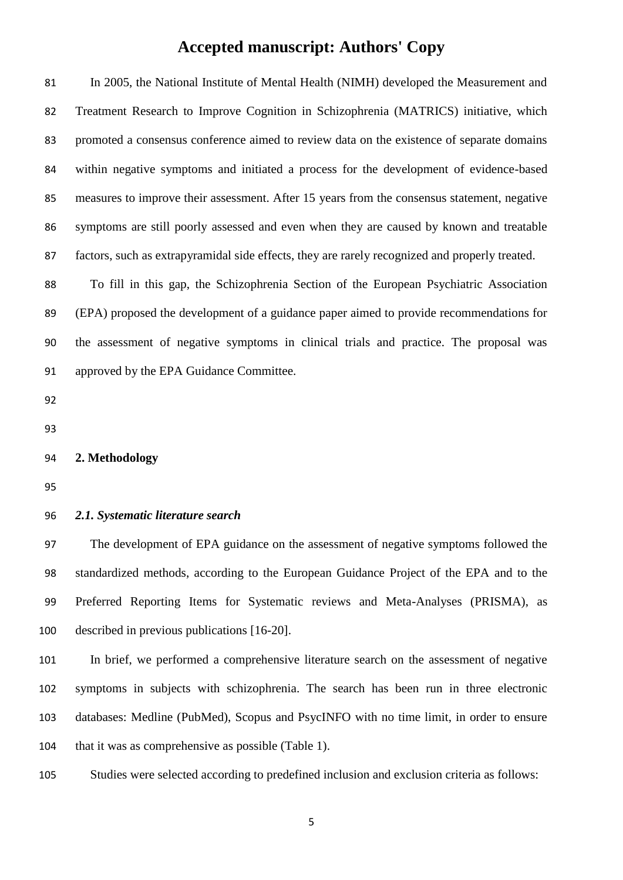In 2005, the National Institute of Mental Health (NIMH) developed the Measurement and Treatment Research to Improve Cognition in Schizophrenia (MATRICS) initiative, which promoted a consensus conference aimed to review data on the existence of separate domains within negative symptoms and initiated a process for the development of evidence-based measures to improve their assessment. After 15 years from the consensus statement, negative symptoms are still poorly assessed and even when they are caused by known and treatable factors, such as extrapyramidal side effects, they are rarely recognized and properly treated.

To fill in this gap, the Schizophrenia Section of the European Psychiatric Association (EPA) proposed the development of a guidance paper aimed to provide recommendations for the assessment of negative symptoms in clinical trials and practice. The proposal was approved by the EPA Guidance Committee.

## 2. Methodology

### *2.1. Systematic literature search*

The development of EPA guidance on the assessment of negative symptoms followed the standardized methods, according to the European Guidance Project of the EPA and to the Preferred Reporting Items for Systematic reviews and Meta-Analyses (PRISMA), as described in previous publications [16-20].

In brief, we performed a comprehensive literature search on the assessment of negative symptoms in subjects with schizophrenia. The search has been run in three electronic databases: Medline (PubMed), Scopus and PsycINFO with no time limit, in order to ensure that it was as comprehensive as possible (Table 1).

Studies were selected according to predefined inclusion and exclusion criteria as follows: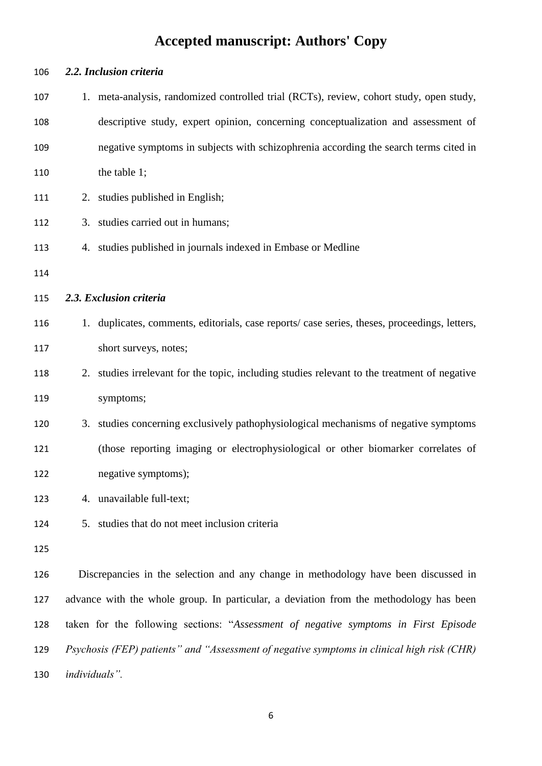### *2.2. Inclusion criteria*

1. meta-analysis, randomized controlled trial (RCTs), review, cohort study, open study, descriptive study, expert opinion, concerning conceptualization and assessment of negative symptoms in subjects with schizophrenia according the search terms cited in the table 1;
2. studies published in English;
3. studies carried out in humans;
4. studies published in journals indexed in Embase or Medline

### *2.3. Exclusion criteria*

1. duplicates, comments, editorials, case reports/ case series, theses, proceedings, letters, short surveys, notes;
2. studies irrelevant for the topic, including studies relevant to the treatment of negative symptoms;
3. studies concerning exclusively pathophysiological mechanisms of negative symptoms (those reporting imaging or electrophysiological or other biomarker correlates of negative symptoms);
4. unavailable full-text;
5. studies that do not meet inclusion criteria

Discrepancies in the selection and any change in methodology have been discussed in advance with the whole group. In particular, a deviation from the methodology has been taken for the following sections: "*Assessment of negative symptoms in First Episode Psychosis (FEP) patients" and "Assessment of negative symptoms in clinical high risk (CHR) individuals".*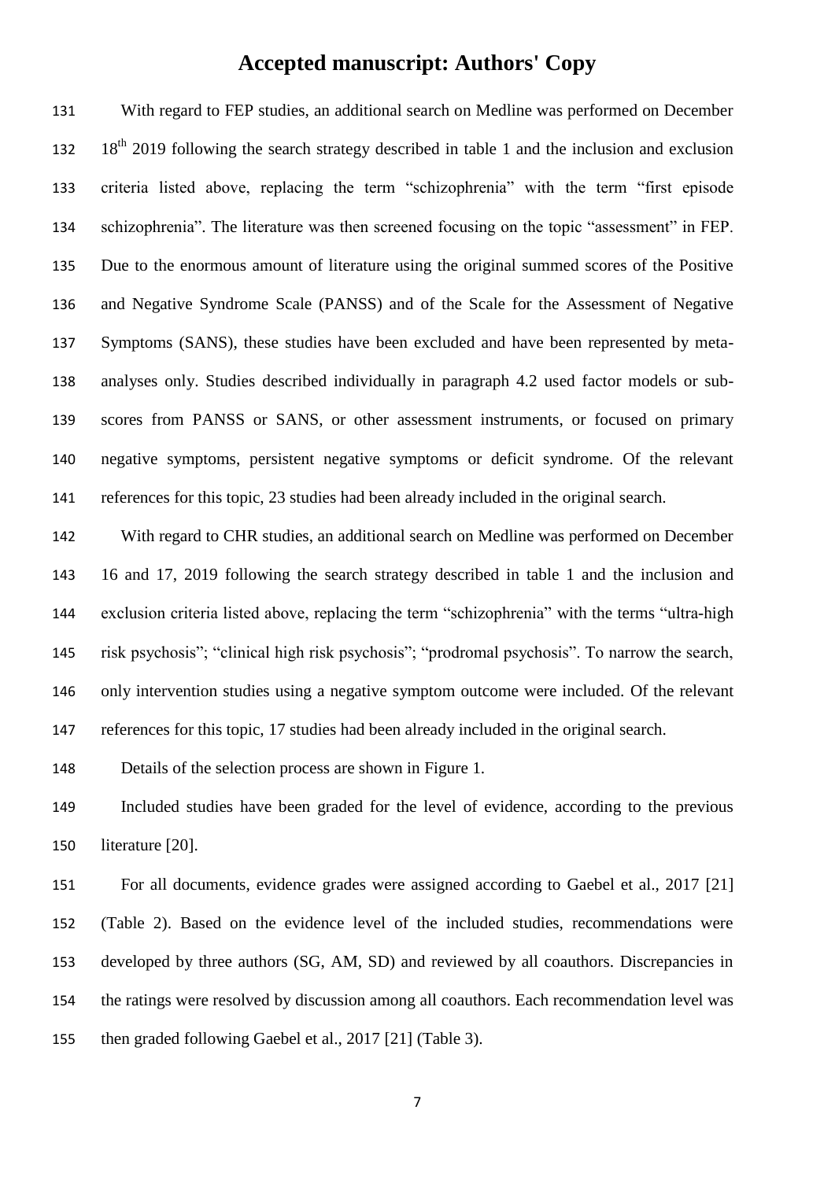With regard to FEP studies, an additional search on Medline was performed on December 18th 2019 following the search strategy described in table 1 and the inclusion and exclusion criteria listed above, replacing the term "schizophrenia" with the term "first episode schizophrenia". The literature was then screened focusing on the topic "assessment" in FEP. Due to the enormous amount of literature using the original summed scores of the Positive and Negative Syndrome Scale (PANSS) and of the Scale for the Assessment of Negative Symptoms (SANS), these studies have been excluded and have been represented by meta-analyses only. Studies described individually in paragraph 4.2 used factor models or sub-scores from PANSS or SANS, or other assessment instruments, or focused on primary negative symptoms, persistent negative symptoms or deficit syndrome. Of the relevant references for this topic, 23 studies had been already included in the original search.

With regard to CHR studies, an additional search on Medline was performed on December 16 and 17, 2019 following the search strategy described in table 1 and the inclusion and exclusion criteria listed above, replacing the term "schizophrenia" with the terms "ultra-high risk psychosis"; "clinical high risk psychosis"; "prodromal psychosis". To narrow the search, only intervention studies using a negative symptom outcome were included. Of the relevant references for this topic, 17 studies had been already included in the original search.

Details of the selection process are shown in Figure 1.

Included studies have been graded for the level of evidence, according to the previous literature [20].

For all documents, evidence grades were assigned according to Gaebel et al., 2017 [21] (Table 2). Based on the evidence level of the included studies, recommendations were developed by three authors (SG, AM, SD) and reviewed by all coauthors. Discrepancies in the ratings were resolved by discussion among all coauthors. Each recommendation level was then graded following Gaebel et al., 2017 [21] (Table 3).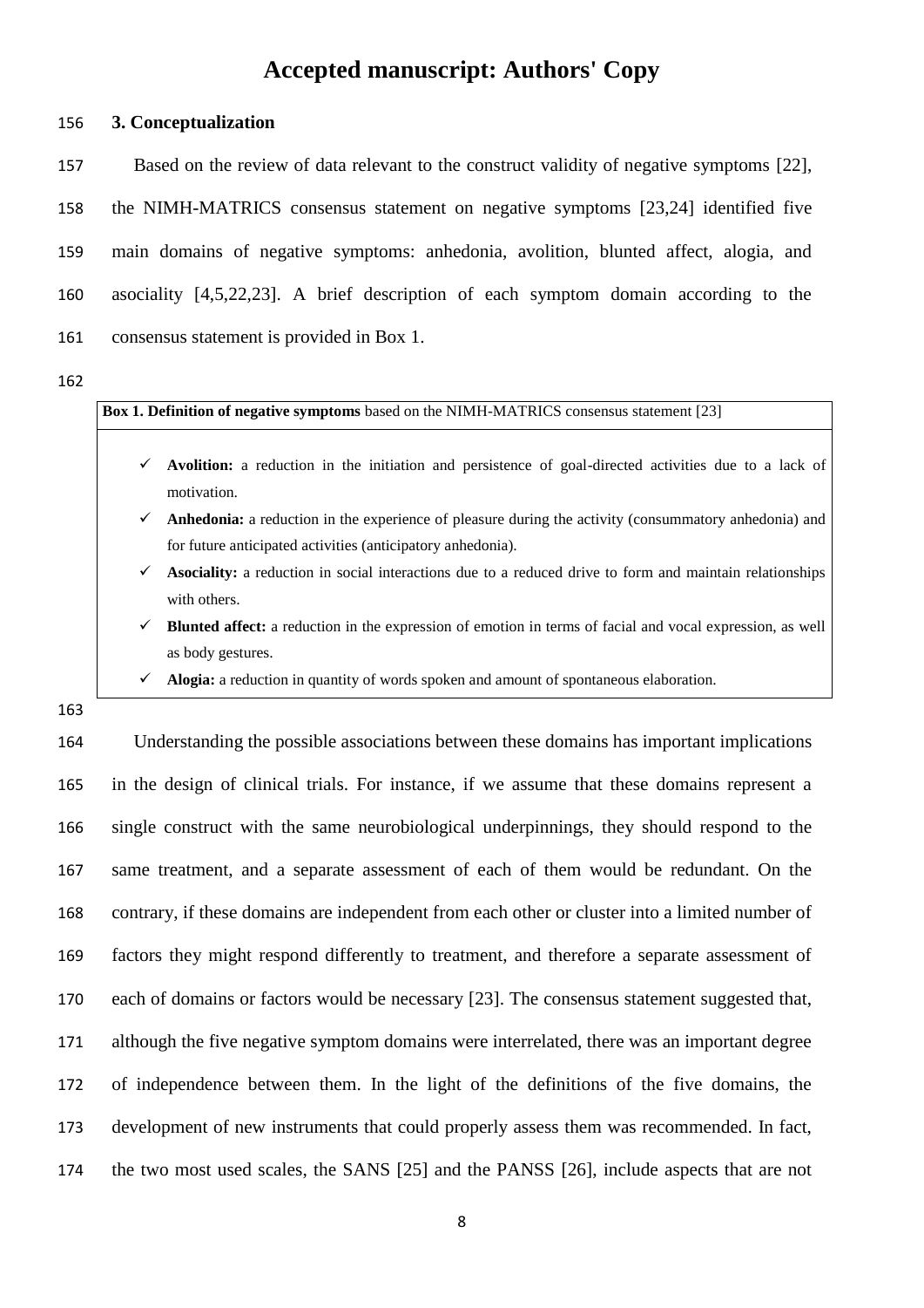## 3. Conceptualization

Based on the review of data relevant to the construct validity of negative symptoms [22], the NIMH-MATRICS consensus statement on negative symptoms [23,24] identified five main domains of negative symptoms: anhedonia, avolition, blunted affect, alogia, and asociality [4,5,22,23]. A brief description of each symptom domain according to the consensus statement is provided in Box 1.

**Box 1. Definition of negative symptoms** based on the NIMH-MATRICS consensus statement [23]

- ✓ **Avolition:** a reduction in the initiation and persistence of goal-directed activities due to a lack of motivation.
- ✓ **Anhedonia:** a reduction in the experience of pleasure during the activity (consummatory anhedonia) and for future anticipated activities (anticipatory anhedonia).
- ✓ **Asociality:** a reduction in social interactions due to a reduced drive to form and maintain relationships with others.
- ✓ **Blunted affect:** a reduction in the expression of emotion in terms of facial and vocal expression, as well as body gestures.
- ✓ **Alogia:** a reduction in quantity of words spoken and amount of spontaneous elaboration.

Understanding the possible associations between these domains has important implications in the design of clinical trials. For instance, if we assume that these domains represent a single construct with the same neurobiological underpinnings, they should respond to the same treatment, and a separate assessment of each of them would be redundant. On the contrary, if these domains are independent from each other or cluster into a limited number of factors they might respond differently to treatment, and therefore a separate assessment of each of domains or factors would be necessary [23]. The consensus statement suggested that, although the five negative symptom domains were interrelated, there was an important degree of independence between them. In the light of the definitions of the five domains, the development of new instruments that could properly assess them was recommended. In fact, the two most used scales, the SANS [25] and the PANSS [26], include aspects that are not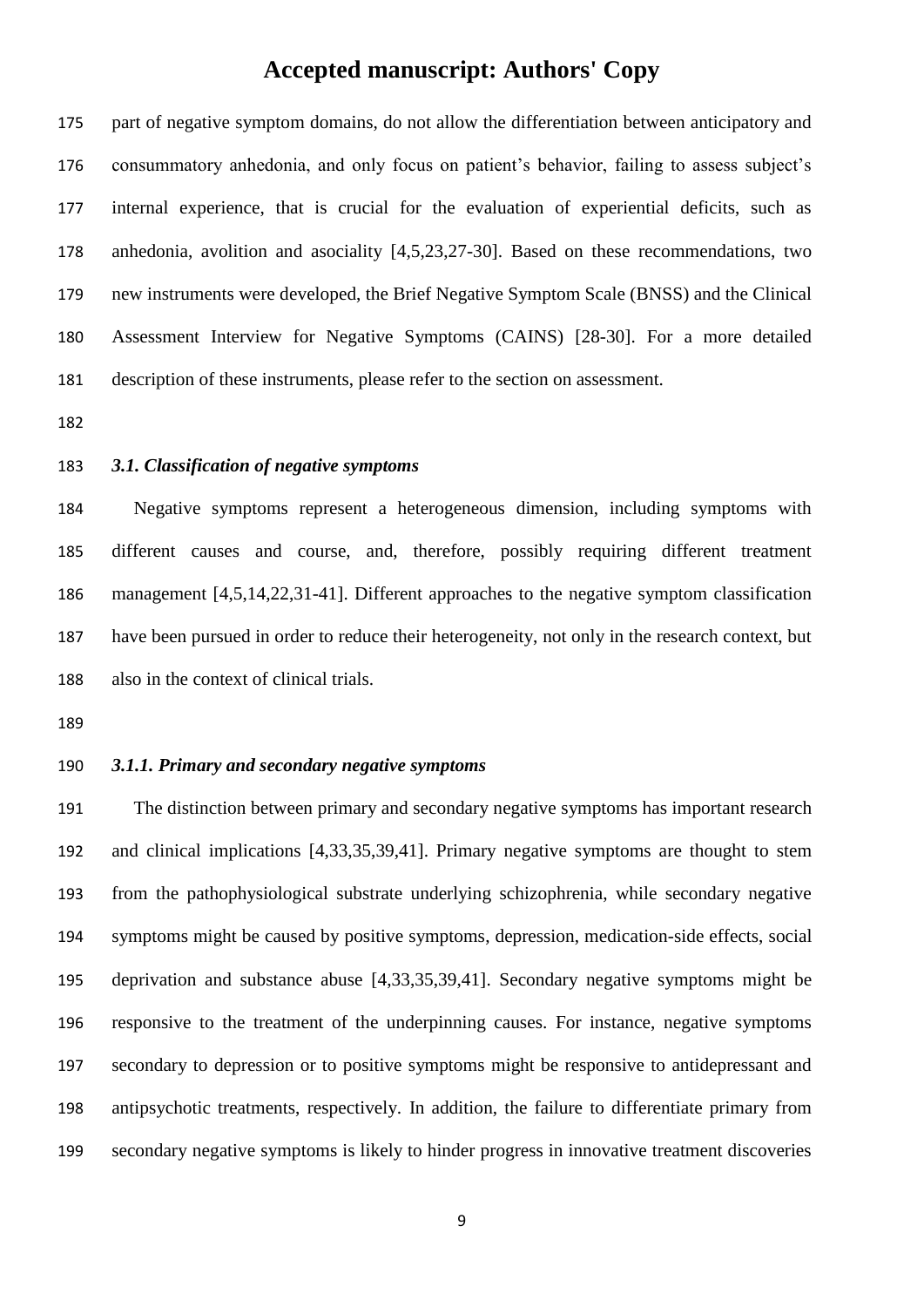part of negative symptom domains, do not allow the differentiation between anticipatory and consummatory anhedonia, and only focus on patient's behavior, failing to assess subject's internal experience, that is crucial for the evaluation of experiential deficits, such as anhedonia, avolition and asociality [4,5,23,27-30]. Based on these recommendations, two new instruments were developed, the Brief Negative Symptom Scale (BNSS) and the Clinical Assessment Interview for Negative Symptoms (CAINS) [28-30]. For a more detailed description of these instruments, please refer to the section on assessment.

### *3.1. Classification of negative symptoms*

Negative symptoms represent a heterogeneous dimension, including symptoms with different causes and course, and, therefore, possibly requiring different treatment management [4,5,14,22,31-41]. Different approaches to the negative symptom classification have been pursued in order to reduce their heterogeneity, not only in the research context, but also in the context of clinical trials.

#### *3.1.1. Primary and secondary negative symptoms*

The distinction between primary and secondary negative symptoms has important research and clinical implications [4,33,35,39,41]. Primary negative symptoms are thought to stem from the pathophysiological substrate underlying schizophrenia, while secondary negative symptoms might be caused by positive symptoms, depression, medication-side effects, social deprivation and substance abuse [4,33,35,39,41]. Secondary negative symptoms might be responsive to the treatment of the underpinning causes. For instance, negative symptoms secondary to depression or to positive symptoms might be responsive to antidepressant and antipsychotic treatments, respectively. In addition, the failure to differentiate primary from secondary negative symptoms is likely to hinder progress in innovative treatment discoveries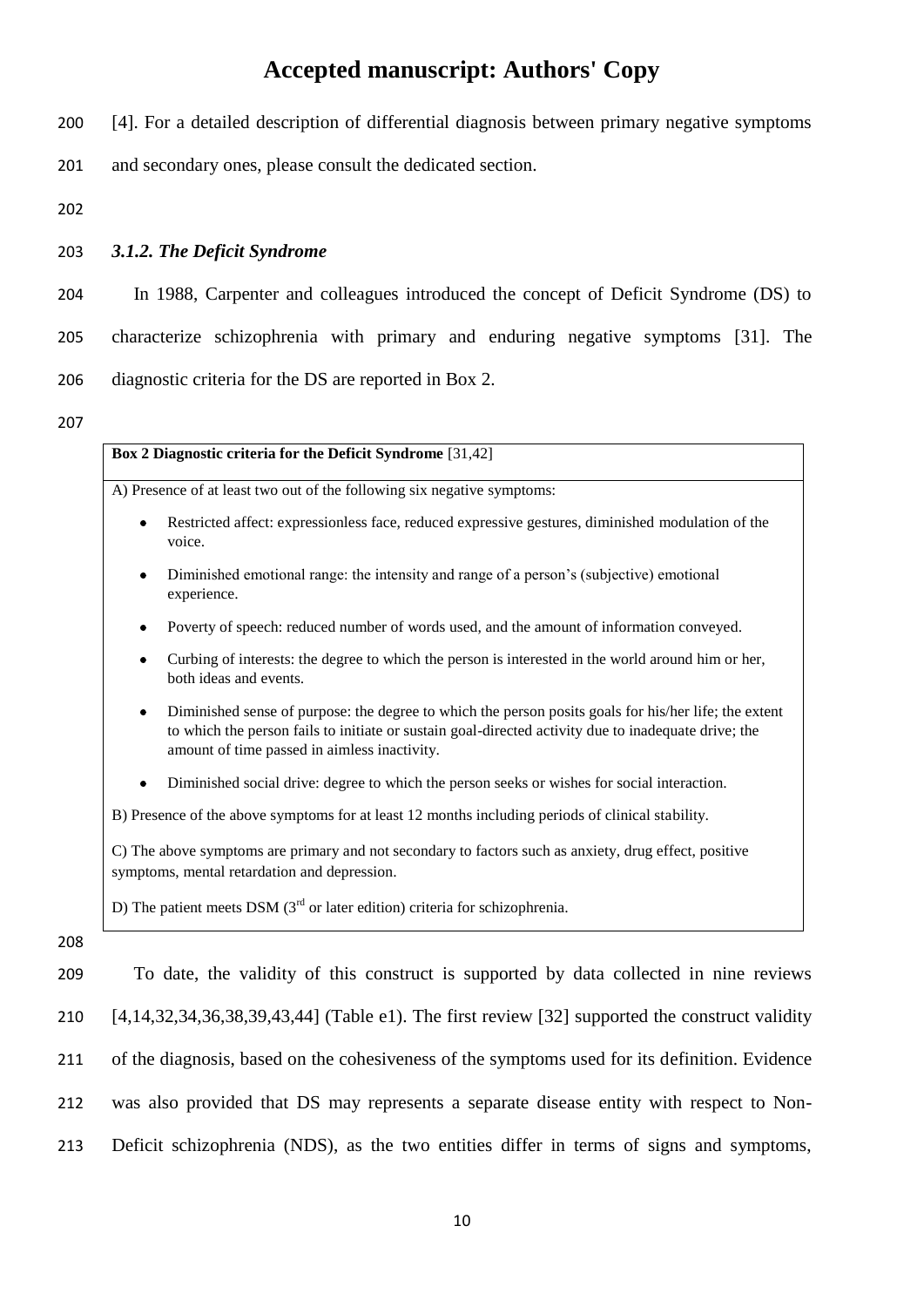[4]. For a detailed description of differential diagnosis between primary negative symptoms and secondary ones, please consult the dedicated section.

### *3.1.2. The Deficit Syndrome*

In 1988, Carpenter and colleagues introduced the concept of Deficit Syndrome (DS) to characterize schizophrenia with primary and enduring negative symptoms [31]. The diagnostic criteria for the DS are reported in Box 2.

**Box 2 Diagnostic criteria for the Deficit Syndrome** [31,42]

A) Presence of at least two out of the following six negative symptoms:

- Restricted affect: expressionless face, reduced expressive gestures, diminished modulation of the voice.
- Diminished emotional range: the intensity and range of a person's (subjective) emotional experience.
- Poverty of speech: reduced number of words used, and the amount of information conveyed.
- Curbing of interests: the degree to which the person is interested in the world around him or her, both ideas and events.
- Diminished sense of purpose: the degree to which the person posits goals for his/her life; the extent to which the person fails to initiate or sustain goal-directed activity due to inadequate drive; the amount of time passed in aimless inactivity.
- Diminished social drive: degree to which the person seeks or wishes for social interaction.

B) Presence of the above symptoms for at least 12 months including periods of clinical stability.

C) The above symptoms are primary and not secondary to factors such as anxiety, drug effect, positive symptoms, mental retardation and depression.

D) The patient meets DSM (3rd or later edition) criteria for schizophrenia.

To date, the validity of this construct is supported by data collected in nine reviews [4,14,32,34,36,38,39,43,44] (Table e1). The first review [32] supported the construct validity of the diagnosis, based on the cohesiveness of the symptoms used for its definition. Evidence was also provided that DS may represents a separate disease entity with respect to Non-Deficit schizophrenia (NDS), as the two entities differ in terms of signs and symptoms,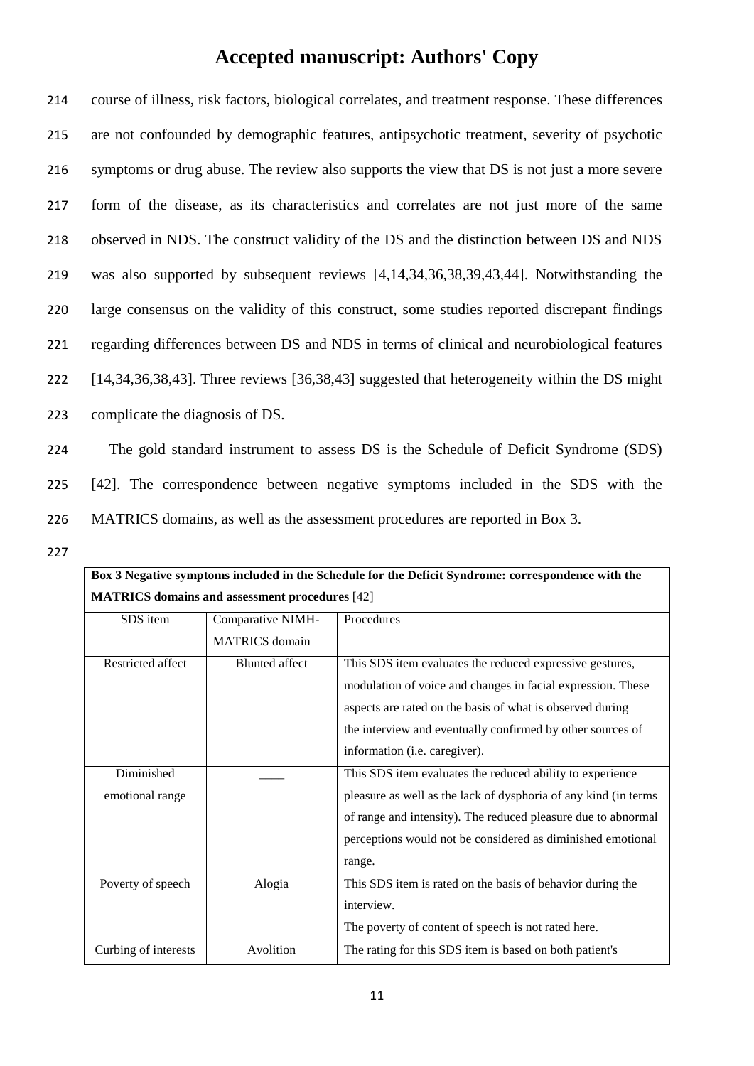course of illness, risk factors, biological correlates, and treatment response. These differences are not confounded by demographic features, antipsychotic treatment, severity of psychotic symptoms or drug abuse. The review also supports the view that DS is not just a more severe form of the disease, as its characteristics and correlates are not just more of the same observed in NDS. The construct validity of the DS and the distinction between DS and NDS was also supported by subsequent reviews [4,14,34,36,38,39,43,44]. Notwithstanding the large consensus on the validity of this construct, some studies reported discrepant findings regarding differences between DS and NDS in terms of clinical and neurobiological features [14,34,36,38,43]. Three reviews [36,38,43] suggested that heterogeneity within the DS might complicate the diagnosis of DS.

The gold standard instrument to assess DS is the Schedule of Deficit Syndrome (SDS) [42]. The correspondence between negative symptoms included in the SDS with the MATRICS domains, as well as the assessment procedures are reported in Box 3.

**Box 3 Negative symptoms included in the Schedule for the Deficit Syndrome: correspondence with the MATRICS domains and assessment procedures** [42]

| SDS item | Comparative NIMH-MATRICS domain | Procedures |
|---|---|---|
| Restricted affect | Blunted affect | This SDS item evaluates the reduced expressive gestures, modulation of voice and changes in facial expression. These aspects are rated on the basis of what is observed during the interview and eventually confirmed by other sources of information (i.e. caregiver). |
| Diminished emotional range | ____ | This SDS item evaluates the reduced ability to experience pleasure as well as the lack of dysphoria of any kind (in terms of range and intensity). The reduced pleasure due to abnormal perceptions would not be considered as diminished emotional range. |
| Poverty of speech | Alogia | This SDS item is rated on the basis of behavior during the interview. The poverty of content of speech is not rated here. |
| Curbing of interests | Avolition | The rating for this SDS item is based on both patient's |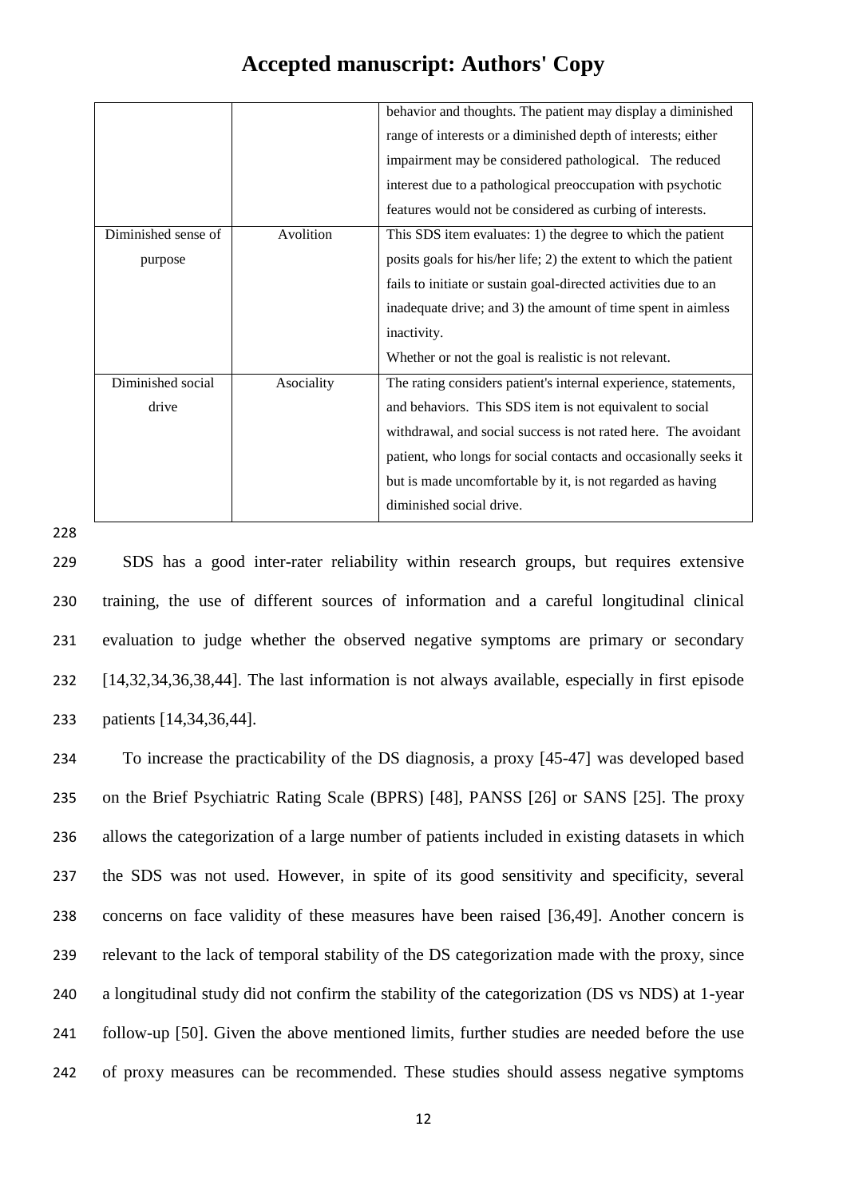| | | |
|---|---|---|
| | | behavior and thoughts. The patient may display a diminished range of interests or a diminished depth of interests; either impairment may be considered pathological. The reduced interest due to a pathological preoccupation with psychotic features would not be considered as curbing of interests. |
| Diminished sense of purpose | Avolition | This SDS item evaluates: 1) the degree to which the patient posits goals for his/her life; 2) the extent to which the patient fails to initiate or sustain goal-directed activities due to an inadequate drive; and 3) the amount of time spent in aimless inactivity. Whether or not the goal is realistic is not relevant. |
| Diminished social drive | Asociality | The rating considers patient's internal experience, statements, and behaviors. This SDS item is not equivalent to social withdrawal, and social success is not rated here. The avoidant patient, who longs for social contacts and occasionally seeks it but is made uncomfortable by it, is not regarded as having diminished social drive. |

SDS has a good inter-rater reliability within research groups, but requires extensive training, the use of different sources of information and a careful longitudinal clinical evaluation to judge whether the observed negative symptoms are primary or secondary [14,32,34,36,38,44]. The last information is not always available, especially in first episode patients [14,34,36,44].

To increase the practicability of the DS diagnosis, a proxy [45-47] was developed based on the Brief Psychiatric Rating Scale (BPRS) [48], PANSS [26] or SANS [25]. The proxy allows the categorization of a large number of patients included in existing datasets in which the SDS was not used. However, in spite of its good sensitivity and specificity, several concerns on face validity of these measures have been raised [36,49]. Another concern is relevant to the lack of temporal stability of the DS categorization made with the proxy, since a longitudinal study did not confirm the stability of the categorization (DS vs NDS) at 1-year follow-up [50]. Given the above mentioned limits, further studies are needed before the use of proxy measures can be recommended. These studies should assess negative symptoms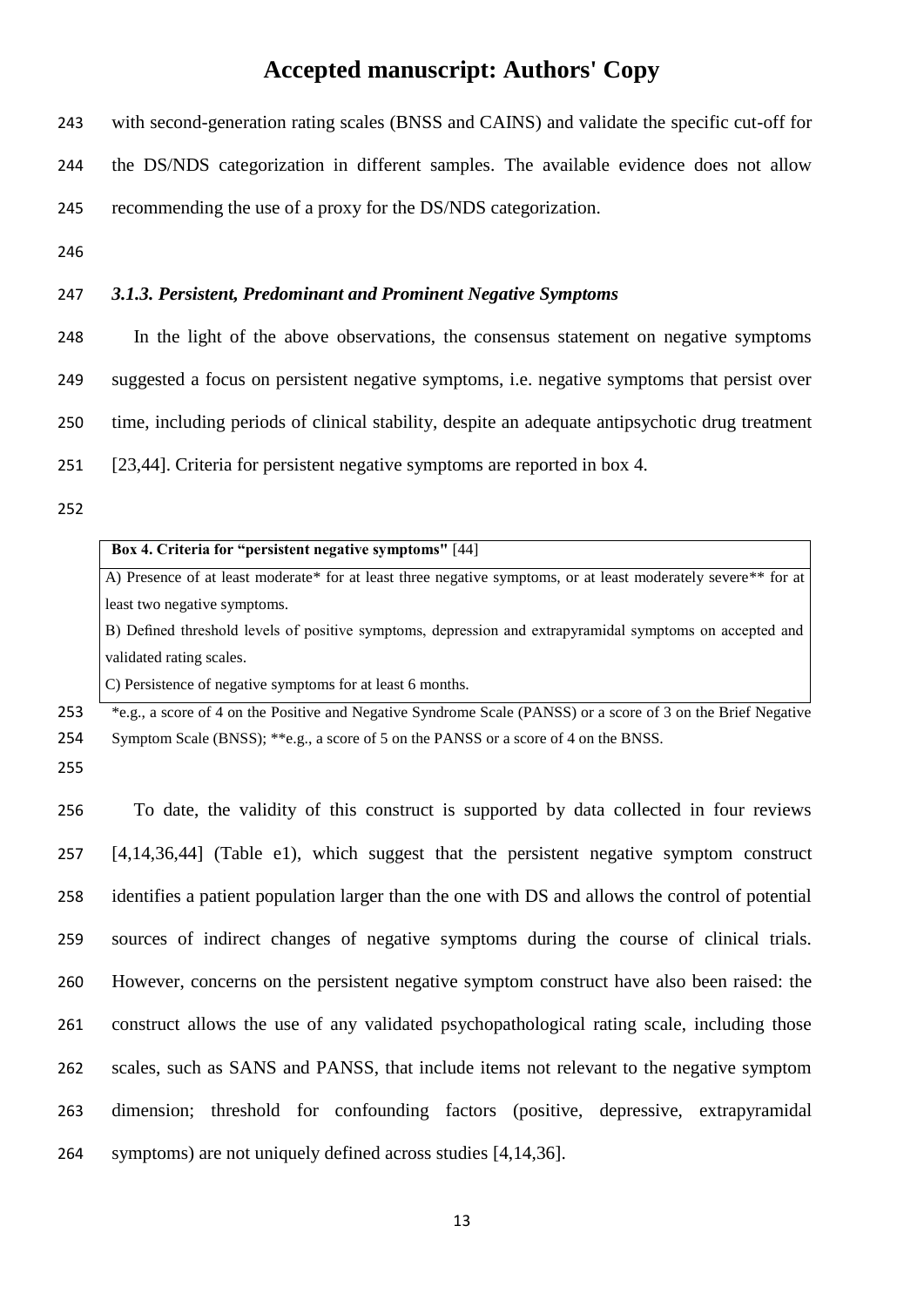with second-generation rating scales (BNSS and CAINS) and validate the specific cut-off for the DS/NDS categorization in different samples. The available evidence does not allow recommending the use of a proxy for the DS/NDS categorization.

### *3.1.3. Persistent, Predominant and Prominent Negative Symptoms*

In the light of the above observations, the consensus statement on negative symptoms suggested a focus on persistent negative symptoms, i.e. negative symptoms that persist over time, including periods of clinical stability, despite an adequate antipsychotic drug treatment [23,44]. Criteria for persistent negative symptoms are reported in box 4.

| **Box 4. Criteria for "persistent negative symptoms"** [44] |
|---|
| A) Presence of at least moderate* for at least three negative symptoms, or at least moderately severe** for at least two negative symptoms.<br>B) Defined threshold levels of positive symptoms, depression and extrapyramidal symptoms on accepted and validated rating scales.<br>C) Persistence of negative symptoms for at least 6 months. |

*e.g., a score of 4 on the Positive and Negative Syndrome Scale (PANSS) or a score of 3 on the Brief Negative Symptom Scale (BNSS); **e.g., a score of 5 on the PANSS or a score of 4 on the BNSS.

To date, the validity of this construct is supported by data collected in four reviews [4,14,36,44] (Table e1), which suggest that the persistent negative symptom construct identifies a patient population larger than the one with DS and allows the control of potential sources of indirect changes of negative symptoms during the course of clinical trials. However, concerns on the persistent negative symptom construct have also been raised: the construct allows the use of any validated psychopathological rating scale, including those scales, such as SANS and PANSS, that include items not relevant to the negative symptom dimension; threshold for confounding factors (positive, depressive, extrapyramidal symptoms) are not uniquely defined across studies [4,14,36].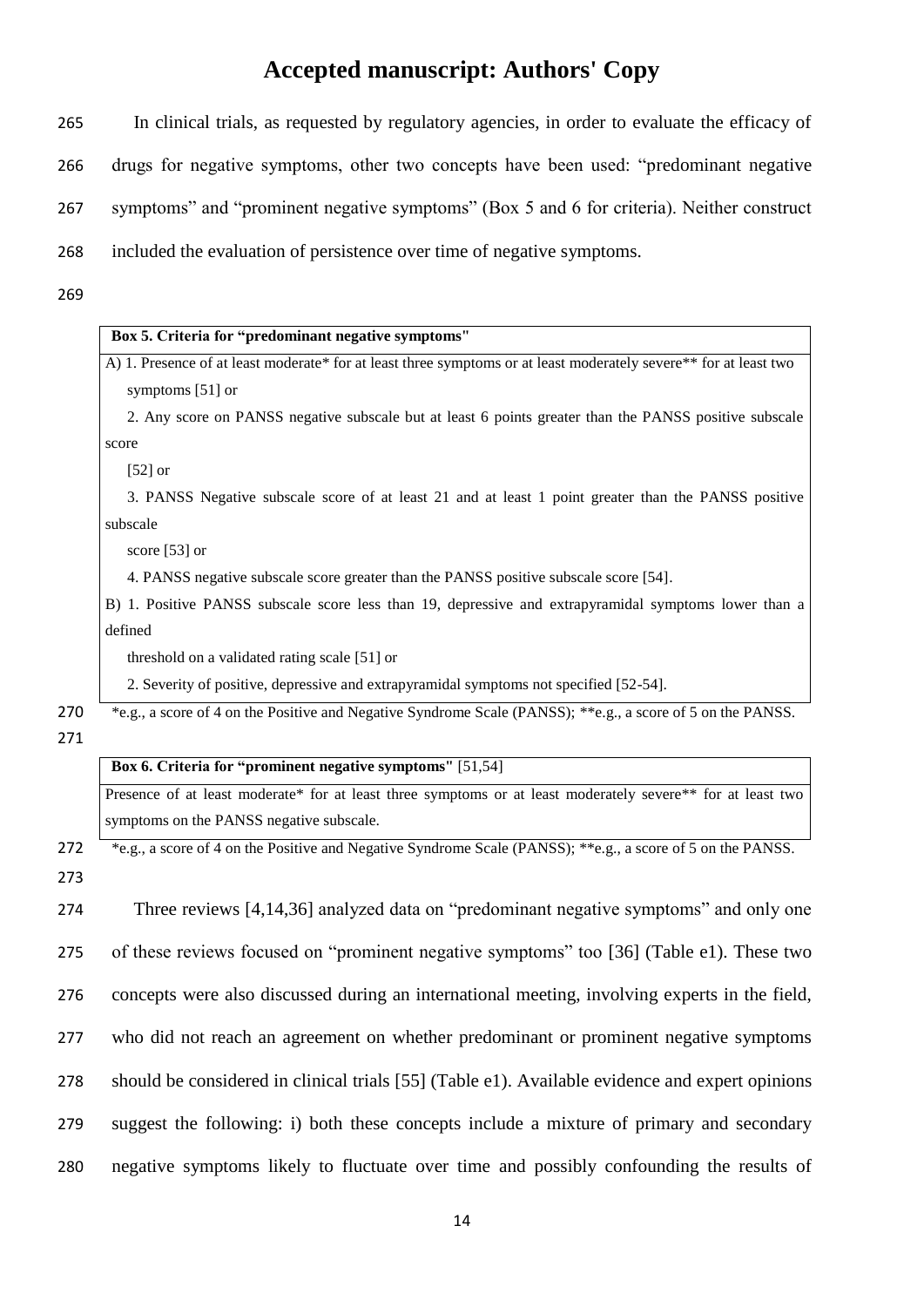In clinical trials, as requested by regulatory agencies, in order to evaluate the efficacy of drugs for negative symptoms, other two concepts have been used: "predominant negative symptoms" and "prominent negative symptoms" (Box 5 and 6 for criteria). Neither construct included the evaluation of persistence over time of negative symptoms.

| **Box 5. Criteria for "predominant negative symptoms"** |
|---|
| A) 1. Presence of at least moderate* for at least three symptoms or at least moderately severe** for at least two symptoms [51] or |
| 2. Any score on PANSS negative subscale but at least 6 points greater than the PANSS positive subscale score [52] or |
| 3. PANSS Negative subscale score of at least 21 and at least 1 point greater than the PANSS positive subscale score [53] or |
| 4. PANSS negative subscale score greater than the PANSS positive subscale score [54]. |
| B) 1. Positive PANSS subscale score less than 19, depressive and extrapyramidal symptoms lower than a defined threshold on a validated rating scale [51] or |
| 2. Severity of positive, depressive and extrapyramidal symptoms not specified [52-54]. |

*e.g., a score of 4 on the Positive and Negative Syndrome Scale (PANSS); **e.g., a score of 5 on the PANSS.

| **Box 6. Criteria for "prominent negative symptoms"** [51,54] |
|---|
| Presence of at least moderate* for at least three symptoms or at least moderately severe** for at least two symptoms on the PANSS negative subscale. |

*e.g., a score of 4 on the Positive and Negative Syndrome Scale (PANSS); **e.g., a score of 5 on the PANSS.

Three reviews [4,14,36] analyzed data on "predominant negative symptoms" and only one of these reviews focused on "prominent negative symptoms" too [36] (Table e1). These two concepts were also discussed during an international meeting, involving experts in the field, who did not reach an agreement on whether predominant or prominent negative symptoms should be considered in clinical trials [55] (Table e1). Available evidence and expert opinions suggest the following: i) both these concepts include a mixture of primary and secondary negative symptoms likely to fluctuate over time and possibly confounding the results of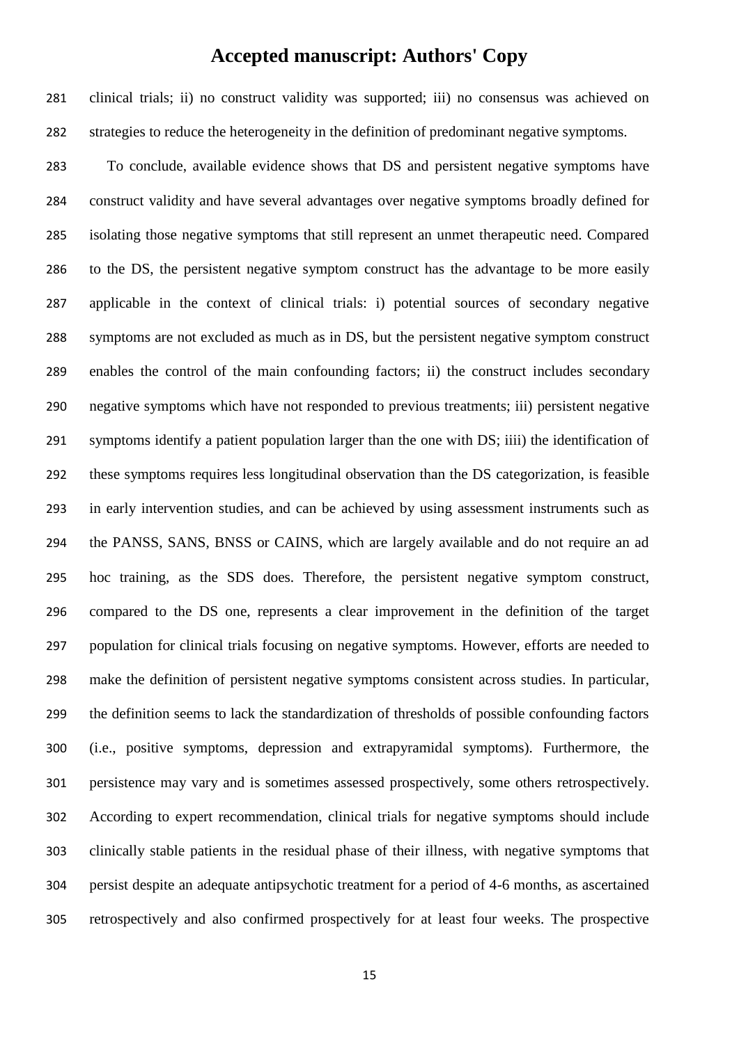clinical trials; ii) no construct validity was supported; iii) no consensus was achieved on strategies to reduce the heterogeneity in the definition of predominant negative symptoms.

To conclude, available evidence shows that DS and persistent negative symptoms have construct validity and have several advantages over negative symptoms broadly defined for isolating those negative symptoms that still represent an unmet therapeutic need. Compared to the DS, the persistent negative symptom construct has the advantage to be more easily applicable in the context of clinical trials: i) potential sources of secondary negative symptoms are not excluded as much as in DS, but the persistent negative symptom construct enables the control of the main confounding factors; ii) the construct includes secondary negative symptoms which have not responded to previous treatments; iii) persistent negative symptoms identify a patient population larger than the one with DS; iiii) the identification of these symptoms requires less longitudinal observation than the DS categorization, is feasible in early intervention studies, and can be achieved by using assessment instruments such as the PANSS, SANS, BNSS or CAINS, which are largely available and do not require an ad hoc training, as the SDS does. Therefore, the persistent negative symptom construct, compared to the DS one, represents a clear improvement in the definition of the target population for clinical trials focusing on negative symptoms. However, efforts are needed to make the definition of persistent negative symptoms consistent across studies. In particular, the definition seems to lack the standardization of thresholds of possible confounding factors (i.e., positive symptoms, depression and extrapyramidal symptoms). Furthermore, the persistence may vary and is sometimes assessed prospectively, some others retrospectively. According to expert recommendation, clinical trials for negative symptoms should include clinically stable patients in the residual phase of their illness, with negative symptoms that persist despite an adequate antipsychotic treatment for a period of 4-6 months, as ascertained retrospectively and also confirmed prospectively for at least four weeks. The prospective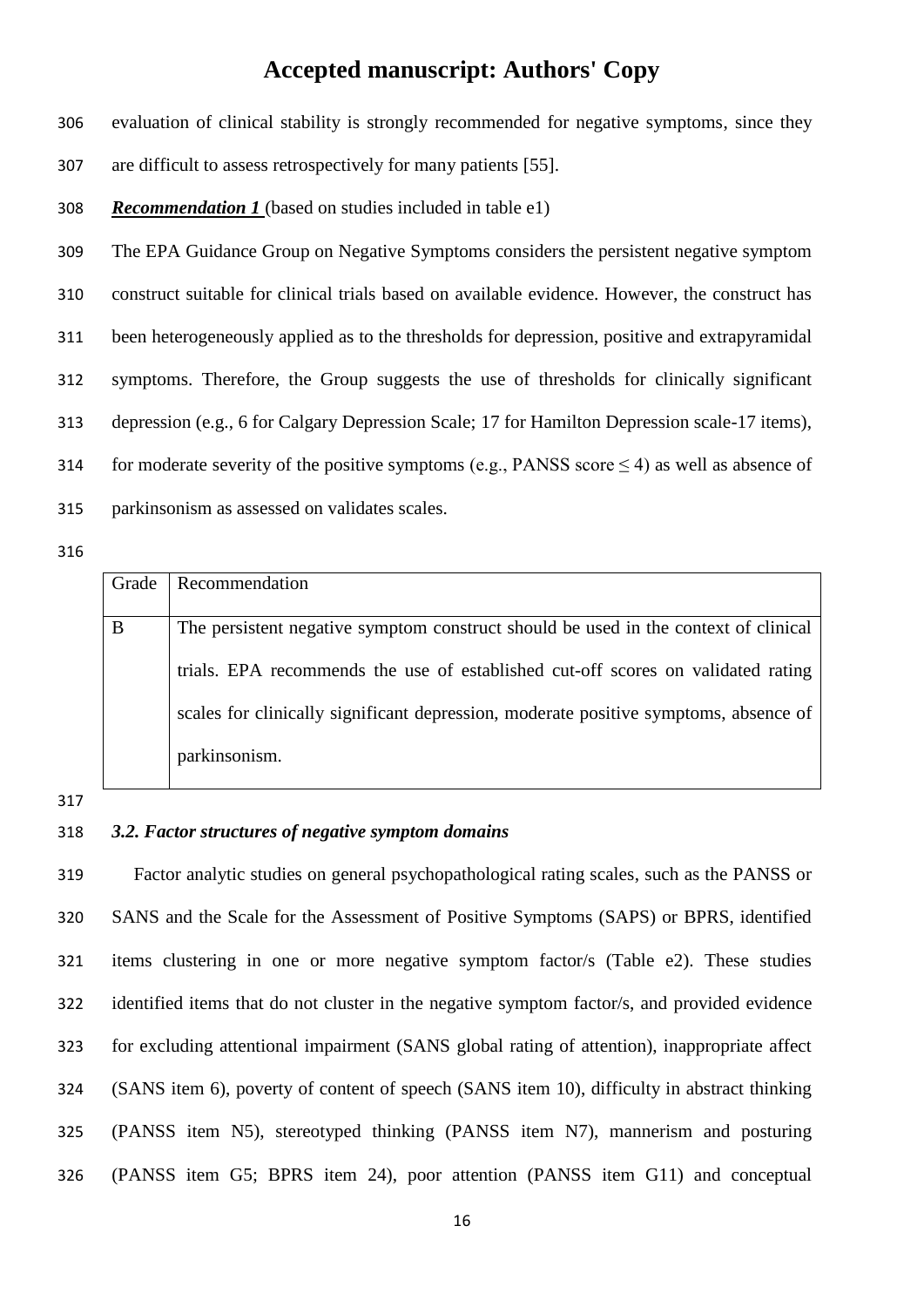evaluation of clinical stability is strongly recommended for negative symptoms, since they are difficult to assess retrospectively for many patients [55].

***Recommendation 1*** (based on studies included in table e1)

The EPA Guidance Group on Negative Symptoms considers the persistent negative symptom construct suitable for clinical trials based on available evidence. However, the construct has been heterogeneously applied as to the thresholds for depression, positive and extrapyramidal symptoms. Therefore, the Group suggests the use of thresholds for clinically significant depression (e.g., 6 for Calgary Depression Scale; 17 for Hamilton Depression scale-17 items), for moderate severity of the positive symptoms (e.g., PANSS score $\leq 4$) as well as absence of parkinsonism as assessed on validates scales.

| Grade | Recommendation |
|---|---|
| B | The persistent negative symptom construct should be used in the context of clinical trials. EPA recommends the use of established cut-off scores on validated rating scales for clinically significant depression, moderate positive symptoms, absence of parkinsonism. |

### *3.2. Factor structures of negative symptom domains*

Factor analytic studies on general psychopathological rating scales, such as the PANSS or SANS and the Scale for the Assessment of Positive Symptoms (SAPS) or BPRS, identified items clustering in one or more negative symptom factor/s (Table e2). These studies identified items that do not cluster in the negative symptom factor/s, and provided evidence for excluding attentional impairment (SANS global rating of attention), inappropriate affect (SANS item 6), poverty of content of speech (SANS item 10), difficulty in abstract thinking (PANSS item N5), stereotyped thinking (PANSS item N7), mannerism and posturing (PANSS item G5; BPRS item 24), poor attention (PANSS item G11) and conceptual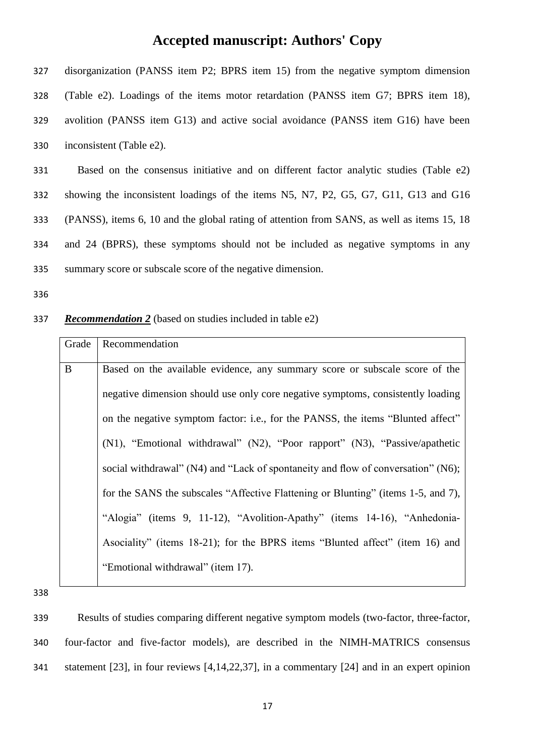disorganization (PANSS item P2; BPRS item 15) from the negative symptom dimension (Table e2). Loadings of the items motor retardation (PANSS item G7; BPRS item 18), avolition (PANSS item G13) and active social avoidance (PANSS item G16) have been inconsistent (Table e2).

Based on the consensus initiative and on different factor analytic studies (Table e2) showing the inconsistent loadings of the items N5, N7, P2, G5, G7, G11, G13 and G16 (PANSS), items 6, 10 and the global rating of attention from SANS, as well as items 15, 18 and 24 (BPRS), these symptoms should not be included as negative symptoms in any summary score or subscale score of the negative dimension.

***Recommendation 2*** (based on studies included in table e2)

| Grade | Recommendation |
|---|---|
| B | Based on the available evidence, any summary score or subscale score of the negative dimension should use only core negative symptoms, consistently loading on the negative symptom factor: i.e., for the PANSS, the items "Blunted affect" (N1), "Emotional withdrawal" (N2), "Poor rapport" (N3), "Passive/apathetic social withdrawal" (N4) and "Lack of spontaneity and flow of conversation" (N6); for the SANS the subscales "Affective Flattening or Blunting" (items 1-5, and 7), "Alogia" (items 9, 11-12), "Avolition-Apathy" (items 14-16), "Anhedonia-Asociality" (items 18-21); for the BPRS items "Blunted affect" (item 16) and "Emotional withdrawal" (item 17). |

Results of studies comparing different negative symptom models (two-factor, three-factor, four-factor and five-factor models), are described in the NIMH-MATRICS consensus statement [23], in four reviews [4,14,22,37], in a commentary [24] and in an expert opinion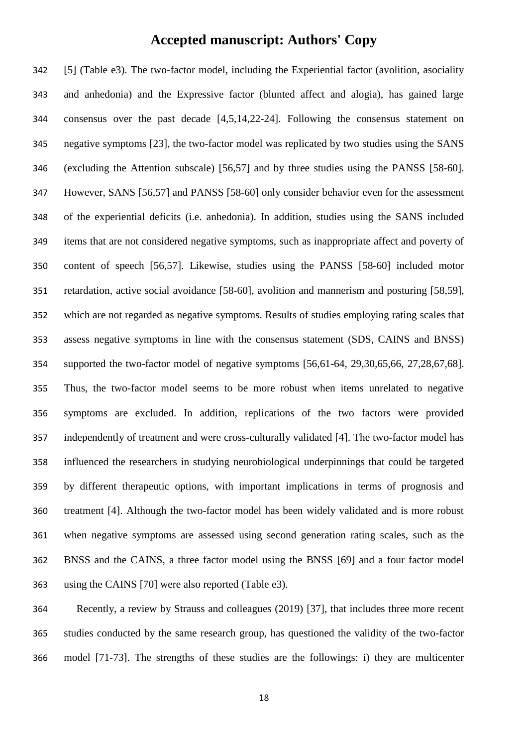[5] (Table e3). The two-factor model, including the Experiential factor (avolition, asociality and anhedonia) and the Expressive factor (blunted affect and alogia), has gained large consensus over the past decade [4,5,14,22-24]. Following the consensus statement on negative symptoms [23], the two-factor model was replicated by two studies using the SANS (excluding the Attention subscale) [56,57] and by three studies using the PANSS [58-60]. However, SANS [56,57] and PANSS [58-60] only consider behavior even for the assessment of the experiential deficits (i.e. anhedonia). In addition, studies using the SANS included items that are not considered negative symptoms, such as inappropriate affect and poverty of content of speech [56,57]. Likewise, studies using the PANSS [58-60] included motor retardation, active social avoidance [58-60], avolition and mannerism and posturing [58,59], which are not regarded as negative symptoms. Results of studies employing rating scales that assess negative symptoms in line with the consensus statement (SDS, CAINS and BNSS) supported the two-factor model of negative symptoms [56,61-64, 29,30,65,66, 27,28,67,68]. Thus, the two-factor model seems to be more robust when items unrelated to negative symptoms are excluded. In addition, replications of the two factors were provided independently of treatment and were cross-culturally validated [4]. The two-factor model has influenced the researchers in studying neurobiological underpinnings that could be targeted by different therapeutic options, with important implications in terms of prognosis and treatment [4]. Although the two-factor model has been widely validated and is more robust when negative symptoms are assessed using second generation rating scales, such as the BNSS and the CAINS, a three factor model using the BNSS [69] and a four factor model using the CAINS [70] were also reported (Table e3).

Recently, a review by Strauss and colleagues (2019) [37], that includes three more recent studies conducted by the same research group, has questioned the validity of the two-factor model [71-73]. The strengths of these studies are the followings: i) they are multicenter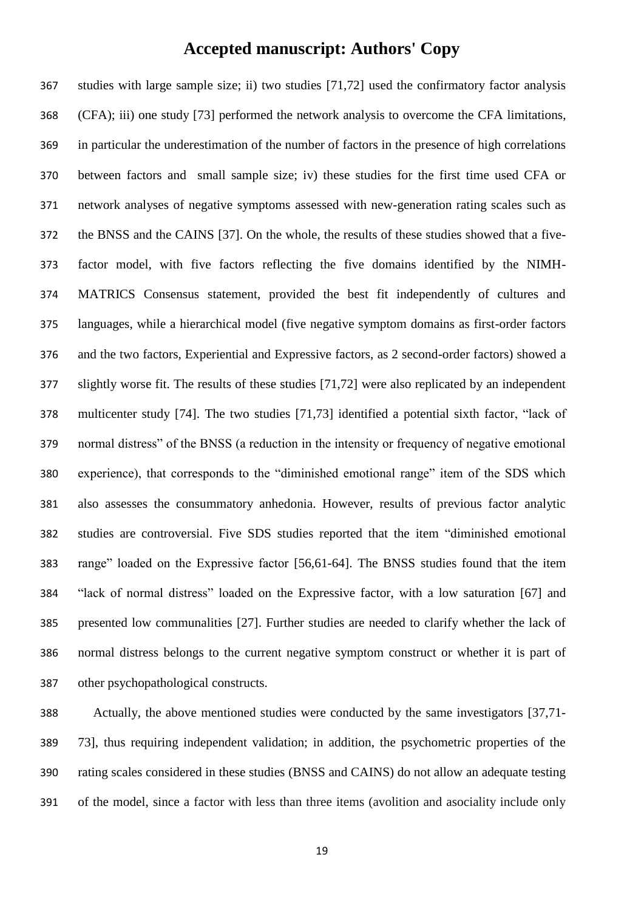studies with large sample size; ii) two studies [71,72] used the confirmatory factor analysis (CFA); iii) one study [73] performed the network analysis to overcome the CFA limitations, in particular the underestimation of the number of factors in the presence of high correlations between factors and small sample size; iv) these studies for the first time used CFA or network analyses of negative symptoms assessed with new-generation rating scales such as the BNSS and the CAINS [37]. On the whole, the results of these studies showed that a five-factor model, with five factors reflecting the five domains identified by the NIMH-MATRICS Consensus statement, provided the best fit independently of cultures and languages, while a hierarchical model (five negative symptom domains as first-order factors and the two factors, Experiential and Expressive factors, as 2 second-order factors) showed a slightly worse fit. The results of these studies [71,72] were also replicated by an independent multicenter study [74]. The two studies [71,73] identified a potential sixth factor, "lack of normal distress" of the BNSS (a reduction in the intensity or frequency of negative emotional experience), that corresponds to the "diminished emotional range" item of the SDS which also assesses the consummatory anhedonia. However, results of previous factor analytic studies are controversial. Five SDS studies reported that the item "diminished emotional range" loaded on the Expressive factor [56,61-64]. The BNSS studies found that the item "lack of normal distress" loaded on the Expressive factor, with a low saturation [67] and presented low communalities [27]. Further studies are needed to clarify whether the lack of normal distress belongs to the current negative symptom construct or whether it is part of other psychopathological constructs.

Actually, the above mentioned studies were conducted by the same investigators [37,71-73], thus requiring independent validation; in addition, the psychometric properties of the rating scales considered in these studies (BNSS and CAINS) do not allow an adequate testing of the model, since a factor with less than three items (avolition and asociality include only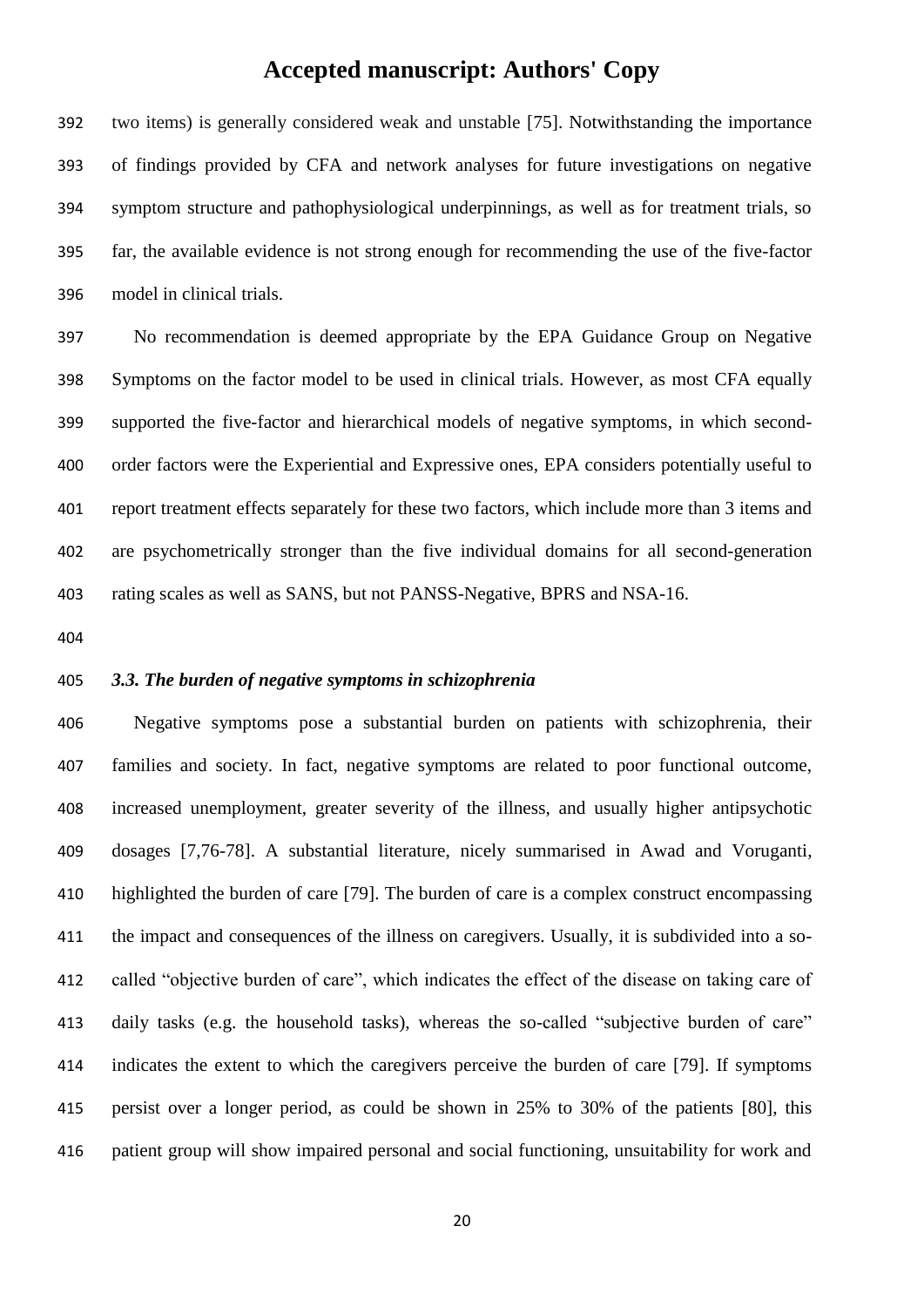two items) is generally considered weak and unstable [75]. Notwithstanding the importance of findings provided by CFA and network analyses for future investigations on negative symptom structure and pathophysiological underpinnings, as well as for treatment trials, so far, the available evidence is not strong enough for recommending the use of the five-factor model in clinical trials.

No recommendation is deemed appropriate by the EPA Guidance Group on Negative Symptoms on the factor model to be used in clinical trials. However, as most CFA equally supported the five-factor and hierarchical models of negative symptoms, in which second-order factors were the Experiential and Expressive ones, EPA considers potentially useful to report treatment effects separately for these two factors, which include more than 3 items and are psychometrically stronger than the five individual domains for all second-generation rating scales as well as SANS, but not PANSS-Negative, BPRS and NSA-16.

### *3.3. The burden of negative symptoms in schizophrenia*

Negative symptoms pose a substantial burden on patients with schizophrenia, their families and society. In fact, negative symptoms are related to poor functional outcome, increased unemployment, greater severity of the illness, and usually higher antipsychotic dosages [7,76-78]. A substantial literature, nicely summarised in Awad and Voruganti, highlighted the burden of care [79]. The burden of care is a complex construct encompassing the impact and consequences of the illness on caregivers. Usually, it is subdivided into a so-called "objective burden of care", which indicates the effect of the disease on taking care of daily tasks (e.g. the household tasks), whereas the so-called "subjective burden of care" indicates the extent to which the caregivers perceive the burden of care [79]. If symptoms persist over a longer period, as could be shown in 25% to 30% of the patients [80], this patient group will show impaired personal and social functioning, unsuitability for work and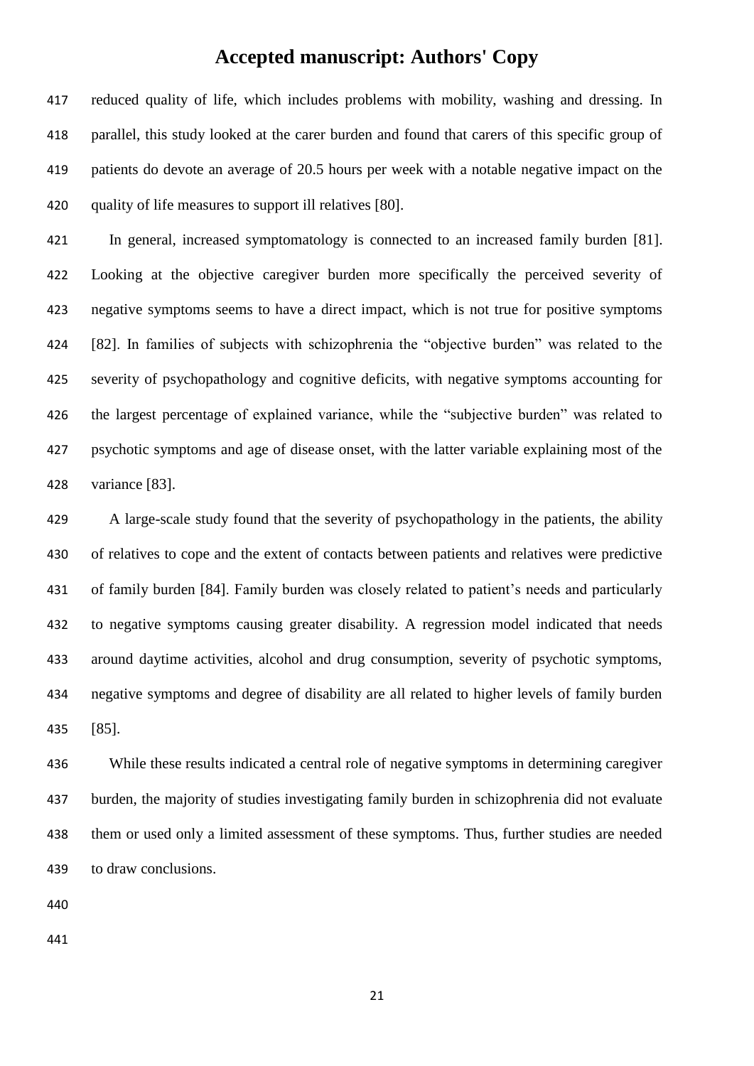reduced quality of life, which includes problems with mobility, washing and dressing. In parallel, this study looked at the carer burden and found that carers of this specific group of patients do devote an average of 20.5 hours per week with a notable negative impact on the quality of life measures to support ill relatives [80].

In general, increased symptomatology is connected to an increased family burden [81]. Looking at the objective caregiver burden more specifically the perceived severity of negative symptoms seems to have a direct impact, which is not true for positive symptoms [82]. In families of subjects with schizophrenia the "objective burden" was related to the severity of psychopathology and cognitive deficits, with negative symptoms accounting for the largest percentage of explained variance, while the "subjective burden" was related to psychotic symptoms and age of disease onset, with the latter variable explaining most of the variance [83].

A large-scale study found that the severity of psychopathology in the patients, the ability of relatives to cope and the extent of contacts between patients and relatives were predictive of family burden [84]. Family burden was closely related to patient's needs and particularly to negative symptoms causing greater disability. A regression model indicated that needs around daytime activities, alcohol and drug consumption, severity of psychotic symptoms, negative symptoms and degree of disability are all related to higher levels of family burden [85].

While these results indicated a central role of negative symptoms in determining caregiver burden, the majority of studies investigating family burden in schizophrenia did not evaluate them or used only a limited assessment of these symptoms. Thus, further studies are needed to draw conclusions.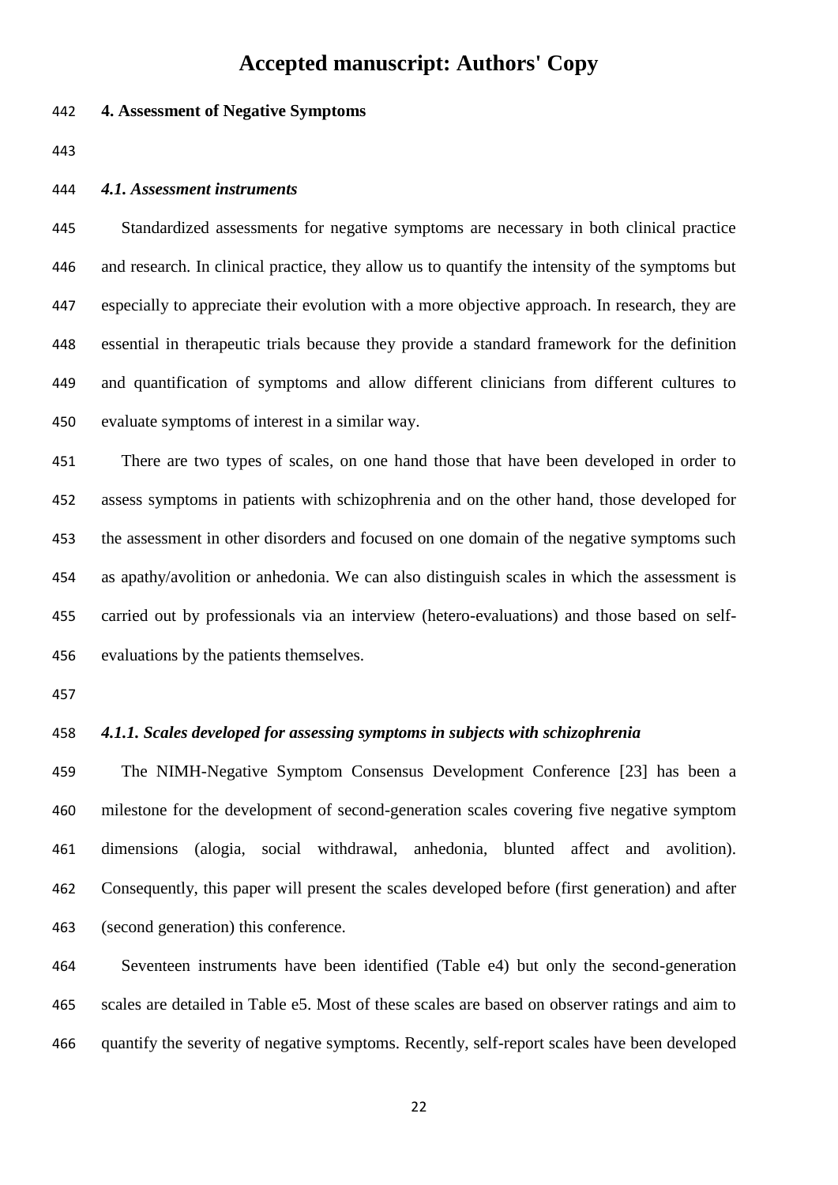## 4. Assessment of Negative Symptoms

### *4.1. Assessment instruments*

Standardized assessments for negative symptoms are necessary in both clinical practice and research. In clinical practice, they allow us to quantify the intensity of the symptoms but especially to appreciate their evolution with a more objective approach. In research, they are essential in therapeutic trials because they provide a standard framework for the definition and quantification of symptoms and allow different clinicians from different cultures to evaluate symptoms of interest in a similar way.

There are two types of scales, on one hand those that have been developed in order to assess symptoms in patients with schizophrenia and on the other hand, those developed for the assessment in other disorders and focused on one domain of the negative symptoms such as apathy/avolition or anhedonia. We can also distinguish scales in which the assessment is carried out by professionals via an interview (hetero-evaluations) and those based on self-evaluations by the patients themselves.

#### *4.1.1. Scales developed for assessing symptoms in subjects with schizophrenia*

The NIMH-Negative Symptom Consensus Development Conference [23] has been a milestone for the development of second-generation scales covering five negative symptom dimensions (alogia, social withdrawal, anhedonia, blunted affect and avolition). Consequently, this paper will present the scales developed before (first generation) and after (second generation) this conference.

Seventeen instruments have been identified (Table e4) but only the second-generation scales are detailed in Table e5. Most of these scales are based on observer ratings and aim to quantify the severity of negative symptoms. Recently, self-report scales have been developed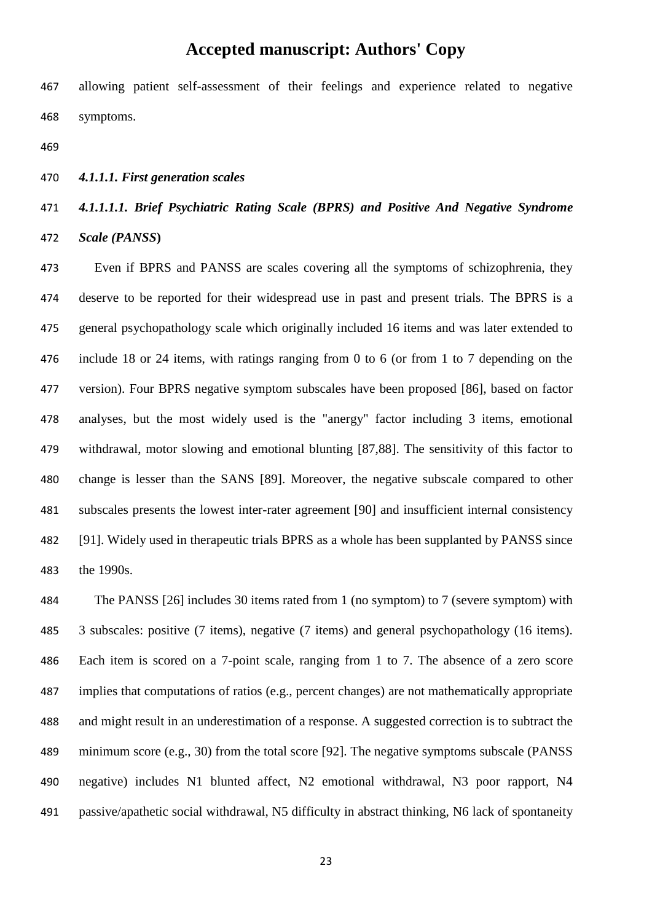allowing patient self-assessment of their feelings and experience related to negative symptoms.

#### *4.1.1.1. First generation scales*

##### *4.1.1.1.1. Brief Psychiatric Rating Scale (BPRS) and Positive And Negative Syndrome Scale (PANSS)*

Even if BPRS and PANSS are scales covering all the symptoms of schizophrenia, they deserve to be reported for their widespread use in past and present trials. The BPRS is a general psychopathology scale which originally included 16 items and was later extended to include 18 or 24 items, with ratings ranging from 0 to 6 (or from 1 to 7 depending on the version). Four BPRS negative symptom subscales have been proposed [86], based on factor analyses, but the most widely used is the "anergy" factor including 3 items, emotional withdrawal, motor slowing and emotional blunting [87,88]. The sensitivity of this factor to change is lesser than the SANS [89]. Moreover, the negative subscale compared to other subscales presents the lowest inter-rater agreement [90] and insufficient internal consistency [91]. Widely used in therapeutic trials BPRS as a whole has been supplanted by PANSS since the 1990s.

The PANSS [26] includes 30 items rated from 1 (no symptom) to 7 (severe symptom) with 3 subscales: positive (7 items), negative (7 items) and general psychopathology (16 items). Each item is scored on a 7-point scale, ranging from 1 to 7. The absence of a zero score implies that computations of ratios (e.g., percent changes) are not mathematically appropriate and might result in an underestimation of a response. A suggested correction is to subtract the minimum score (e.g., 30) from the total score [92]. The negative symptoms subscale (PANSS negative) includes N1 blunted affect, N2 emotional withdrawal, N3 poor rapport, N4 passive/apathetic social withdrawal, N5 difficulty in abstract thinking, N6 lack of spontaneity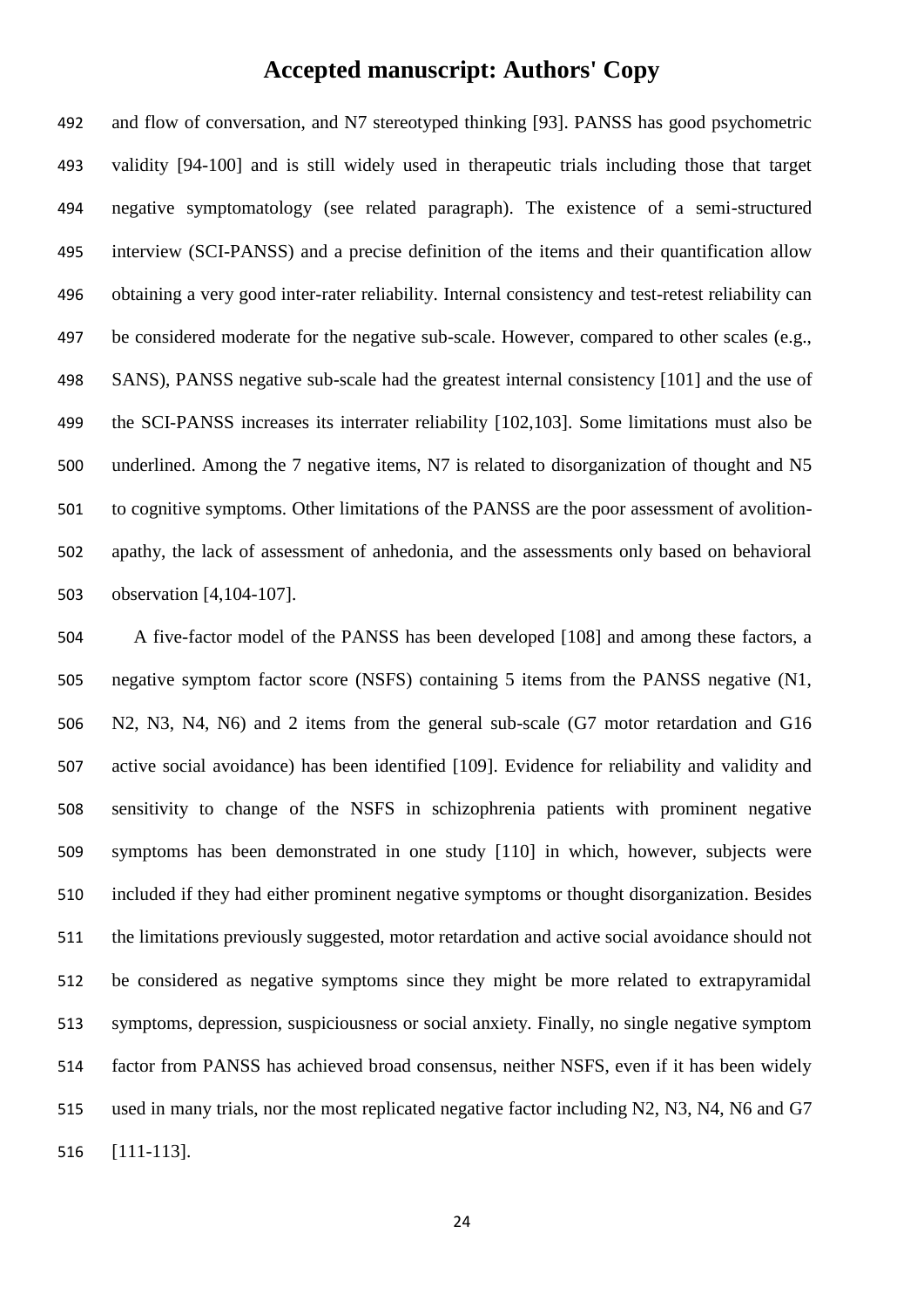and flow of conversation, and N7 stereotyped thinking [93]. PANSS has good psychometric validity [94-100] and is still widely used in therapeutic trials including those that target negative symptomatology (see related paragraph). The existence of a semi-structured interview (SCI-PANSS) and a precise definition of the items and their quantification allow obtaining a very good inter-rater reliability. Internal consistency and test-retest reliability can be considered moderate for the negative sub-scale. However, compared to other scales (e.g., SANS), PANSS negative sub-scale had the greatest internal consistency [101] and the use of the SCI-PANSS increases its interrater reliability [102,103]. Some limitations must also be underlined. Among the 7 negative items, N7 is related to disorganization of thought and N5 to cognitive symptoms. Other limitations of the PANSS are the poor assessment of avolition-apathy, the lack of assessment of anhedonia, and the assessments only based on behavioral observation [4,104-107].

A five-factor model of the PANSS has been developed [108] and among these factors, a negative symptom factor score (NSFS) containing 5 items from the PANSS negative (N1, N2, N3, N4, N6) and 2 items from the general sub-scale (G7 motor retardation and G16 active social avoidance) has been identified [109]. Evidence for reliability and validity and sensitivity to change of the NSFS in schizophrenia patients with prominent negative symptoms has been demonstrated in one study [110] in which, however, subjects were included if they had either prominent negative symptoms or thought disorganization. Besides the limitations previously suggested, motor retardation and active social avoidance should not be considered as negative symptoms since they might be more related to extrapyramidal symptoms, depression, suspiciousness or social anxiety. Finally, no single negative symptom factor from PANSS has achieved broad consensus, neither NSFS, even if it has been widely used in many trials, nor the most replicated negative factor including N2, N3, N4, N6 and G7 [111-113].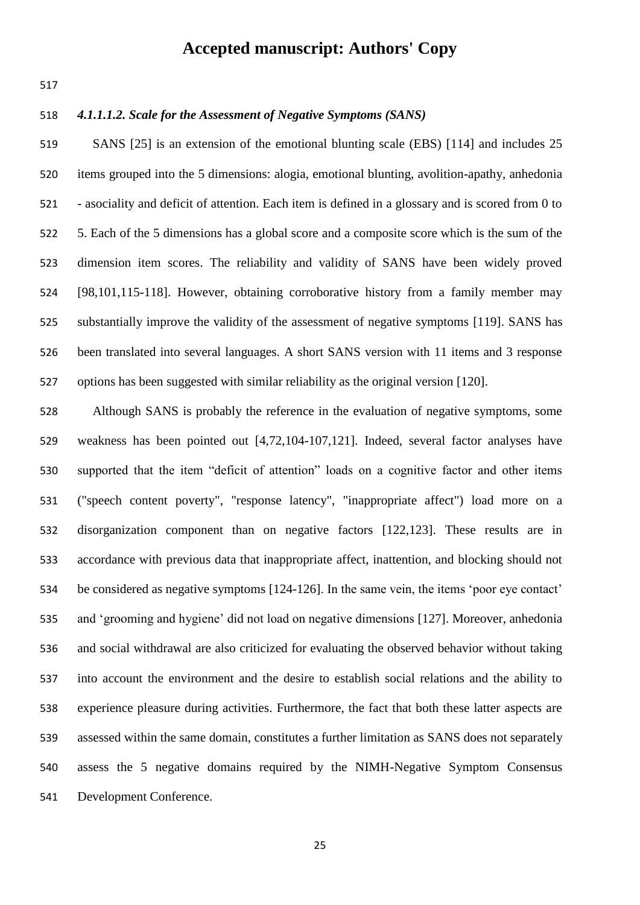#### *4.1.1.1.2. Scale for the Assessment of Negative Symptoms (SANS)*

SANS [25] is an extension of the emotional blunting scale (EBS) [114] and includes 25 items grouped into the 5 dimensions: alogia, emotional blunting, avolition-apathy, anhedonia - asociality and deficit of attention. Each item is defined in a glossary and is scored from 0 to 5. Each of the 5 dimensions has a global score and a composite score which is the sum of the dimension item scores. The reliability and validity of SANS have been widely proved [98,101,115-118]. However, obtaining corroborative history from a family member may substantially improve the validity of the assessment of negative symptoms [119]. SANS has been translated into several languages. A short SANS version with 11 items and 3 response options has been suggested with similar reliability as the original version [120].

Although SANS is probably the reference in the evaluation of negative symptoms, some weakness has been pointed out [4,72,104-107,121]. Indeed, several factor analyses have supported that the item "deficit of attention" loads on a cognitive factor and other items ("speech content poverty", "response latency", "inappropriate affect") load more on a disorganization component than on negative factors [122,123]. These results are in accordance with previous data that inappropriate affect, inattention, and blocking should not be considered as negative symptoms [124-126]. In the same vein, the items 'poor eye contact' and 'grooming and hygiene' did not load on negative dimensions [127]. Moreover, anhedonia and social withdrawal are also criticized for evaluating the observed behavior without taking into account the environment and the desire to establish social relations and the ability to experience pleasure during activities. Furthermore, the fact that both these latter aspects are assessed within the same domain, constitutes a further limitation as SANS does not separately assess the 5 negative domains required by the NIMH-Negative Symptom Consensus Development Conference.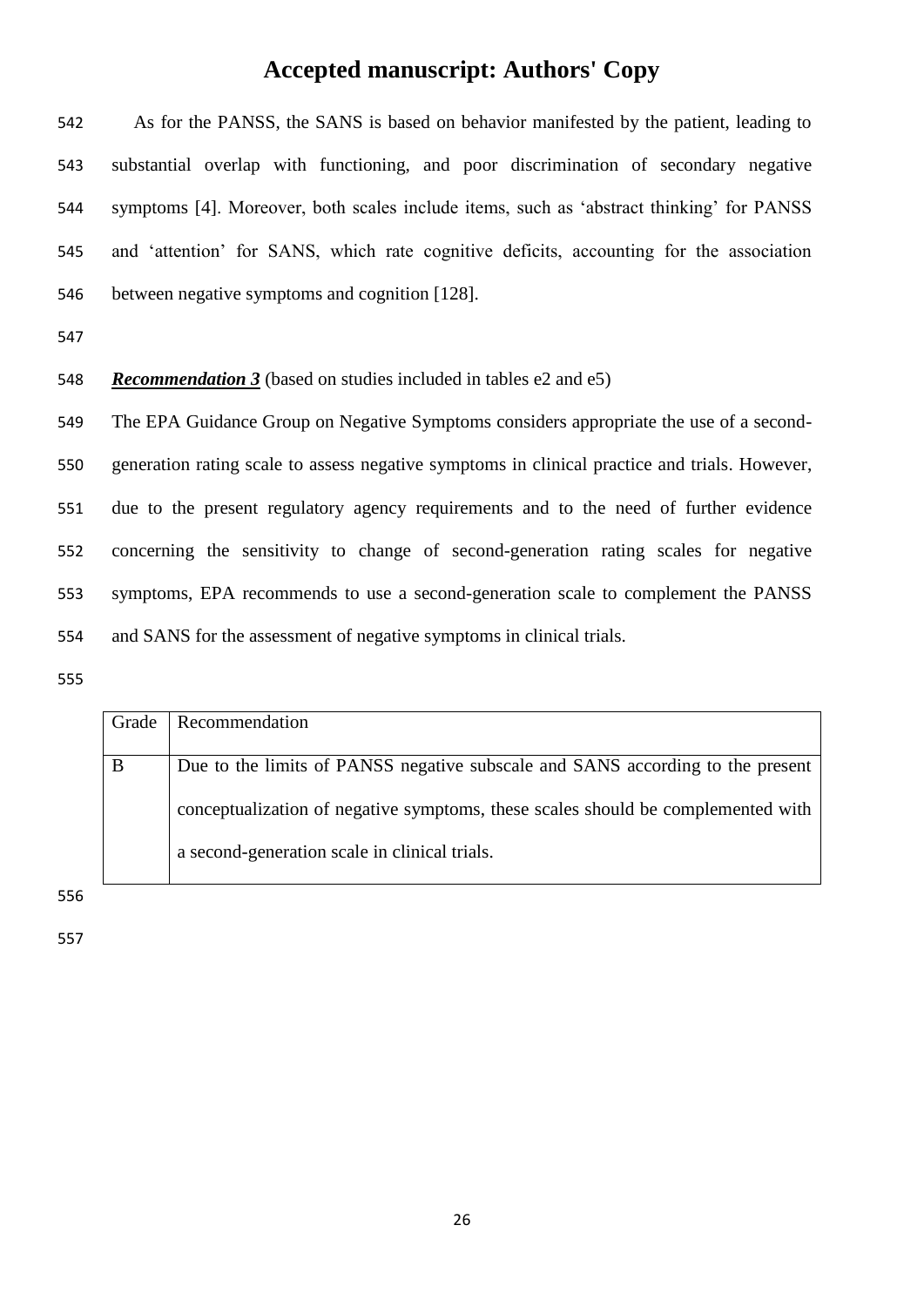As for the PANSS, the SANS is based on behavior manifested by the patient, leading to substantial overlap with functioning, and poor discrimination of secondary negative symptoms [4]. Moreover, both scales include items, such as 'abstract thinking' for PANSS and 'attention' for SANS, which rate cognitive deficits, accounting for the association between negative symptoms and cognition [128].

***Recommendation 3*** (based on studies included in tables e2 and e5)

The EPA Guidance Group on Negative Symptoms considers appropriate the use of a second-generation rating scale to assess negative symptoms in clinical practice and trials. However, due to the present regulatory agency requirements and to the need of further evidence concerning the sensitivity to change of second-generation rating scales for negative symptoms, EPA recommends to use a second-generation scale to complement the PANSS and SANS for the assessment of negative symptoms in clinical trials.

| Grade | Recommendation |
|---|---|
| B | Due to the limits of PANSS negative subscale and SANS according to the present conceptualization of negative symptoms, these scales should be complemented with a second-generation scale in clinical trials. |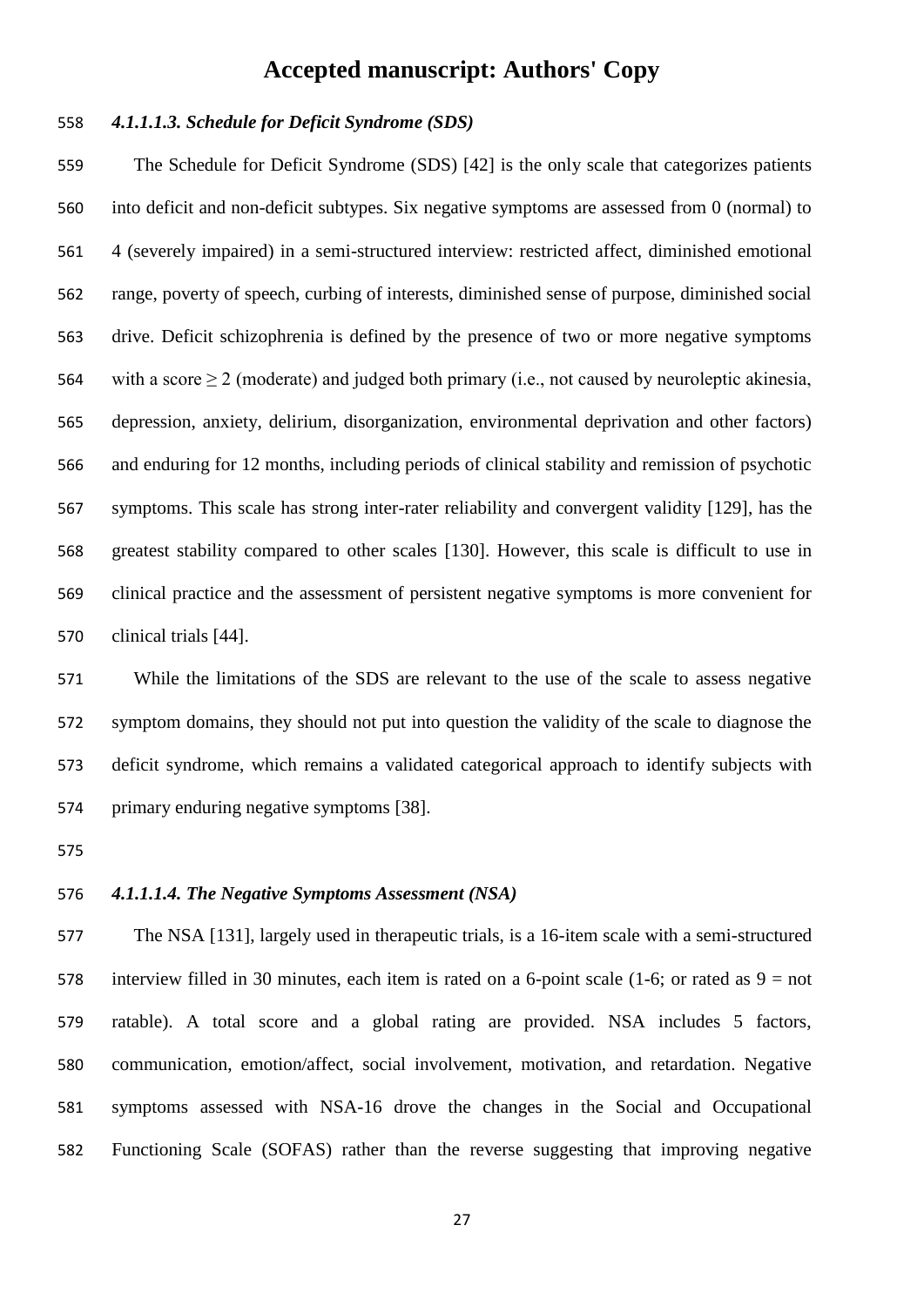#### *4.1.1.1.3. Schedule for Deficit Syndrome (SDS)*

The Schedule for Deficit Syndrome (SDS) [42] is the only scale that categorizes patients into deficit and non-deficit subtypes. Six negative symptoms are assessed from 0 (normal) to 4 (severely impaired) in a semi-structured interview: restricted affect, diminished emotional range, poverty of speech, curbing of interests, diminished sense of purpose, diminished social drive. Deficit schizophrenia is defined by the presence of two or more negative symptoms with a score $\geq 2$ (moderate) and judged both primary (i.e., not caused by neuroleptic akinesia, depression, anxiety, delirium, disorganization, environmental deprivation and other factors) and enduring for 12 months, including periods of clinical stability and remission of psychotic symptoms. This scale has strong inter-rater reliability and convergent validity [129], has the greatest stability compared to other scales [130]. However, this scale is difficult to use in clinical practice and the assessment of persistent negative symptoms is more convenient for clinical trials [44].

While the limitations of the SDS are relevant to the use of the scale to assess negative symptom domains, they should not put into question the validity of the scale to diagnose the deficit syndrome, which remains a validated categorical approach to identify subjects with primary enduring negative symptoms [38].

#### *4.1.1.1.4. The Negative Symptoms Assessment (NSA)*

The NSA [131], largely used in therapeutic trials, is a 16-item scale with a semi-structured interview filled in 30 minutes, each item is rated on a 6-point scale (1-6; or rated as 9 = not ratable). A total score and a global rating are provided. NSA includes 5 factors, communication, emotion/affect, social involvement, motivation, and retardation. Negative symptoms assessed with NSA-16 drove the changes in the Social and Occupational Functioning Scale (SOFAS) rather than the reverse suggesting that improving negative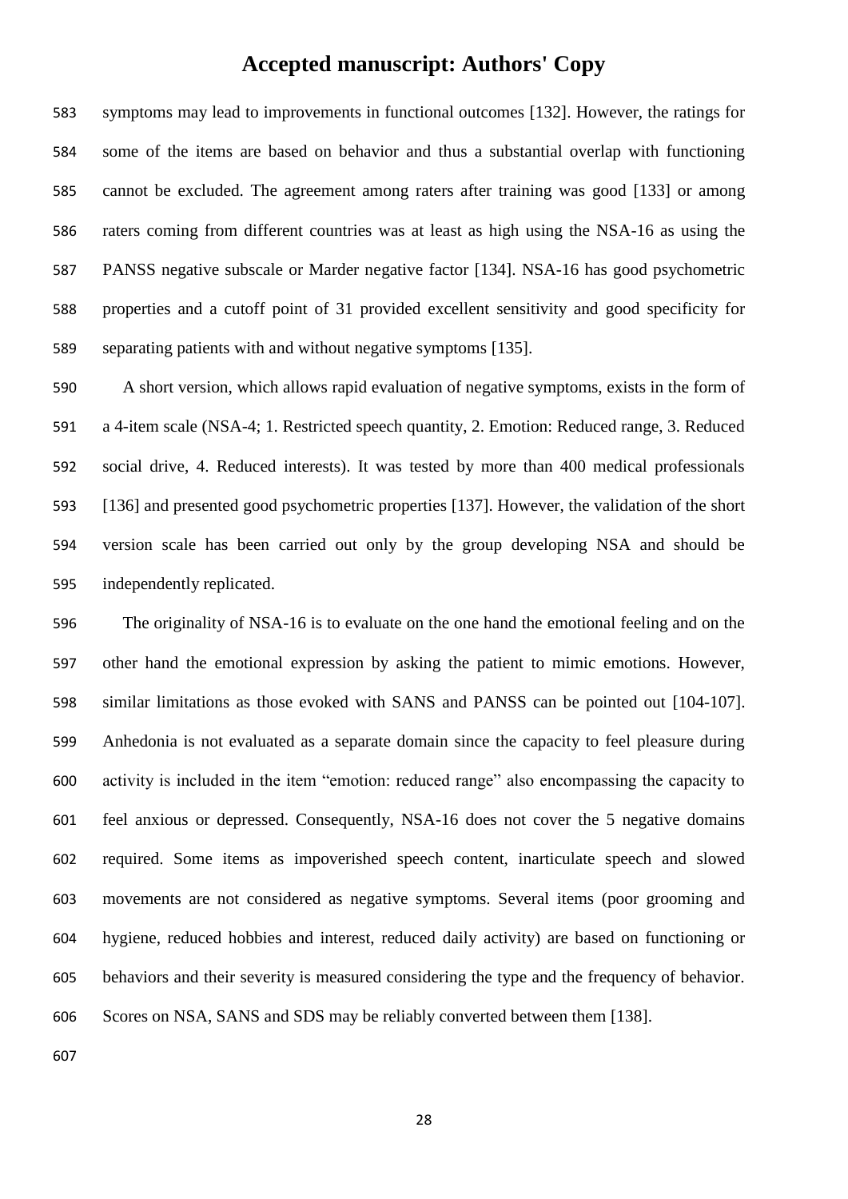symptoms may lead to improvements in functional outcomes [132]. However, the ratings for some of the items are based on behavior and thus a substantial overlap with functioning cannot be excluded. The agreement among raters after training was good [133] or among raters coming from different countries was at least as high using the NSA-16 as using the PANSS negative subscale or Marder negative factor [134]. NSA-16 has good psychometric properties and a cutoff point of 31 provided excellent sensitivity and good specificity for separating patients with and without negative symptoms [135].

A short version, which allows rapid evaluation of negative symptoms, exists in the form of a 4-item scale (NSA-4; 1. Restricted speech quantity, 2. Emotion: Reduced range, 3. Reduced social drive, 4. Reduced interests). It was tested by more than 400 medical professionals [136] and presented good psychometric properties [137]. However, the validation of the short version scale has been carried out only by the group developing NSA and should be independently replicated.

The originality of NSA-16 is to evaluate on the one hand the emotional feeling and on the other hand the emotional expression by asking the patient to mimic emotions. However, similar limitations as those evoked with SANS and PANSS can be pointed out [104-107]. Anhedonia is not evaluated as a separate domain since the capacity to feel pleasure during activity is included in the item "emotion: reduced range" also encompassing the capacity to feel anxious or depressed. Consequently, NSA-16 does not cover the 5 negative domains required. Some items as impoverished speech content, inarticulate speech and slowed movements are not considered as negative symptoms. Several items (poor grooming and hygiene, reduced hobbies and interest, reduced daily activity) are based on functioning or behaviors and their severity is measured considering the type and the frequency of behavior. Scores on NSA, SANS and SDS may be reliably converted between them [138].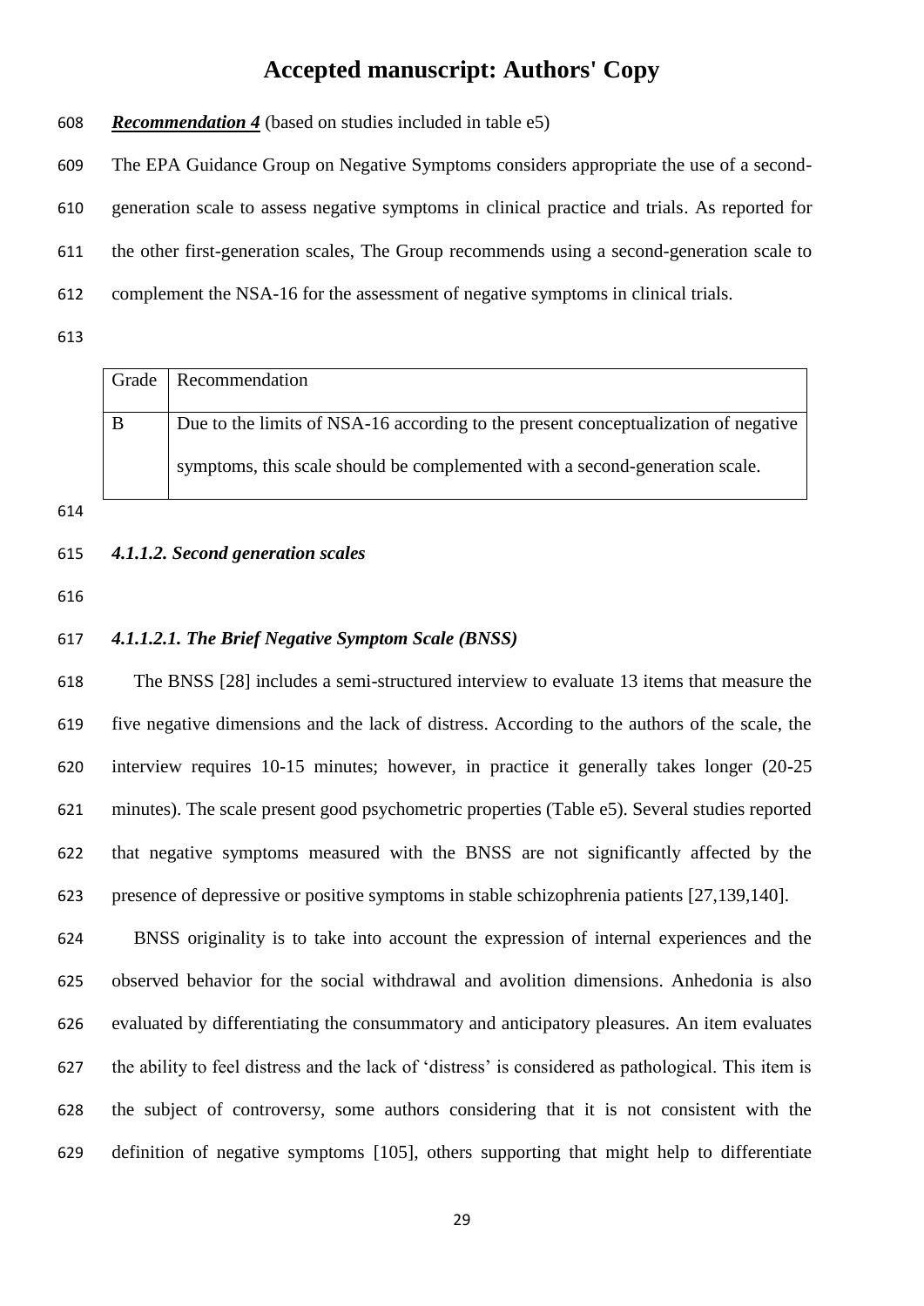***Recommendation 4*** (based on studies included in table e5)

The EPA Guidance Group on Negative Symptoms considers appropriate the use of a second-generation scale to assess negative symptoms in clinical practice and trials. As reported for the other first-generation scales, The Group recommends using a second-generation scale to complement the NSA-16 for the assessment of negative symptoms in clinical trials.

| Grade | Recommendation |
|---|---|
| B | Due to the limits of NSA-16 according to the present conceptualization of negative symptoms, this scale should be complemented with a second-generation scale. |

#### *4.1.1.2. Second generation scales*

##### *4.1.1.2.1. The Brief Negative Symptom Scale (BNSS)*

The BNSS [28] includes a semi-structured interview to evaluate 13 items that measure the five negative dimensions and the lack of distress. According to the authors of the scale, the interview requires 10-15 minutes; however, in practice it generally takes longer (20-25 minutes). The scale present good psychometric properties (Table e5). Several studies reported that negative symptoms measured with the BNSS are not significantly affected by the presence of depressive or positive symptoms in stable schizophrenia patients [27,139,140].

BNSS originality is to take into account the expression of internal experiences and the observed behavior for the social withdrawal and avolition dimensions. Anhedonia is also evaluated by differentiating the consummatory and anticipatory pleasures. An item evaluates the ability to feel distress and the lack of 'distress' is considered as pathological. This item is the subject of controversy, some authors considering that it is not consistent with the definition of negative symptoms [105], others supporting that might help to differentiate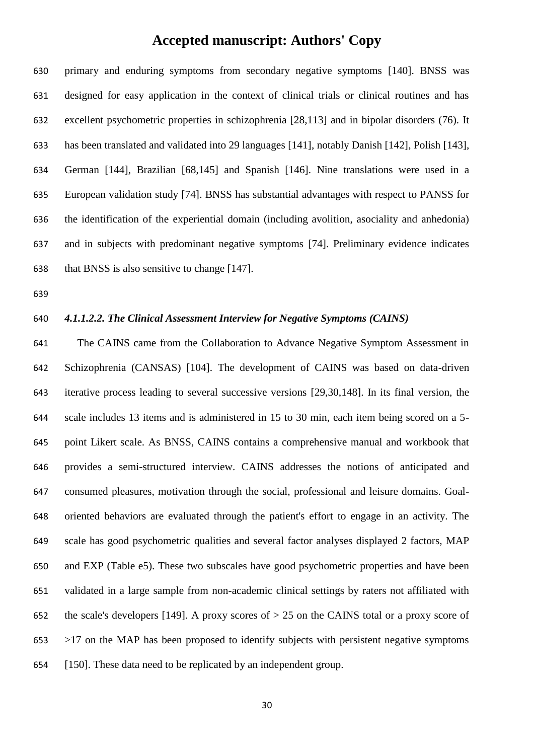primary and enduring symptoms from secondary negative symptoms [140]. BNSS was designed for easy application in the context of clinical trials or clinical routines and has excellent psychometric properties in schizophrenia [28,113] and in bipolar disorders (76). It has been translated and validated into 29 languages [141], notably Danish [142], Polish [143], German [144], Brazilian [68,145] and Spanish [146]. Nine translations were used in a European validation study [74]. BNSS has substantial advantages with respect to PANSS for the identification of the experiential domain (including avolition, asociality and anhedonia) and in subjects with predominant negative symptoms [74]. Preliminary evidence indicates that BNSS is also sensitive to change [147].

#### *4.1.1.2.2. The Clinical Assessment Interview for Negative Symptoms (CAINS)*

The CAINS came from the Collaboration to Advance Negative Symptom Assessment in Schizophrenia (CANSAS) [104]. The development of CAINS was based on data-driven iterative process leading to several successive versions [29,30,148]. In its final version, the scale includes 13 items and is administered in 15 to 30 min, each item being scored on a 5-point Likert scale. As BNSS, CAINS contains a comprehensive manual and workbook that provides a semi-structured interview. CAINS addresses the notions of anticipated and consumed pleasures, motivation through the social, professional and leisure domains. Goal-oriented behaviors are evaluated through the patient's effort to engage in an activity. The scale has good psychometric qualities and several factor analyses displayed 2 factors, MAP and EXP (Table e5). These two subscales have good psychometric properties and have been validated in a large sample from non-academic clinical settings by raters not affiliated with the scale's developers [149]. A proxy scores of > 25 on the CAINS total or a proxy score of >17 on the MAP has been proposed to identify subjects with persistent negative symptoms [150]. These data need to be replicated by an independent group.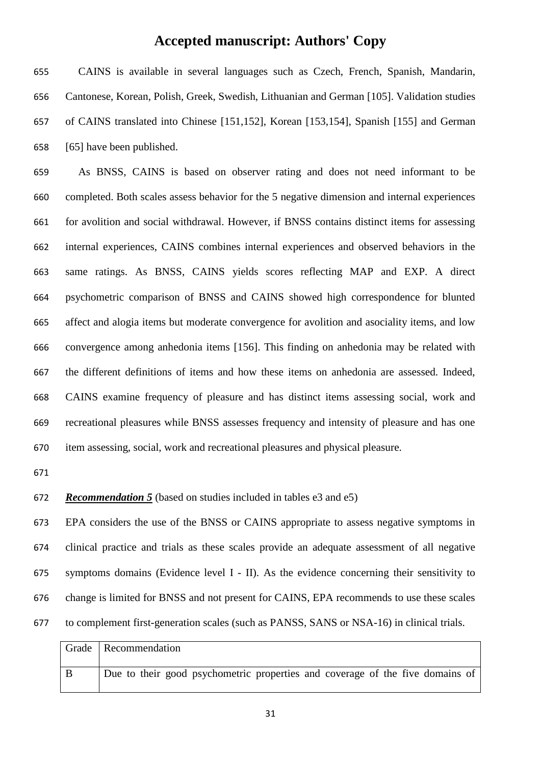CAINS is available in several languages such as Czech, French, Spanish, Mandarin, Cantonese, Korean, Polish, Greek, Swedish, Lithuanian and German [105]. Validation studies of CAINS translated into Chinese [151,152], Korean [153,154], Spanish [155] and German [65] have been published.

As BNSS, CAINS is based on observer rating and does not need informant to be completed. Both scales assess behavior for the 5 negative dimension and internal experiences for avolition and social withdrawal. However, if BNSS contains distinct items for assessing internal experiences, CAINS combines internal experiences and observed behaviors in the same ratings. As BNSS, CAINS yields scores reflecting MAP and EXP. A direct psychometric comparison of BNSS and CAINS showed high correspondence for blunted affect and alogia items but moderate convergence for avolition and asociality items, and low convergence among anhedonia items [156]. This finding on anhedonia may be related with the different definitions of items and how these items on anhedonia are assessed. Indeed, CAINS examine frequency of pleasure and has distinct items assessing social, work and recreational pleasures while BNSS assesses frequency and intensity of pleasure and has one item assessing, social, work and recreational pleasures and physical pleasure.

***Recommendation 5*** (based on studies included in tables e3 and e5)

EPA considers the use of the BNSS or CAINS appropriate to assess negative symptoms in clinical practice and trials as these scales provide an adequate assessment of all negative symptoms domains (Evidence level I - II). As the evidence concerning their sensitivity to change is limited for BNSS and not present for CAINS, EPA recommends to use these scales to complement first-generation scales (such as PANSS, SANS or NSA-16) in clinical trials.

| Grade | Recommendation |
| --- | --- |
| B | Due to their good psychometric properties and coverage of the five domains of |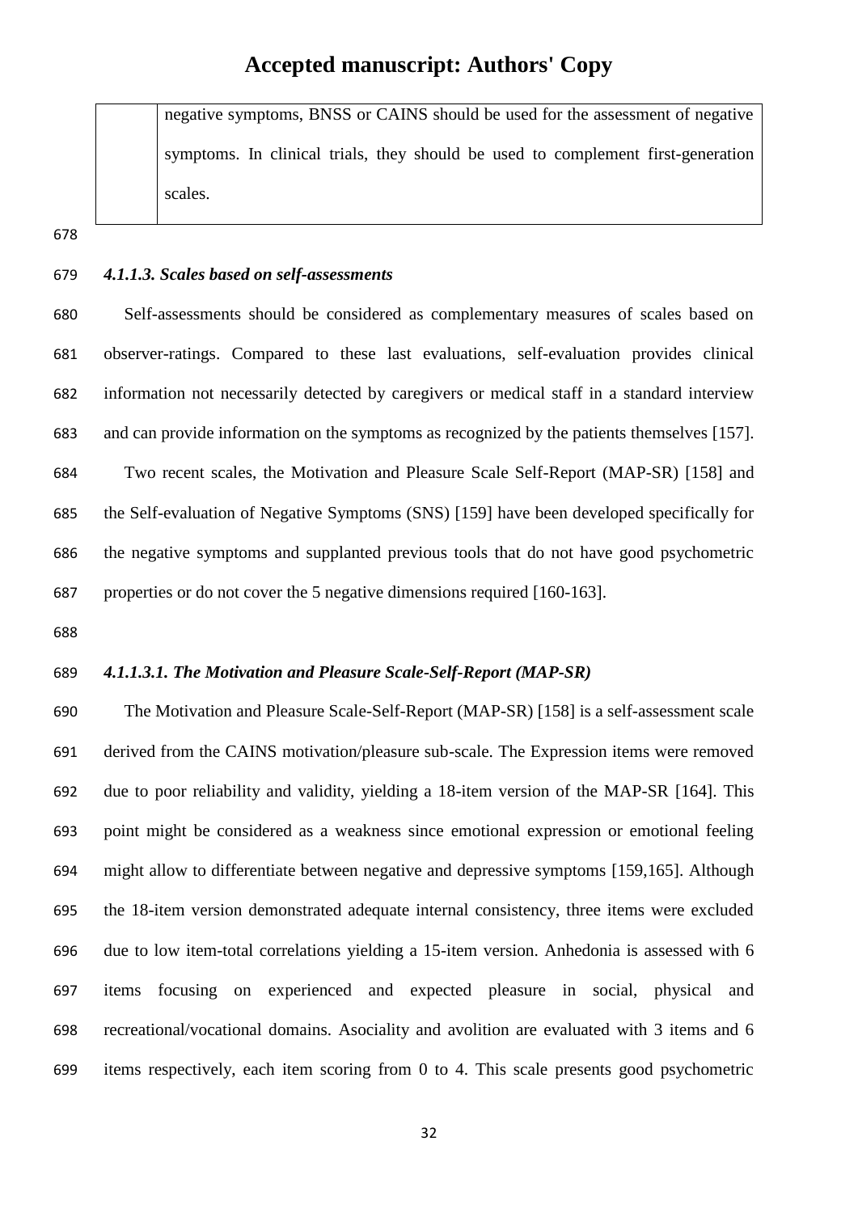| | negative symptoms, BNSS or CAINS should be used for the assessment of negative symptoms. In clinical trials, they should be used to complement first-generation scales. |
|---|---|

#### *4.1.1.3. Scales based on self-assessments*

Self-assessments should be considered as complementary measures of scales based on observer-ratings. Compared to these last evaluations, self-evaluation provides clinical information not necessarily detected by caregivers or medical staff in a standard interview and can provide information on the symptoms as recognized by the patients themselves [157].

Two recent scales, the Motivation and Pleasure Scale Self-Report (MAP-SR) [158] and the Self-evaluation of Negative Symptoms (SNS) [159] have been developed specifically for the negative symptoms and supplanted previous tools that do not have good psychometric properties or do not cover the 5 negative dimensions required [160-163].

##### *4.1.1.3.1. The Motivation and Pleasure Scale-Self-Report (MAP-SR)*

The Motivation and Pleasure Scale-Self-Report (MAP-SR) [158] is a self-assessment scale derived from the CAINS motivation/pleasure sub-scale. The Expression items were removed due to poor reliability and validity, yielding a 18-item version of the MAP-SR [164]. This point might be considered as a weakness since emotional expression or emotional feeling might allow to differentiate between negative and depressive symptoms [159,165]. Although the 18-item version demonstrated adequate internal consistency, three items were excluded due to low item-total correlations yielding a 15-item version. Anhedonia is assessed with 6 items focusing on experienced and expected pleasure in social, physical and recreational/vocational domains. Asociality and avolition are evaluated with 3 items and 6 items respectively, each item scoring from 0 to 4. This scale presents good psychometric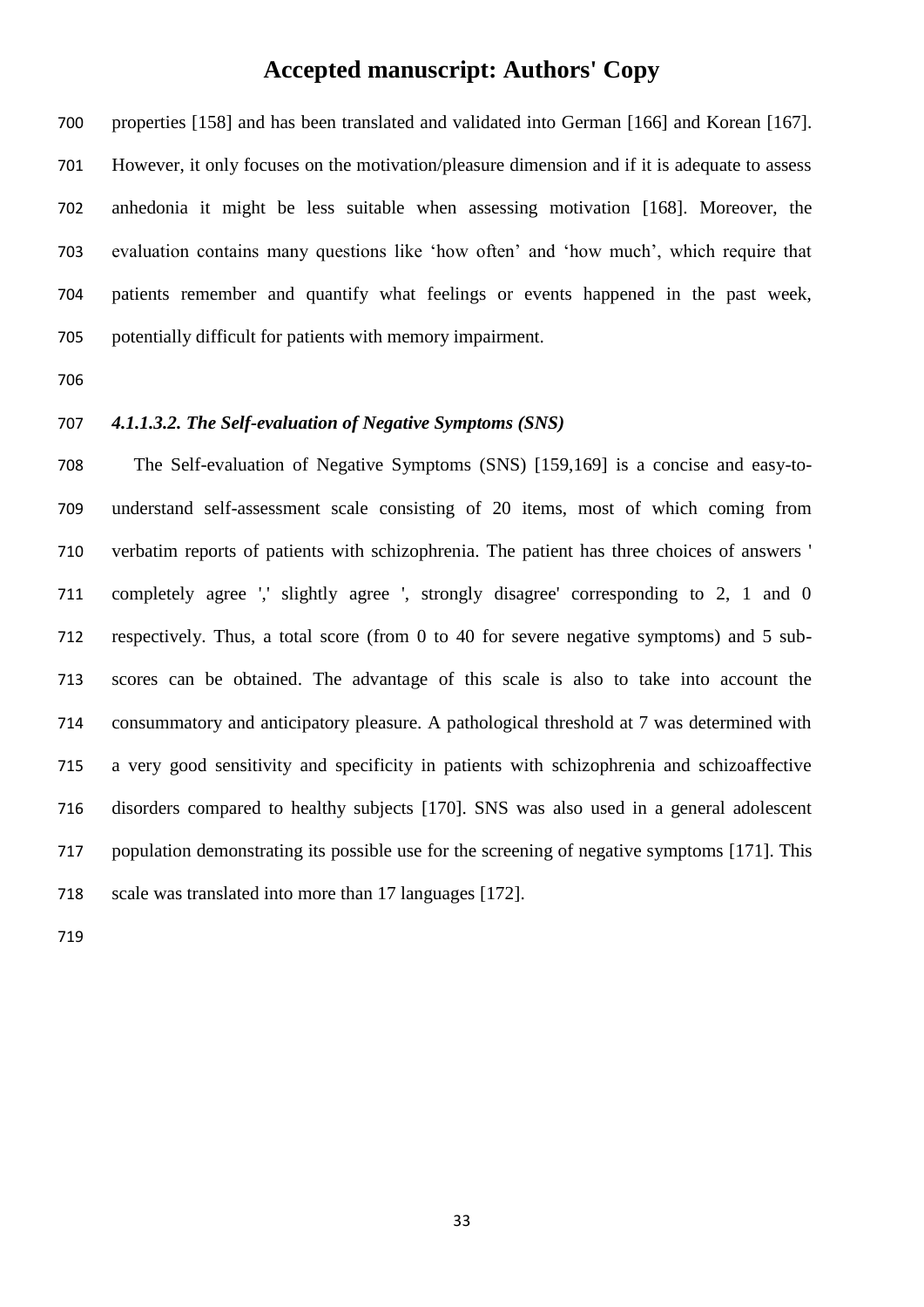properties [158] and has been translated and validated into German [166] and Korean [167]. However, it only focuses on the motivation/pleasure dimension and if it is adequate to assess anhedonia it might be less suitable when assessing motivation [168]. Moreover, the evaluation contains many questions like 'how often' and 'how much', which require that patients remember and quantify what feelings or events happened in the past week, potentially difficult for patients with memory impairment.

#### *4.1.1.3.2. The Self-evaluation of Negative Symptoms (SNS)*

The Self-evaluation of Negative Symptoms (SNS) [159,169] is a concise and easy-to-understand self-assessment scale consisting of 20 items, most of which coming from verbatim reports of patients with schizophrenia. The patient has three choices of answers ' completely agree ',' slightly agree ', strongly disagree' corresponding to 2, 1 and 0 respectively. Thus, a total score (from 0 to 40 for severe negative symptoms) and 5 sub-scores can be obtained. The advantage of this scale is also to take into account the consummatory and anticipatory pleasure. A pathological threshold at 7 was determined with a very good sensitivity and specificity in patients with schizophrenia and schizoaffective disorders compared to healthy subjects [170]. SNS was also used in a general adolescent population demonstrating its possible use for the screening of negative symptoms [171]. This scale was translated into more than 17 languages [172].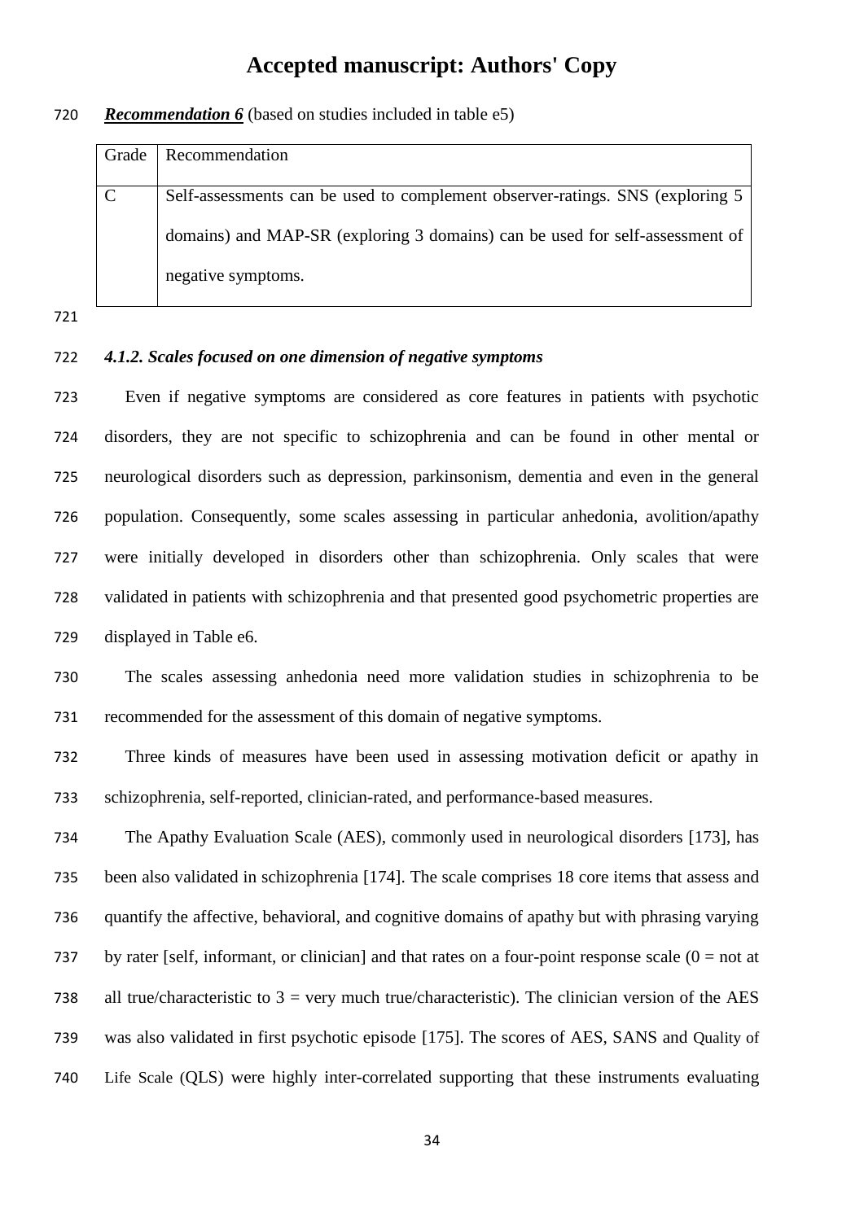***Recommendation 6*** (based on studies included in table e5)

| Grade | Recommendation |
|---|---|
| C | Self-assessments can be used to complement observer-ratings. SNS (exploring 5 domains) and MAP-SR (exploring 3 domains) can be used for self-assessment of negative symptoms. |

### *4.1.2. Scales focused on one dimension of negative symptoms*

Even if negative symptoms are considered as core features in patients with psychotic disorders, they are not specific to schizophrenia and can be found in other mental or neurological disorders such as depression, parkinsonism, dementia and even in the general population. Consequently, some scales assessing in particular anhedonia, avolition/apathy were initially developed in disorders other than schizophrenia. Only scales that were validated in patients with schizophrenia and that presented good psychometric properties are displayed in Table e6.

The scales assessing anhedonia need more validation studies in schizophrenia to be recommended for the assessment of this domain of negative symptoms.

Three kinds of measures have been used in assessing motivation deficit or apathy in schizophrenia, self-reported, clinician-rated, and performance-based measures.

The Apathy Evaluation Scale (AES), commonly used in neurological disorders [173], has been also validated in schizophrenia [174]. The scale comprises 18 core items that assess and quantify the affective, behavioral, and cognitive domains of apathy but with phrasing varying by rater [self, informant, or clinician] and that rates on a four-point response scale (0 = not at all true/characteristic to 3 = very much true/characteristic). The clinician version of the AES was also validated in first psychotic episode [175]. The scores of AES, SANS and Quality of Life Scale (QLS) were highly inter-correlated supporting that these instruments evaluating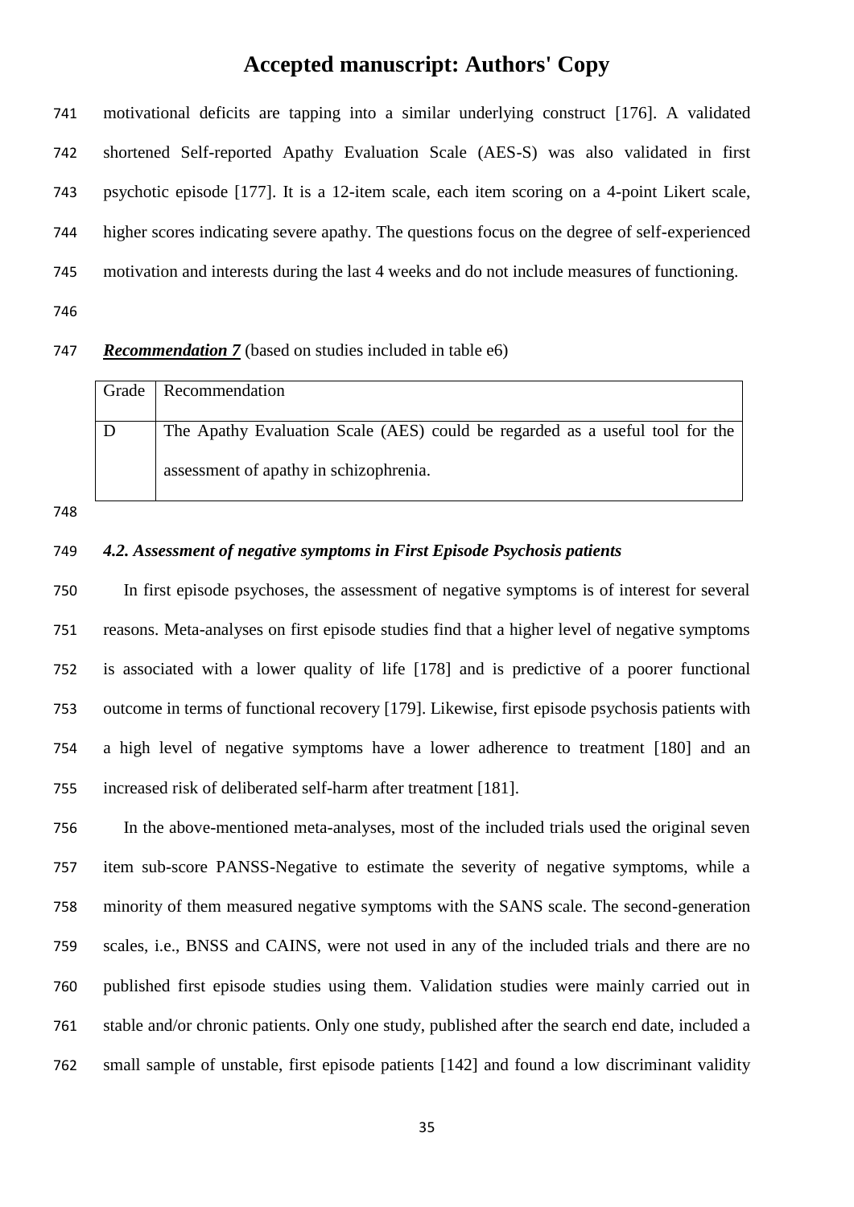motivational deficits are tapping into a similar underlying construct [176]. A validated shortened Self-reported Apathy Evaluation Scale (AES-S) was also validated in first psychotic episode [177]. It is a 12-item scale, each item scoring on a 4-point Likert scale, higher scores indicating severe apathy. The questions focus on the degree of self-experienced motivation and interests during the last 4 weeks and do not include measures of functioning.

***Recommendation 7*** (based on studies included in table e6)

| Grade | Recommendation |
|---|---|
| D | The Apathy Evaluation Scale (AES) could be regarded as a useful tool for the assessment of apathy in schizophrenia. |

### *4.2. Assessment of negative symptoms in First Episode Psychosis patients*

In first episode psychoses, the assessment of negative symptoms is of interest for several reasons. Meta-analyses on first episode studies find that a higher level of negative symptoms is associated with a lower quality of life [178] and is predictive of a poorer functional outcome in terms of functional recovery [179]. Likewise, first episode psychosis patients with a high level of negative symptoms have a lower adherence to treatment [180] and an increased risk of deliberated self-harm after treatment [181].

In the above-mentioned meta-analyses, most of the included trials used the original seven item sub-score PANSS-Negative to estimate the severity of negative symptoms, while a minority of them measured negative symptoms with the SANS scale. The second-generation scales, i.e., BNSS and CAINS, were not used in any of the included trials and there are no published first episode studies using them. Validation studies were mainly carried out in stable and/or chronic patients. Only one study, published after the search end date, included a small sample of unstable, first episode patients [142] and found a low discriminant validity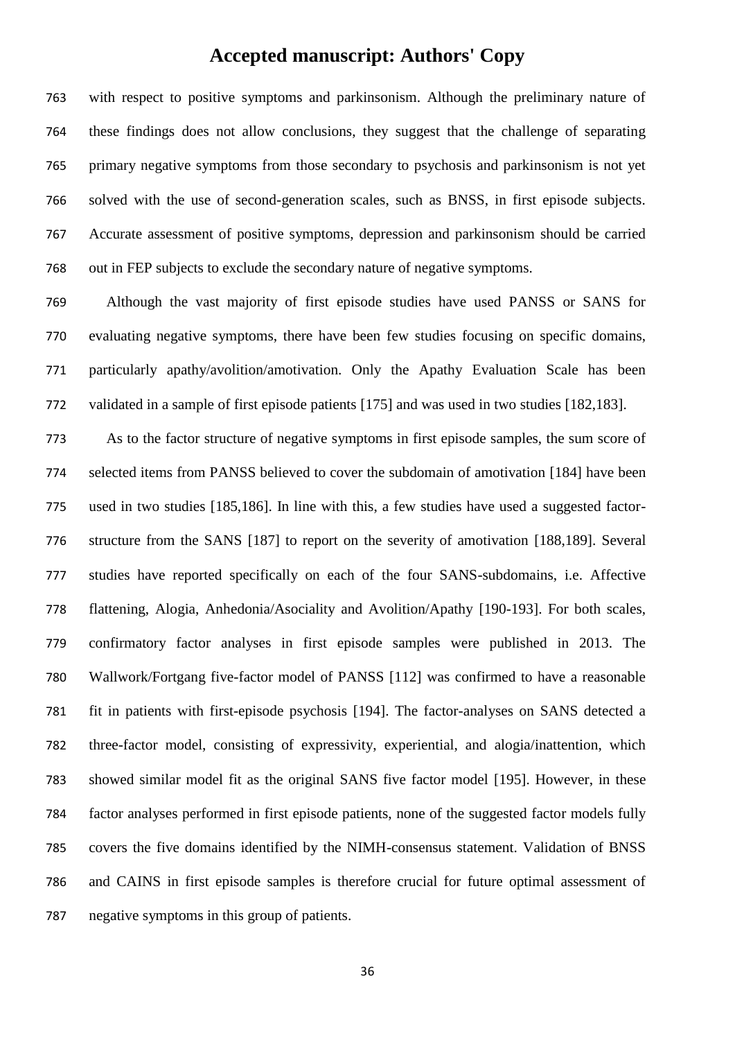with respect to positive symptoms and parkinsonism. Although the preliminary nature of these findings does not allow conclusions, they suggest that the challenge of separating primary negative symptoms from those secondary to psychosis and parkinsonism is not yet solved with the use of second-generation scales, such as BNSS, in first episode subjects. Accurate assessment of positive symptoms, depression and parkinsonism should be carried out in FEP subjects to exclude the secondary nature of negative symptoms.

Although the vast majority of first episode studies have used PANSS or SANS for evaluating negative symptoms, there have been few studies focusing on specific domains, particularly apathy/avolition/amotivation. Only the Apathy Evaluation Scale has been validated in a sample of first episode patients [175] and was used in two studies [182,183].

As to the factor structure of negative symptoms in first episode samples, the sum score of selected items from PANSS believed to cover the subdomain of amotivation [184] have been used in two studies [185,186]. In line with this, a few studies have used a suggested factor-structure from the SANS [187] to report on the severity of amotivation [188,189]. Several studies have reported specifically on each of the four SANS-subdomains, i.e. Affective flattening, Alogia, Anhedonia/Asociality and Avolition/Apathy [190-193]. For both scales, confirmatory factor analyses in first episode samples were published in 2013. The Wallwork/Fortgang five-factor model of PANSS [112] was confirmed to have a reasonable fit in patients with first-episode psychosis [194]. The factor-analyses on SANS detected a three-factor model, consisting of expressivity, experiential, and alogia/inattention, which showed similar model fit as the original SANS five factor model [195]. However, in these factor analyses performed in first episode patients, none of the suggested factor models fully covers the five domains identified by the NIMH-consensus statement. Validation of BNSS and CAINS in first episode samples is therefore crucial for future optimal assessment of negative symptoms in this group of patients.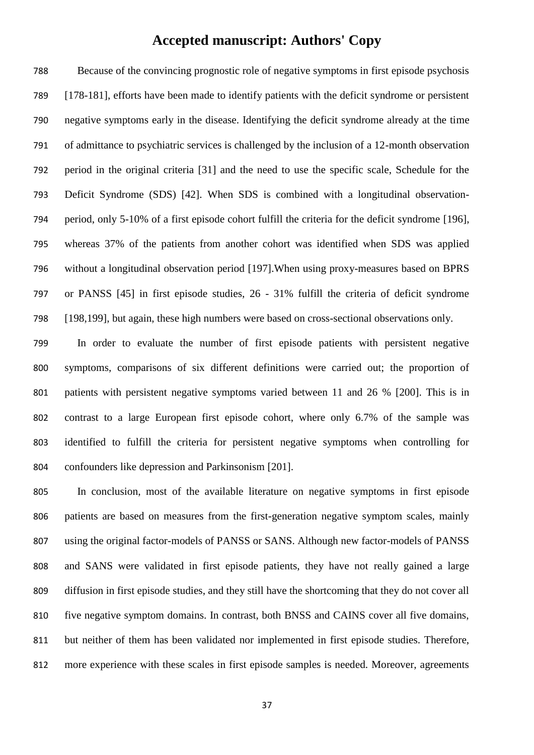Because of the convincing prognostic role of negative symptoms in first episode psychosis [178-181], efforts have been made to identify patients with the deficit syndrome or persistent negative symptoms early in the disease. Identifying the deficit syndrome already at the time of admittance to psychiatric services is challenged by the inclusion of a 12-month observation period in the original criteria [31] and the need to use the specific scale, Schedule for the Deficit Syndrome (SDS) [42]. When SDS is combined with a longitudinal observation-period, only 5-10% of a first episode cohort fulfill the criteria for the deficit syndrome [196], whereas 37% of the patients from another cohort was identified when SDS was applied without a longitudinal observation period [197].When using proxy-measures based on BPRS or PANSS [45] in first episode studies, 26 - 31% fulfill the criteria of deficit syndrome [198,199], but again, these high numbers were based on cross-sectional observations only.

In order to evaluate the number of first episode patients with persistent negative symptoms, comparisons of six different definitions were carried out; the proportion of patients with persistent negative symptoms varied between 11 and 26 % [200]. This is in contrast to a large European first episode cohort, where only 6.7% of the sample was identified to fulfill the criteria for persistent negative symptoms when controlling for confounders like depression and Parkinsonism [201].

In conclusion, most of the available literature on negative symptoms in first episode patients are based on measures from the first-generation negative symptom scales, mainly using the original factor-models of PANSS or SANS. Although new factor-models of PANSS and SANS were validated in first episode patients, they have not really gained a large diffusion in first episode studies, and they still have the shortcoming that they do not cover all five negative symptom domains. In contrast, both BNSS and CAINS cover all five domains, but neither of them has been validated nor implemented in first episode studies. Therefore, more experience with these scales in first episode samples is needed. Moreover, agreements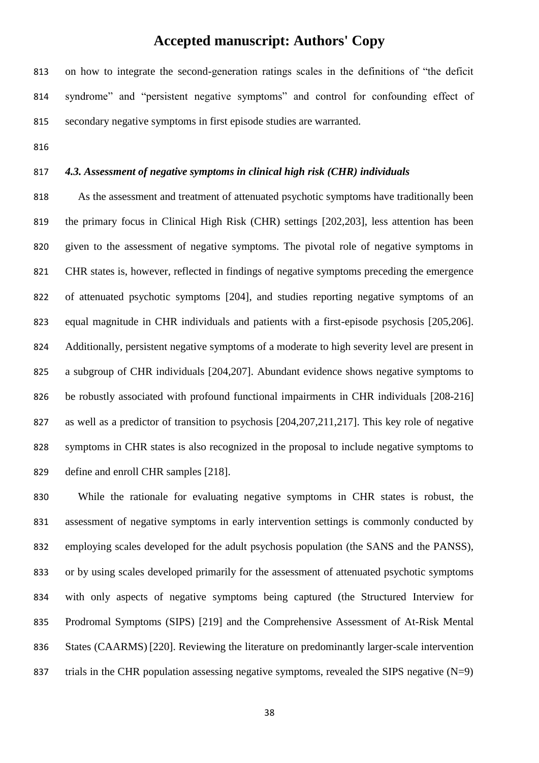on how to integrate the second-generation ratings scales in the definitions of "the deficit syndrome" and "persistent negative symptoms" and control for confounding effect of secondary negative symptoms in first episode studies are warranted.

### *4.3. Assessment of negative symptoms in clinical high risk (CHR) individuals*

As the assessment and treatment of attenuated psychotic symptoms have traditionally been the primary focus in Clinical High Risk (CHR) settings [202,203], less attention has been given to the assessment of negative symptoms. The pivotal role of negative symptoms in CHR states is, however, reflected in findings of negative symptoms preceding the emergence of attenuated psychotic symptoms [204], and studies reporting negative symptoms of an equal magnitude in CHR individuals and patients with a first-episode psychosis [205,206]. Additionally, persistent negative symptoms of a moderate to high severity level are present in a subgroup of CHR individuals [204,207]. Abundant evidence shows negative symptoms to be robustly associated with profound functional impairments in CHR individuals [208-216] as well as a predictor of transition to psychosis [204,207,211,217]. This key role of negative symptoms in CHR states is also recognized in the proposal to include negative symptoms to define and enroll CHR samples [218].

While the rationale for evaluating negative symptoms in CHR states is robust, the assessment of negative symptoms in early intervention settings is commonly conducted by employing scales developed for the adult psychosis population (the SANS and the PANSS), or by using scales developed primarily for the assessment of attenuated psychotic symptoms with only aspects of negative symptoms being captured (the Structured Interview for Prodromal Symptoms (SIPS) [219] and the Comprehensive Assessment of At-Risk Mental States (CAARMS) [220]. Reviewing the literature on predominantly larger-scale intervention trials in the CHR population assessing negative symptoms, revealed the SIPS negative (N=9)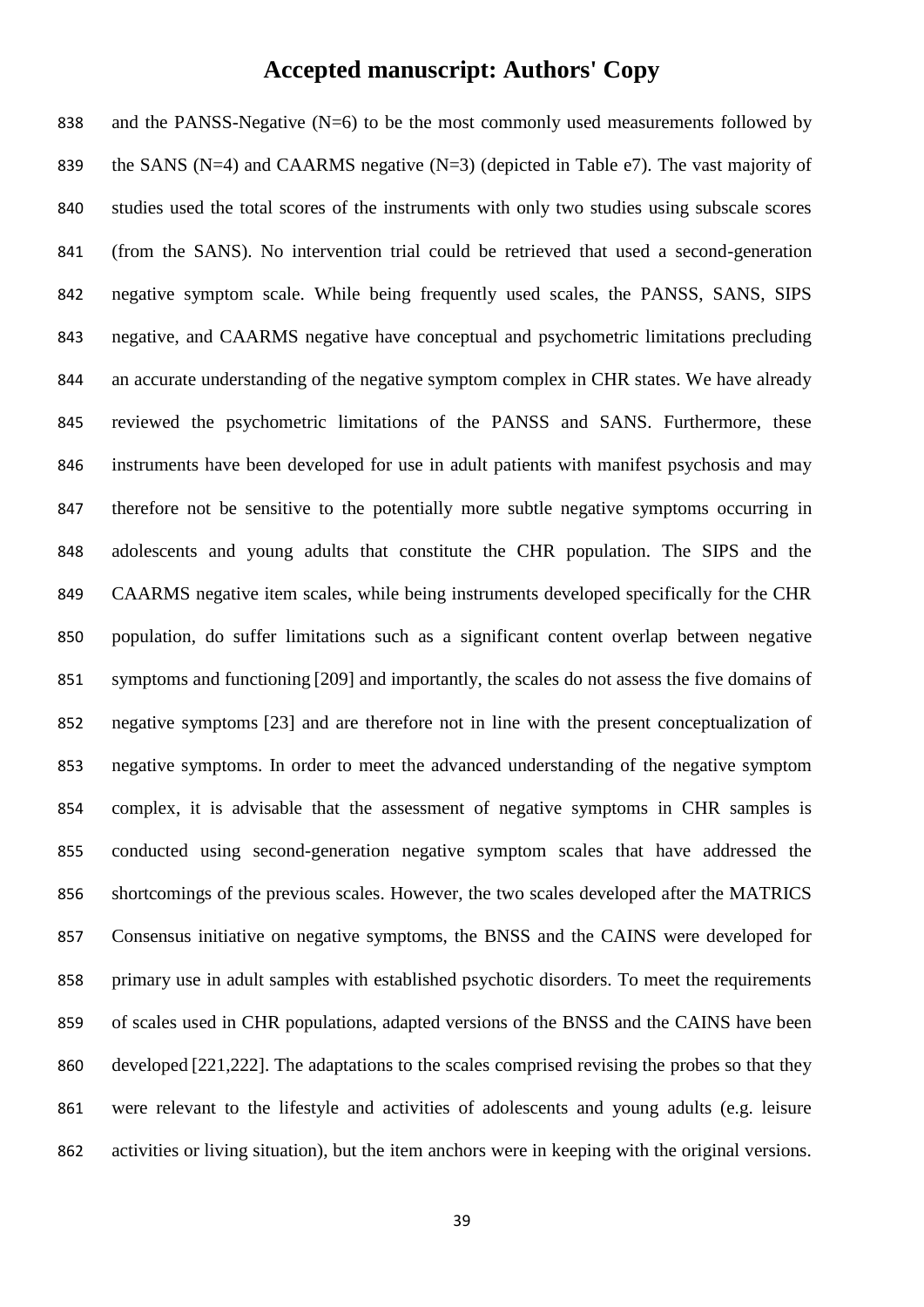and the PANSS-Negative (N=6) to be the most commonly used measurements followed by the SANS (N=4) and CAARMS negative (N=3) (depicted in Table e7). The vast majority of studies used the total scores of the instruments with only two studies using subscale scores (from the SANS). No intervention trial could be retrieved that used a second-generation negative symptom scale. While being frequently used scales, the PANSS, SANS, SIPS negative, and CAARMS negative have conceptual and psychometric limitations precluding an accurate understanding of the negative symptom complex in CHR states. We have already reviewed the psychometric limitations of the PANSS and SANS. Furthermore, these instruments have been developed for use in adult patients with manifest psychosis and may therefore not be sensitive to the potentially more subtle negative symptoms occurring in adolescents and young adults that constitute the CHR population. The SIPS and the CAARMS negative item scales, while being instruments developed specifically for the CHR population, do suffer limitations such as a significant content overlap between negative symptoms and functioning [209] and importantly, the scales do not assess the five domains of negative symptoms [23] and are therefore not in line with the present conceptualization of negative symptoms. In order to meet the advanced understanding of the negative symptom complex, it is advisable that the assessment of negative symptoms in CHR samples is conducted using second-generation negative symptom scales that have addressed the shortcomings of the previous scales. However, the two scales developed after the MATRICS Consensus initiative on negative symptoms, the BNSS and the CAINS were developed for primary use in adult samples with established psychotic disorders. To meet the requirements of scales used in CHR populations, adapted versions of the BNSS and the CAINS have been developed [221,222]. The adaptations to the scales comprised revising the probes so that they were relevant to the lifestyle and activities of adolescents and young adults (e.g. leisure activities or living situation), but the item anchors were in keeping with the original versions.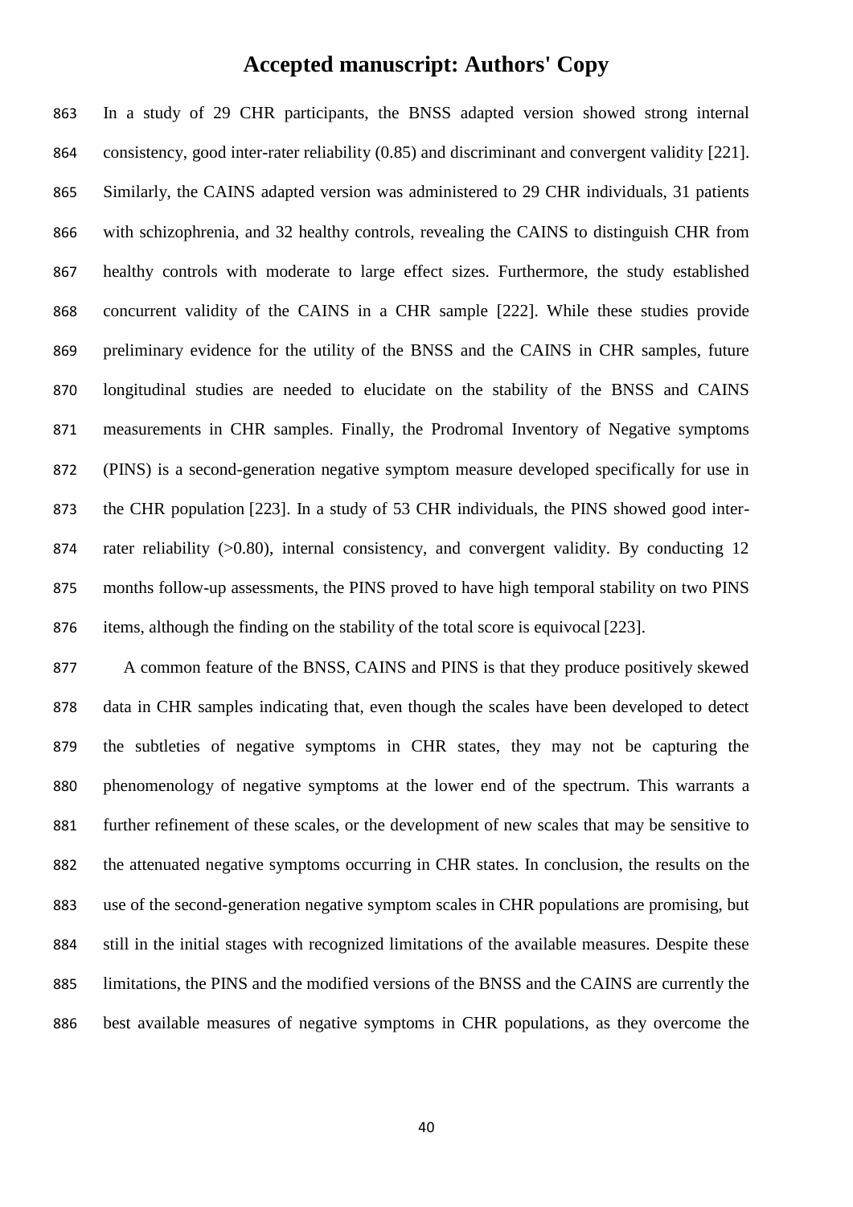In a study of 29 CHR participants, the BNSS adapted version showed strong internal consistency, good inter-rater reliability (0.85) and discriminant and convergent validity [221]. Similarly, the CAINS adapted version was administered to 29 CHR individuals, 31 patients with schizophrenia, and 32 healthy controls, revealing the CAINS to distinguish CHR from healthy controls with moderate to large effect sizes. Furthermore, the study established concurrent validity of the CAINS in a CHR sample [222]. While these studies provide preliminary evidence for the utility of the BNSS and the CAINS in CHR samples, future longitudinal studies are needed to elucidate on the stability of the BNSS and CAINS measurements in CHR samples. Finally, the Prodromal Inventory of Negative symptoms (PINS) is a second-generation negative symptom measure developed specifically for use in the CHR population [223]. In a study of 53 CHR individuals, the PINS showed good inter-rater reliability (>0.80), internal consistency, and convergent validity. By conducting 12 months follow-up assessments, the PINS proved to have high temporal stability on two PINS items, although the finding on the stability of the total score is equivocal [223].

A common feature of the BNSS, CAINS and PINS is that they produce positively skewed data in CHR samples indicating that, even though the scales have been developed to detect the subtleties of negative symptoms in CHR states, they may not be capturing the phenomenology of negative symptoms at the lower end of the spectrum. This warrants a further refinement of these scales, or the development of new scales that may be sensitive to the attenuated negative symptoms occurring in CHR states. In conclusion, the results on the use of the second-generation negative symptom scales in CHR populations are promising, but still in the initial stages with recognized limitations of the available measures. Despite these limitations, the PINS and the modified versions of the BNSS and the CAINS are currently the best available measures of negative symptoms in CHR populations, as they overcome the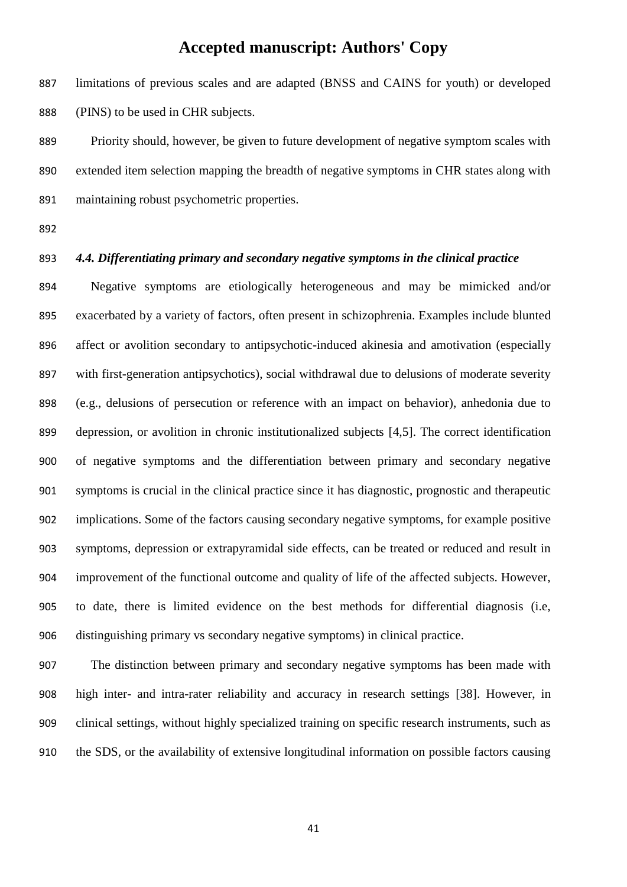limitations of previous scales and are adapted (BNSS and CAINS for youth) or developed (PINS) to be used in CHR subjects.

Priority should, however, be given to future development of negative symptom scales with extended item selection mapping the breadth of negative symptoms in CHR states along with maintaining robust psychometric properties.

### *4.4. Differentiating primary and secondary negative symptoms in the clinical practice*

Negative symptoms are etiologically heterogeneous and may be mimicked and/or exacerbated by a variety of factors, often present in schizophrenia. Examples include blunted affect or avolition secondary to antipsychotic-induced akinesia and amotivation (especially with first-generation antipsychotics), social withdrawal due to delusions of moderate severity (e.g., delusions of persecution or reference with an impact on behavior), anhedonia due to depression, or avolition in chronic institutionalized subjects [4,5]. The correct identification of negative symptoms and the differentiation between primary and secondary negative symptoms is crucial in the clinical practice since it has diagnostic, prognostic and therapeutic implications. Some of the factors causing secondary negative symptoms, for example positive symptoms, depression or extrapyramidal side effects, can be treated or reduced and result in improvement of the functional outcome and quality of life of the affected subjects. However, to date, there is limited evidence on the best methods for differential diagnosis (i.e, distinguishing primary vs secondary negative symptoms) in clinical practice.

The distinction between primary and secondary negative symptoms has been made with high inter- and intra-rater reliability and accuracy in research settings [38]. However, in clinical settings, without highly specialized training on specific research instruments, such as the SDS, or the availability of extensive longitudinal information on possible factors causing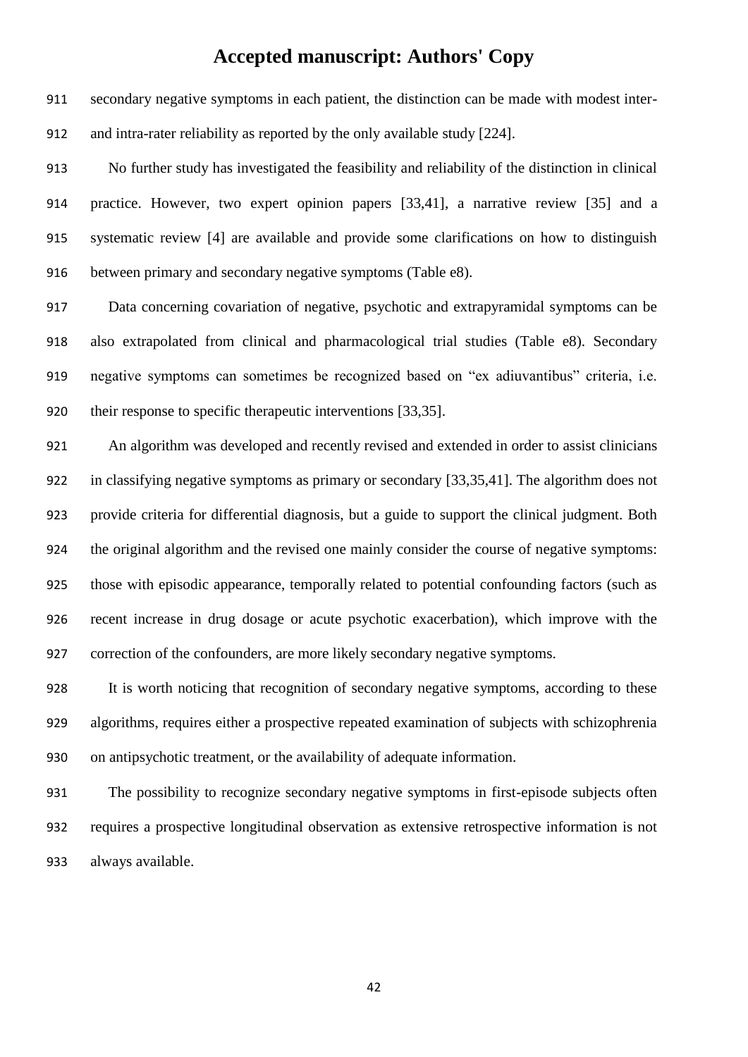secondary negative symptoms in each patient, the distinction can be made with modest inter- and intra-rater reliability as reported by the only available study [224].

No further study has investigated the feasibility and reliability of the distinction in clinical practice. However, two expert opinion papers [33,41], a narrative review [35] and a systematic review [4] are available and provide some clarifications on how to distinguish between primary and secondary negative symptoms (Table e8).

Data concerning covariation of negative, psychotic and extrapyramidal symptoms can be also extrapolated from clinical and pharmacological trial studies (Table e8). Secondary negative symptoms can sometimes be recognized based on "ex adiuvantibus" criteria, i.e. their response to specific therapeutic interventions [33,35].

An algorithm was developed and recently revised and extended in order to assist clinicians in classifying negative symptoms as primary or secondary [33,35,41]. The algorithm does not provide criteria for differential diagnosis, but a guide to support the clinical judgment. Both the original algorithm and the revised one mainly consider the course of negative symptoms: those with episodic appearance, temporally related to potential confounding factors (such as recent increase in drug dosage or acute psychotic exacerbation), which improve with the correction of the confounders, are more likely secondary negative symptoms.

It is worth noticing that recognition of secondary negative symptoms, according to these algorithms, requires either a prospective repeated examination of subjects with schizophrenia on antipsychotic treatment, or the availability of adequate information.

The possibility to recognize secondary negative symptoms in first-episode subjects often requires a prospective longitudinal observation as extensive retrospective information is not always available.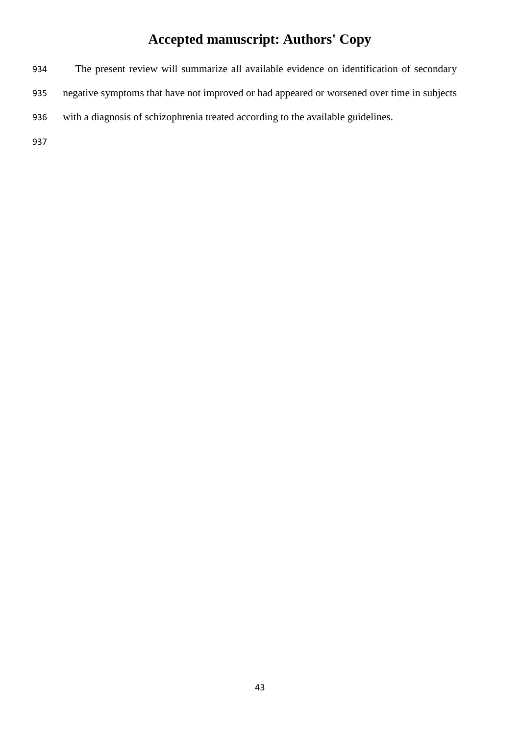The present review will summarize all available evidence on identification of secondary negative symptoms that have not improved or had appeared or worsened over time in subjects with a diagnosis of schizophrenia treated according to the available guidelines.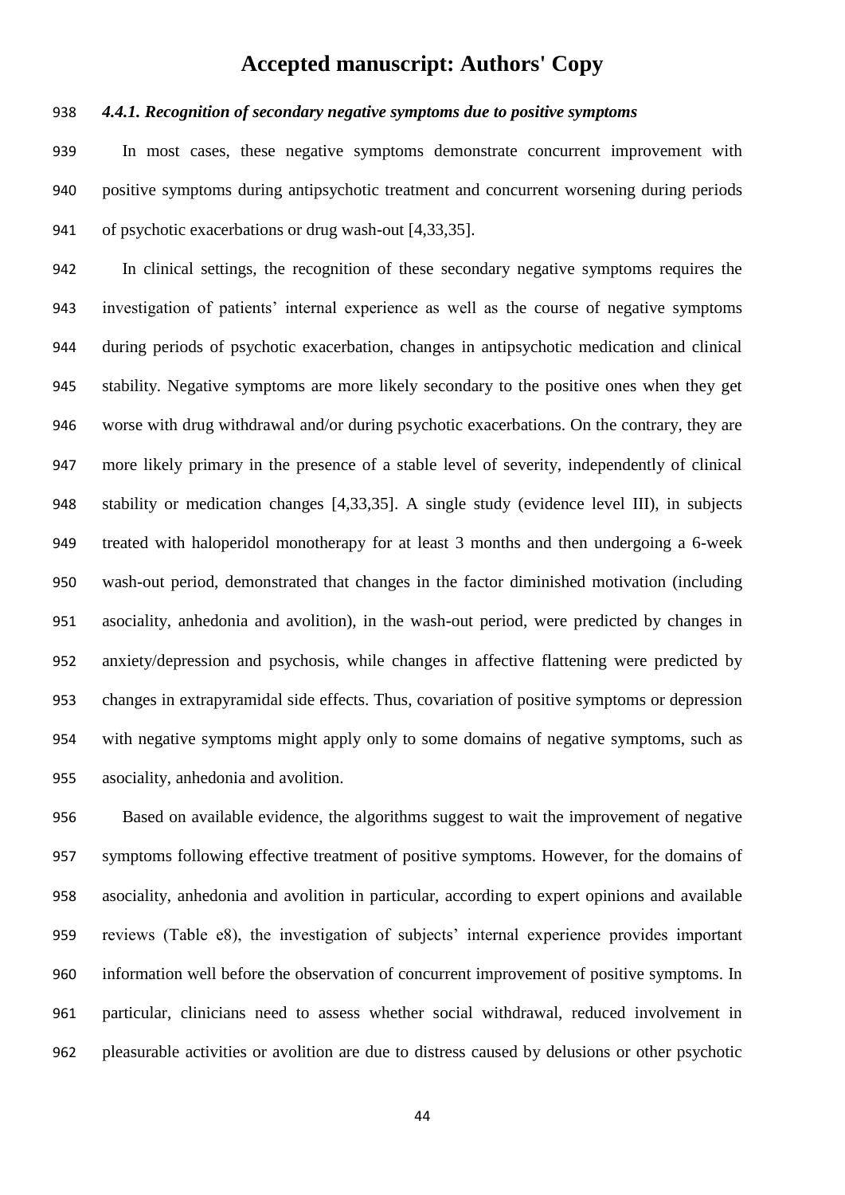#### *4.4.1. Recognition of secondary negative symptoms due to positive symptoms*

In most cases, these negative symptoms demonstrate concurrent improvement with positive symptoms during antipsychotic treatment and concurrent worsening during periods of psychotic exacerbations or drug wash-out [4,33,35].

In clinical settings, the recognition of these secondary negative symptoms requires the investigation of patients' internal experience as well as the course of negative symptoms during periods of psychotic exacerbation, changes in antipsychotic medication and clinical stability. Negative symptoms are more likely secondary to the positive ones when they get worse with drug withdrawal and/or during psychotic exacerbations. On the contrary, they are more likely primary in the presence of a stable level of severity, independently of clinical stability or medication changes [4,33,35]. A single study (evidence level III), in subjects treated with haloperidol monotherapy for at least 3 months and then undergoing a 6-week wash-out period, demonstrated that changes in the factor diminished motivation (including asociality, anhedonia and avolition), in the wash-out period, were predicted by changes in anxiety/depression and psychosis, while changes in affective flattening were predicted by changes in extrapyramidal side effects. Thus, covariation of positive symptoms or depression with negative symptoms might apply only to some domains of negative symptoms, such as asociality, anhedonia and avolition.

Based on available evidence, the algorithms suggest to wait the improvement of negative symptoms following effective treatment of positive symptoms. However, for the domains of asociality, anhedonia and avolition in particular, according to expert opinions and available reviews (Table e8), the investigation of subjects' internal experience provides important information well before the observation of concurrent improvement of positive symptoms. In particular, clinicians need to assess whether social withdrawal, reduced involvement in pleasurable activities or avolition are due to distress caused by delusions or other psychotic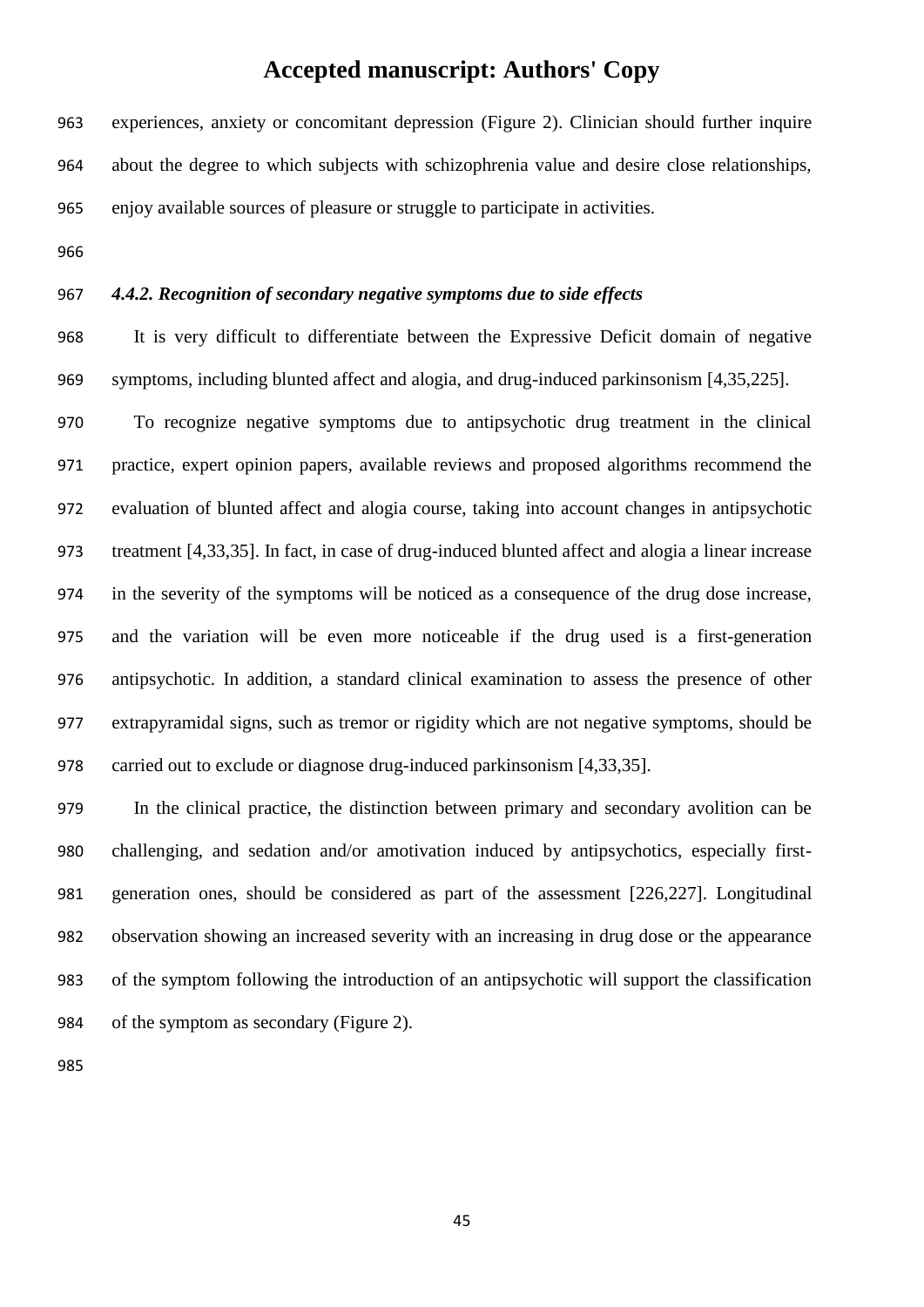experiences, anxiety or concomitant depression (Figure 2). Clinician should further inquire about the degree to which subjects with schizophrenia value and desire close relationships, enjoy available sources of pleasure or struggle to participate in activities.

### *4.4.2. Recognition of secondary negative symptoms due to side effects*

It is very difficult to differentiate between the Expressive Deficit domain of negative symptoms, including blunted affect and alogia, and drug-induced parkinsonism [4,35,225].

To recognize negative symptoms due to antipsychotic drug treatment in the clinical practice, expert opinion papers, available reviews and proposed algorithms recommend the evaluation of blunted affect and alogia course, taking into account changes in antipsychotic treatment [4,33,35]. In fact, in case of drug-induced blunted affect and alogia a linear increase in the severity of the symptoms will be noticed as a consequence of the drug dose increase, and the variation will be even more noticeable if the drug used is a first-generation antipsychotic. In addition, a standard clinical examination to assess the presence of other extrapyramidal signs, such as tremor or rigidity which are not negative symptoms, should be carried out to exclude or diagnose drug-induced parkinsonism [4,33,35].

In the clinical practice, the distinction between primary and secondary avolition can be challenging, and sedation and/or amotivation induced by antipsychotics, especially first-generation ones, should be considered as part of the assessment [226,227]. Longitudinal observation showing an increased severity with an increasing in drug dose or the appearance of the symptom following the introduction of an antipsychotic will support the classification of the symptom as secondary (Figure 2).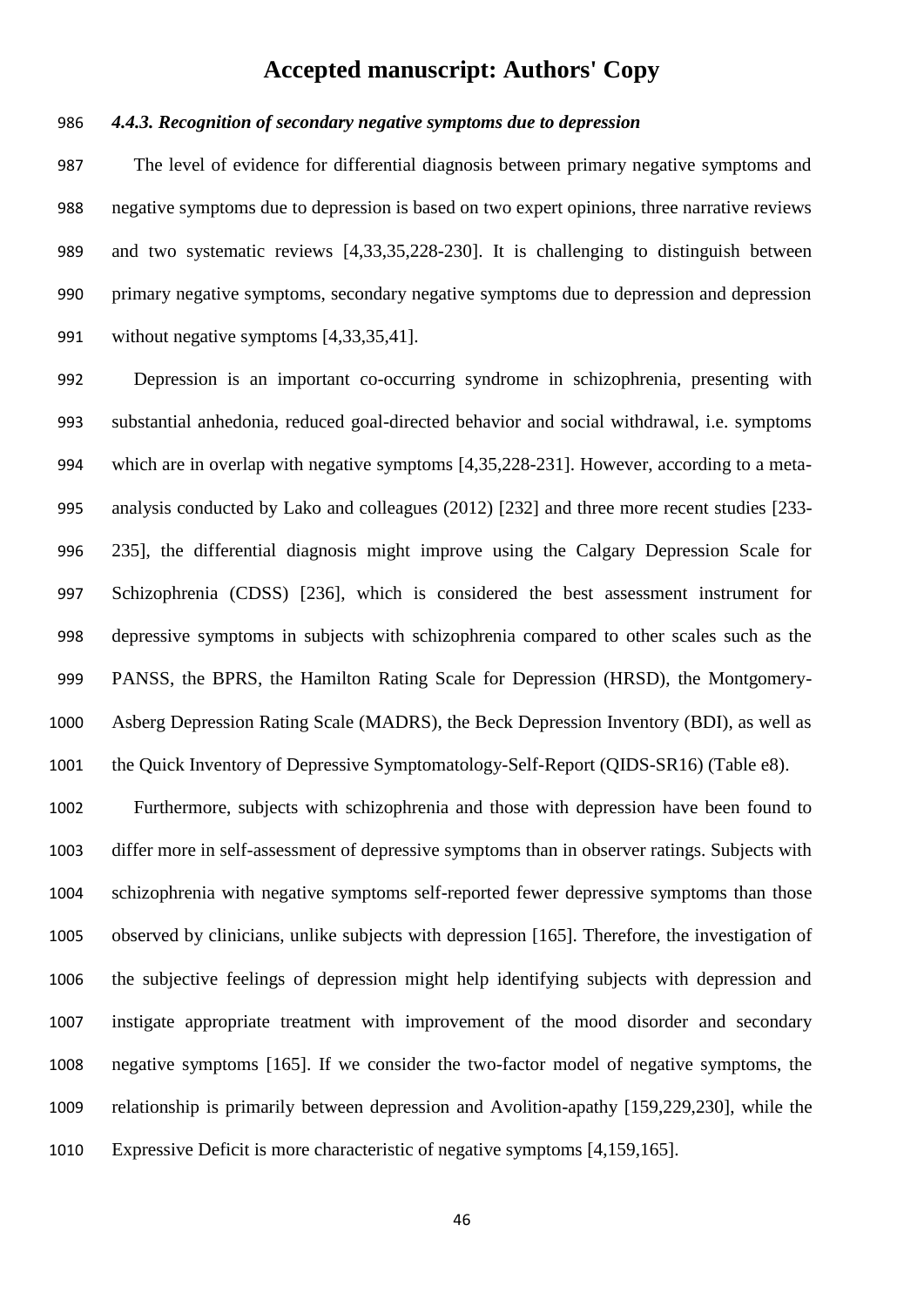### *4.4.3. Recognition of secondary negative symptoms due to depression*

The level of evidence for differential diagnosis between primary negative symptoms and negative symptoms due to depression is based on two expert opinions, three narrative reviews and two systematic reviews [4,33,35,228-230]. It is challenging to distinguish between primary negative symptoms, secondary negative symptoms due to depression and depression without negative symptoms [4,33,35,41].

Depression is an important co-occurring syndrome in schizophrenia, presenting with substantial anhedonia, reduced goal-directed behavior and social withdrawal, i.e. symptoms which are in overlap with negative symptoms [4,35,228-231]. However, according to a meta-analysis conducted by Lako and colleagues (2012) [232] and three more recent studies [233-235], the differential diagnosis might improve using the Calgary Depression Scale for Schizophrenia (CDSS) [236], which is considered the best assessment instrument for depressive symptoms in subjects with schizophrenia compared to other scales such as the PANSS, the BPRS, the Hamilton Rating Scale for Depression (HRSD), the Montgomery-Asberg Depression Rating Scale (MADRS), the Beck Depression Inventory (BDI), as well as the Quick Inventory of Depressive Symptomatology-Self-Report (QIDS-SR16) (Table e8).

Furthermore, subjects with schizophrenia and those with depression have been found to differ more in self-assessment of depressive symptoms than in observer ratings. Subjects with schizophrenia with negative symptoms self-reported fewer depressive symptoms than those observed by clinicians, unlike subjects with depression [165]. Therefore, the investigation of the subjective feelings of depression might help identifying subjects with depression and instigate appropriate treatment with improvement of the mood disorder and secondary negative symptoms [165]. If we consider the two-factor model of negative symptoms, the relationship is primarily between depression and Avolition-apathy [159,229,230], while the Expressive Deficit is more characteristic of negative symptoms [4,159,165].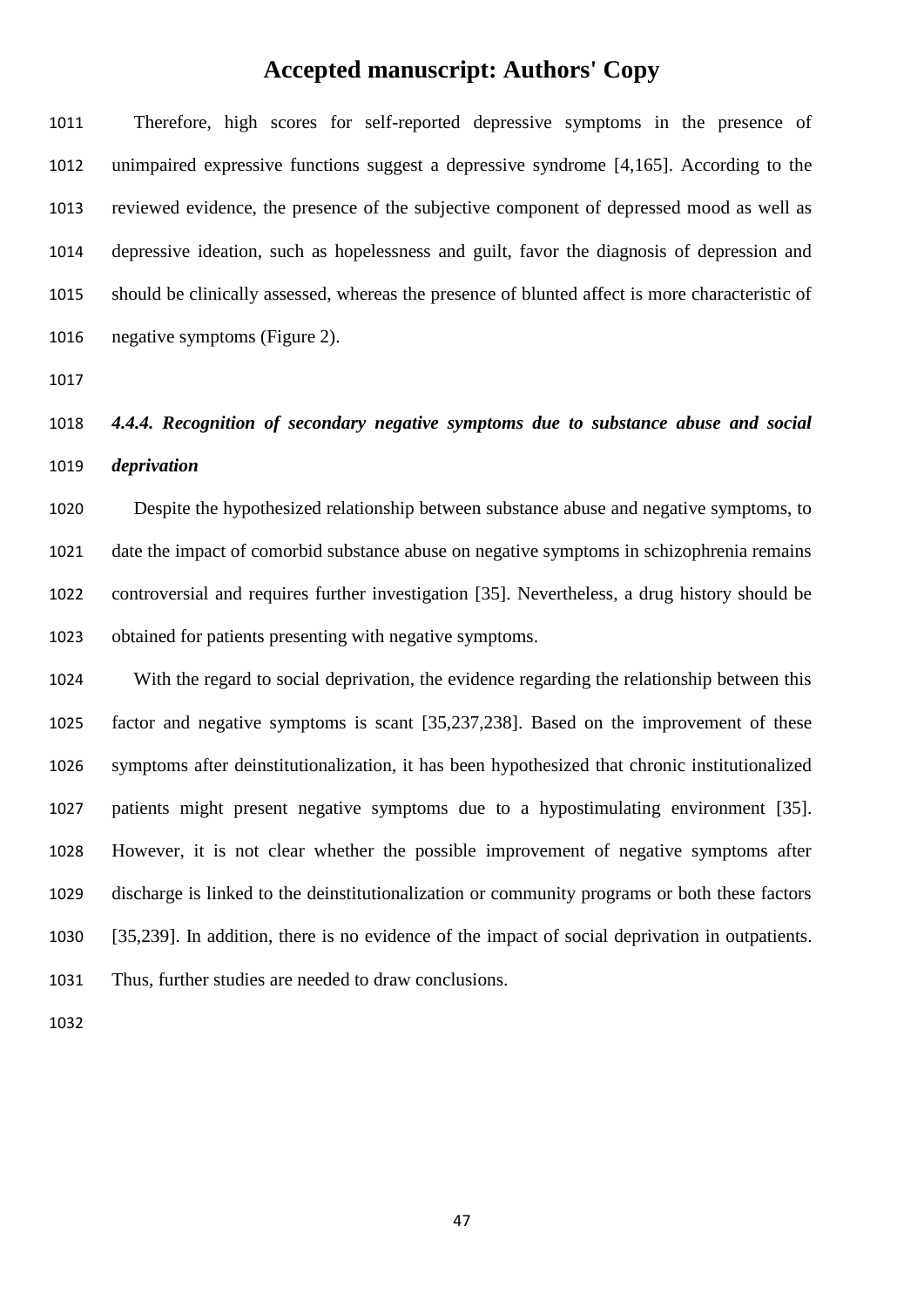Therefore, high scores for self-reported depressive symptoms in the presence of unimpaired expressive functions suggest a depressive syndrome [4,165]. According to the reviewed evidence, the presence of the subjective component of depressed mood as well as depressive ideation, such as hopelessness and guilt, favor the diagnosis of depression and should be clinically assessed, whereas the presence of blunted affect is more characteristic of negative symptoms (Figure 2).

#### *4.4.4. Recognition of secondary negative symptoms due to substance abuse and social deprivation*

Despite the hypothesized relationship between substance abuse and negative symptoms, to date the impact of comorbid substance abuse on negative symptoms in schizophrenia remains controversial and requires further investigation [35]. Nevertheless, a drug history should be obtained for patients presenting with negative symptoms.

With the regard to social deprivation, the evidence regarding the relationship between this factor and negative symptoms is scant [35,237,238]. Based on the improvement of these symptoms after deinstitutionalization, it has been hypothesized that chronic institutionalized patients might present negative symptoms due to a hypostimulating environment [35]. However, it is not clear whether the possible improvement of negative symptoms after discharge is linked to the deinstitutionalization or community programs or both these factors [35,239]. In addition, there is no evidence of the impact of social deprivation in outpatients. Thus, further studies are needed to draw conclusions.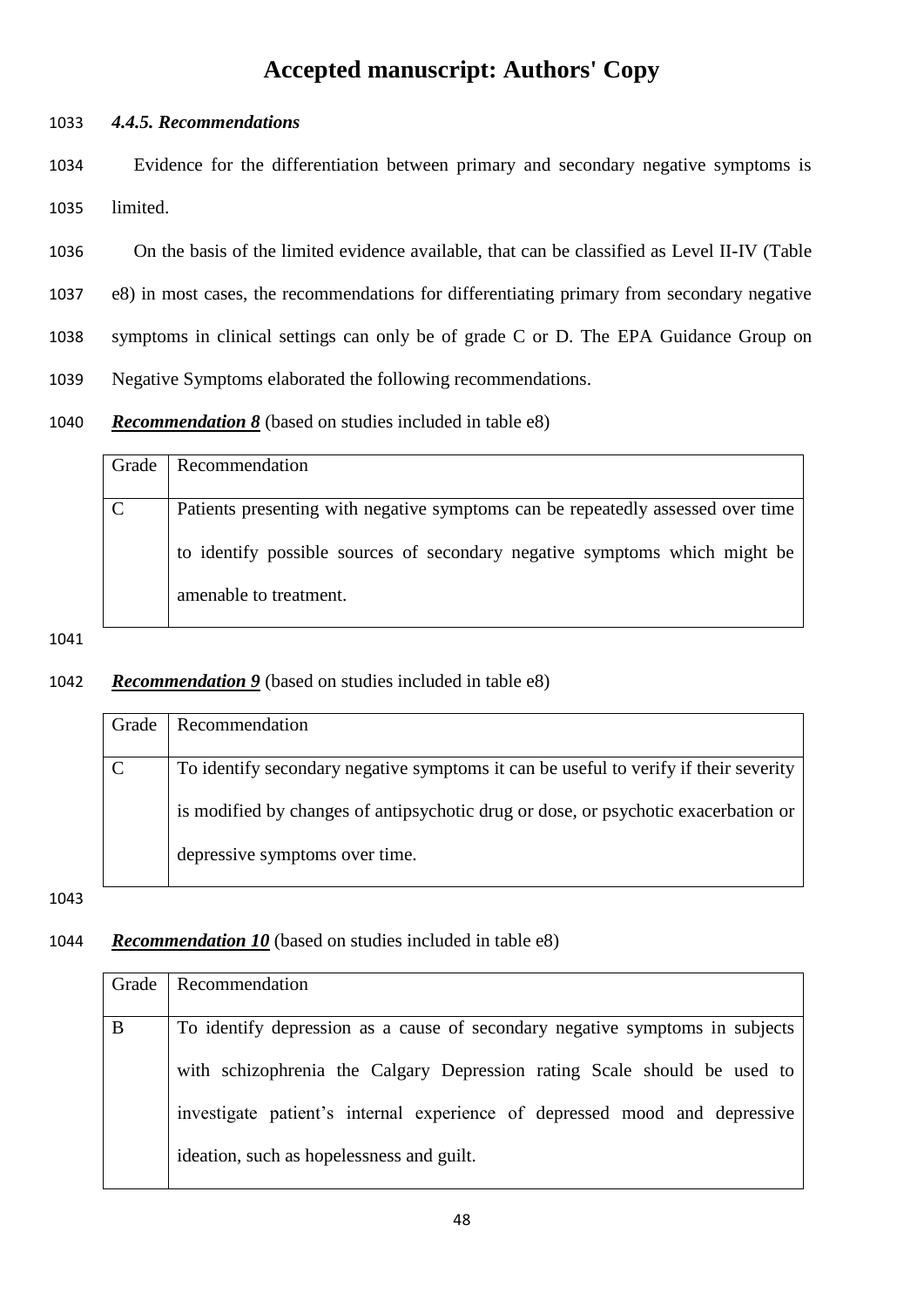### *4.4.5. Recommendations*

Evidence for the differentiation between primary and secondary negative symptoms is limited.

On the basis of the limited evidence available, that can be classified as Level II-IV (Table e8) in most cases, the recommendations for differentiating primary from secondary negative symptoms in clinical settings can only be of grade C or D. The EPA Guidance Group on Negative Symptoms elaborated the following recommendations.

***Recommendation 8*** (based on studies included in table e8)

| Grade | Recommendation |
|---|---|
| C | Patients presenting with negative symptoms can be repeatedly assessed over time to identify possible sources of secondary negative symptoms which might be amenable to treatment. |

***Recommendation 9*** (based on studies included in table e8)

| Grade | Recommendation |
|---|---|
| C | To identify secondary negative symptoms it can be useful to verify if their severity is modified by changes of antipsychotic drug or dose, or psychotic exacerbation or depressive symptoms over time. |

***Recommendation 10*** (based on studies included in table e8)

| Grade | Recommendation |
|---|---|
| B | To identify depression as a cause of secondary negative symptoms in subjects with schizophrenia the Calgary Depression rating Scale should be used to investigate patient's internal experience of depressed mood and depressive ideation, such as hopelessness and guilt. |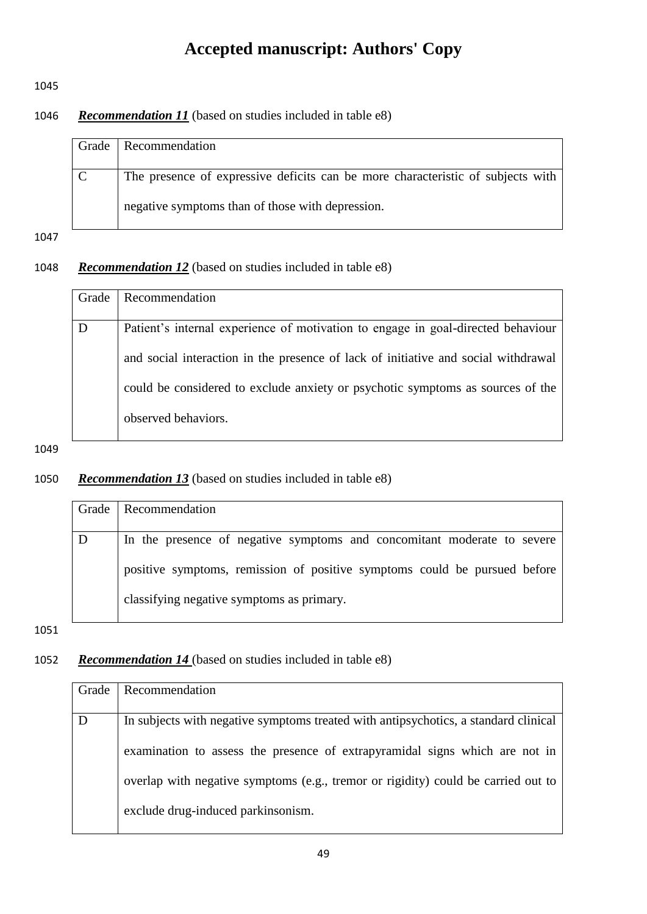***Recommendation 11*** (based on studies included in table e8)

| Grade | Recommendation |
| --- | --- |
| C | The presence of expressive deficits can be more characteristic of subjects with negative symptoms than of those with depression. |

***Recommendation 12*** (based on studies included in table e8)

| Grade | Recommendation |
| --- | --- |
| D | Patient's internal experience of motivation to engage in goal-directed behaviour and social interaction in the presence of lack of initiative and social withdrawal could be considered to exclude anxiety or psychotic symptoms as sources of the observed behaviors. |

***Recommendation 13*** (based on studies included in table e8)

| Grade | Recommendation |
| --- | --- |
| D | In the presence of negative symptoms and concomitant moderate to severe positive symptoms, remission of positive symptoms could be pursued before classifying negative symptoms as primary. |

***Recommendation 14*** (based on studies included in table e8)

| Grade | Recommendation |
| --- | --- |
| D | In subjects with negative symptoms treated with antipsychotics, a standard clinical examination to assess the presence of extrapyramidal signs which are not in overlap with negative symptoms (e.g., tremor or rigidity) could be carried out to exclude drug-induced parkinsonism. |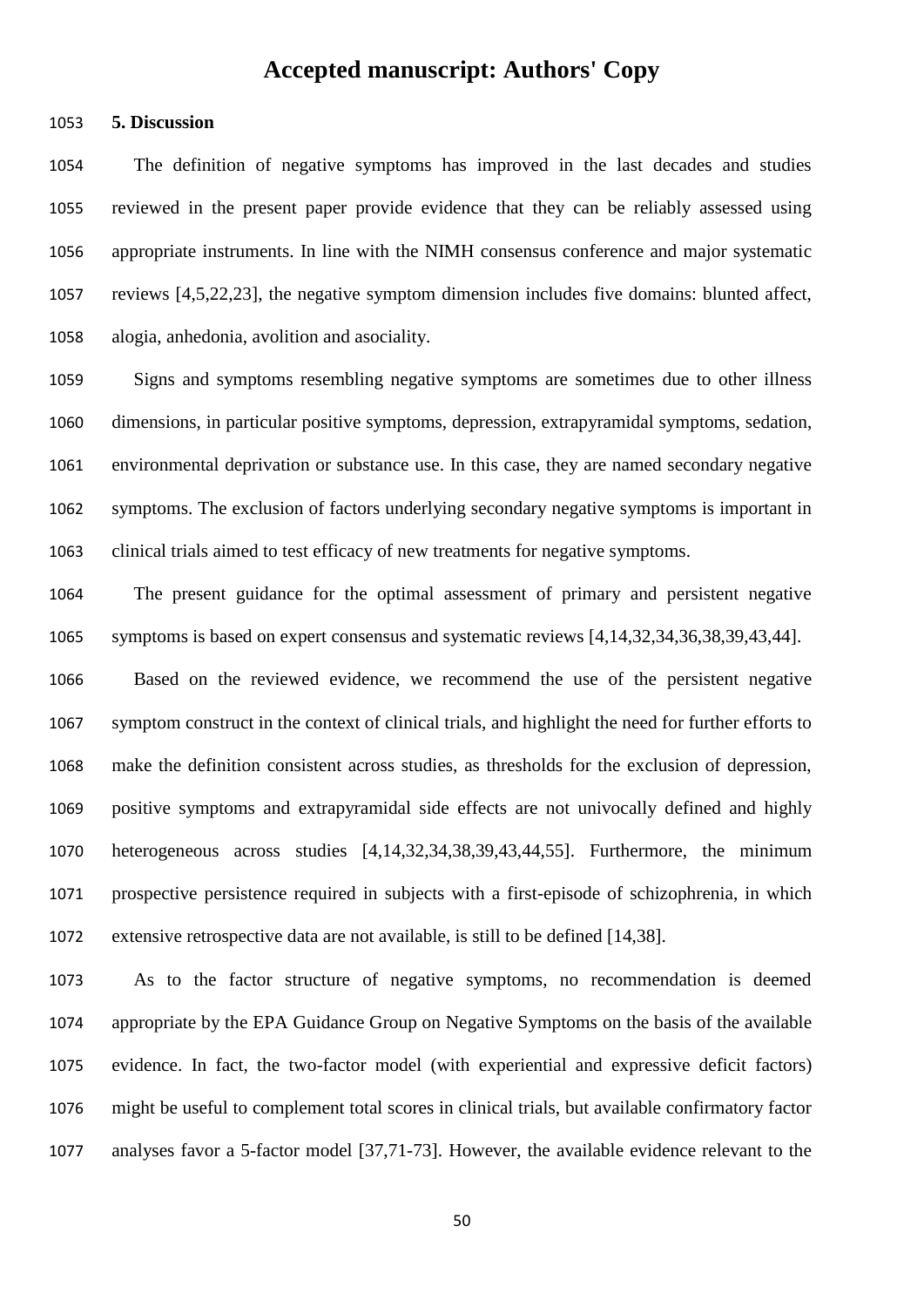## 5. Discussion

The definition of negative symptoms has improved in the last decades and studies reviewed in the present paper provide evidence that they can be reliably assessed using appropriate instruments. In line with the NIMH consensus conference and major systematic reviews [4,5,22,23], the negative symptom dimension includes five domains: blunted affect, alogia, anhedonia, avolition and asociality.

Signs and symptoms resembling negative symptoms are sometimes due to other illness dimensions, in particular positive symptoms, depression, extrapyramidal symptoms, sedation, environmental deprivation or substance use. In this case, they are named secondary negative symptoms. The exclusion of factors underlying secondary negative symptoms is important in clinical trials aimed to test efficacy of new treatments for negative symptoms.

The present guidance for the optimal assessment of primary and persistent negative symptoms is based on expert consensus and systematic reviews [4,14,32,34,36,38,39,43,44].

Based on the reviewed evidence, we recommend the use of the persistent negative symptom construct in the context of clinical trials, and highlight the need for further efforts to make the definition consistent across studies, as thresholds for the exclusion of depression, positive symptoms and extrapyramidal side effects are not univocally defined and highly heterogeneous across studies [4,14,32,34,38,39,43,44,55]. Furthermore, the minimum prospective persistence required in subjects with a first-episode of schizophrenia, in which extensive retrospective data are not available, is still to be defined [14,38].

As to the factor structure of negative symptoms, no recommendation is deemed appropriate by the EPA Guidance Group on Negative Symptoms on the basis of the available evidence. In fact, the two-factor model (with experiential and expressive deficit factors) might be useful to complement total scores in clinical trials, but available confirmatory factor analyses favor a 5-factor model [37,71-73]. However, the available evidence relevant to the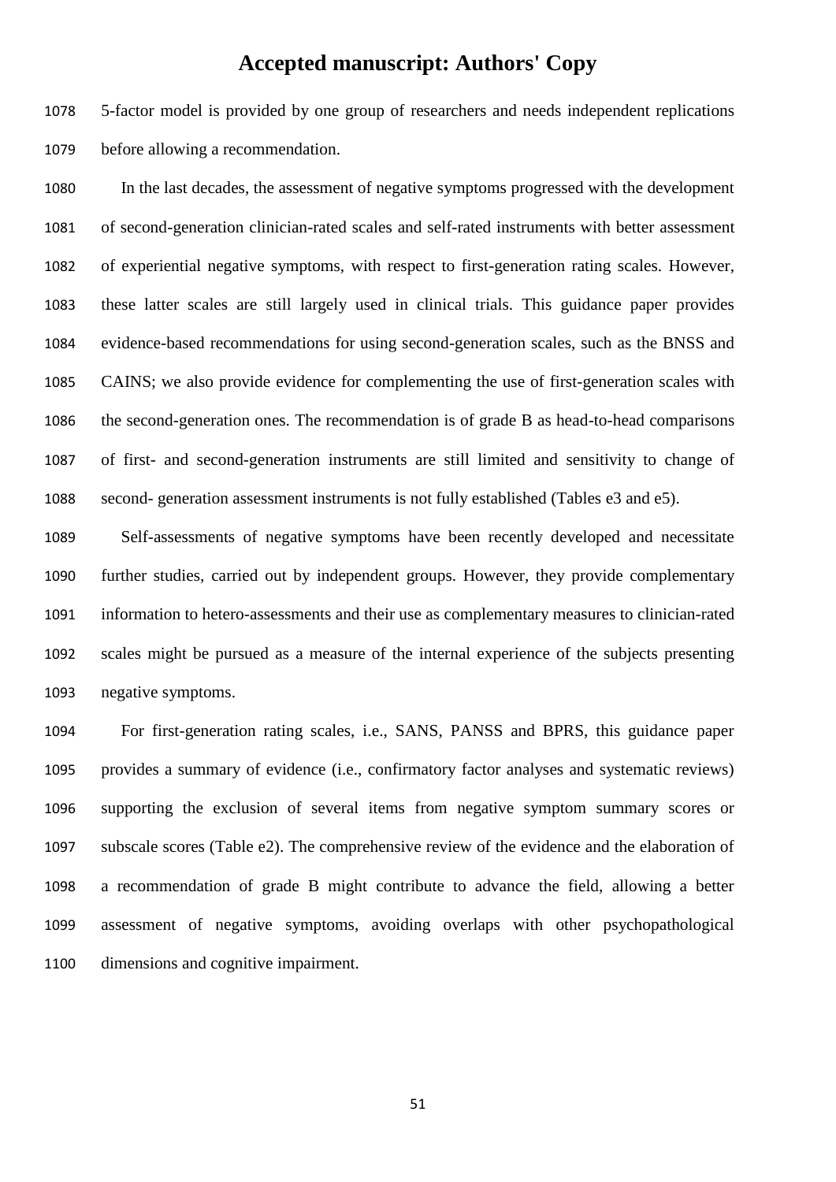5-factor model is provided by one group of researchers and needs independent replications before allowing a recommendation.

In the last decades, the assessment of negative symptoms progressed with the development of second-generation clinician-rated scales and self-rated instruments with better assessment of experiential negative symptoms, with respect to first-generation rating scales. However, these latter scales are still largely used in clinical trials. This guidance paper provides evidence-based recommendations for using second-generation scales, such as the BNSS and CAINS; we also provide evidence for complementing the use of first-generation scales with the second-generation ones. The recommendation is of grade B as head-to-head comparisons of first- and second-generation instruments are still limited and sensitivity to change of second- generation assessment instruments is not fully established (Tables e3 and e5).

Self-assessments of negative symptoms have been recently developed and necessitate further studies, carried out by independent groups. However, they provide complementary information to hetero-assessments and their use as complementary measures to clinician-rated scales might be pursued as a measure of the internal experience of the subjects presenting negative symptoms.

For first-generation rating scales, i.e., SANS, PANSS and BPRS, this guidance paper provides a summary of evidence (i.e., confirmatory factor analyses and systematic reviews) supporting the exclusion of several items from negative symptom summary scores or subscale scores (Table e2). The comprehensive review of the evidence and the elaboration of a recommendation of grade B might contribute to advance the field, allowing a better assessment of negative symptoms, avoiding overlaps with other psychopathological dimensions and cognitive impairment.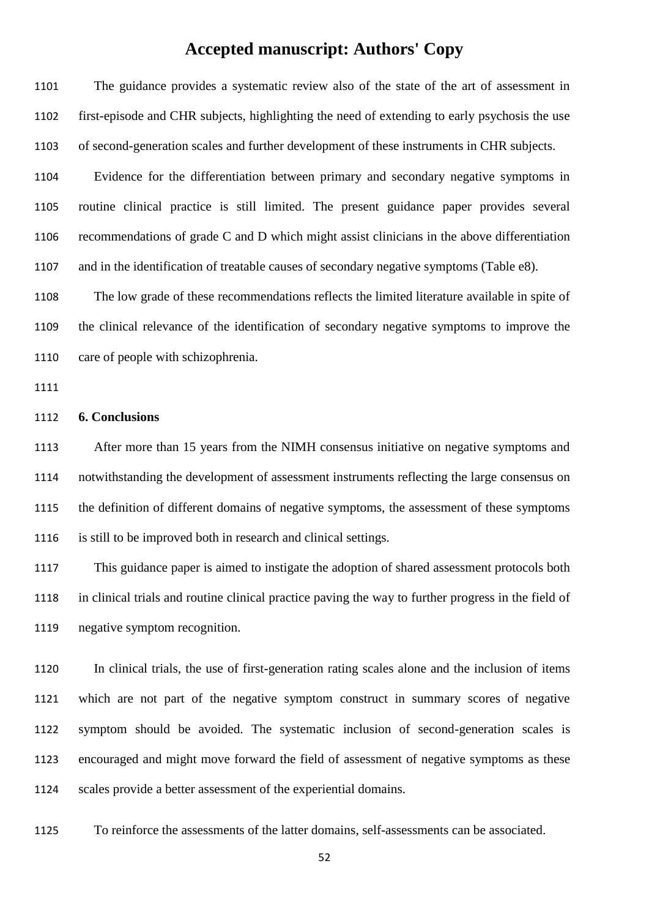The guidance provides a systematic review also of the state of the art of assessment in first-episode and CHR subjects, highlighting the need of extending to early psychosis the use of second-generation scales and further development of these instruments in CHR subjects.

Evidence for the differentiation between primary and secondary negative symptoms in routine clinical practice is still limited. The present guidance paper provides several recommendations of grade C and D which might assist clinicians in the above differentiation and in the identification of treatable causes of secondary negative symptoms (Table e8).

The low grade of these recommendations reflects the limited literature available in spite of the clinical relevance of the identification of secondary negative symptoms to improve the care of people with schizophrenia.

## 6. Conclusions

After more than 15 years from the NIMH consensus initiative on negative symptoms and notwithstanding the development of assessment instruments reflecting the large consensus on the definition of different domains of negative symptoms, the assessment of these symptoms is still to be improved both in research and clinical settings.

This guidance paper is aimed to instigate the adoption of shared assessment protocols both in clinical trials and routine clinical practice paving the way to further progress in the field of negative symptom recognition.

In clinical trials, the use of first-generation rating scales alone and the inclusion of items which are not part of the negative symptom construct in summary scores of negative symptom should be avoided. The systematic inclusion of second-generation scales is encouraged and might move forward the field of assessment of negative symptoms as these scales provide a better assessment of the experiential domains.

To reinforce the assessments of the latter domains, self-assessments can be associated.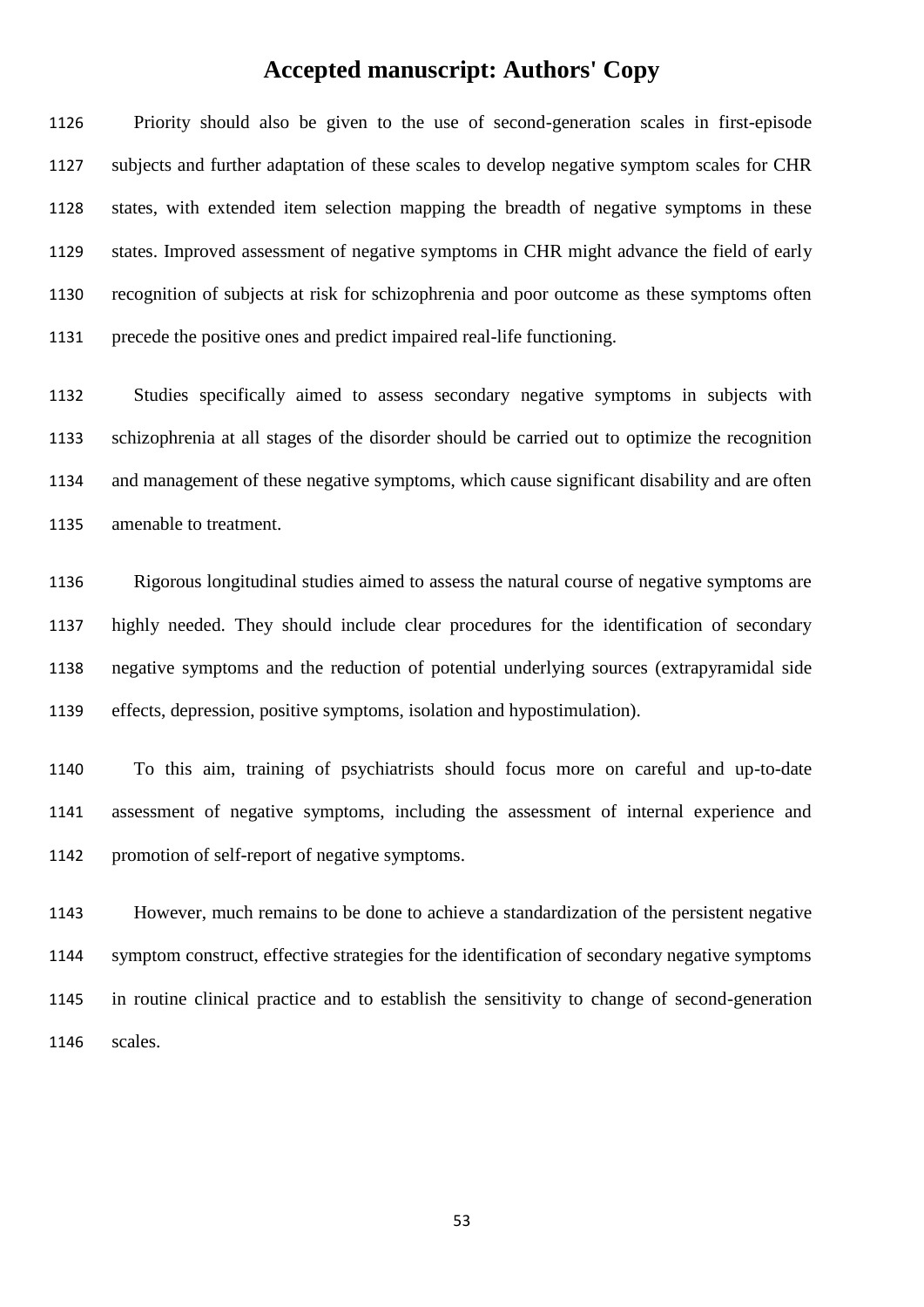Priority should also be given to the use of second-generation scales in first-episode subjects and further adaptation of these scales to develop negative symptom scales for CHR states, with extended item selection mapping the breadth of negative symptoms in these states. Improved assessment of negative symptoms in CHR might advance the field of early recognition of subjects at risk for schizophrenia and poor outcome as these symptoms often precede the positive ones and predict impaired real-life functioning.

Studies specifically aimed to assess secondary negative symptoms in subjects with schizophrenia at all stages of the disorder should be carried out to optimize the recognition and management of these negative symptoms, which cause significant disability and are often amenable to treatment.

Rigorous longitudinal studies aimed to assess the natural course of negative symptoms are highly needed. They should include clear procedures for the identification of secondary negative symptoms and the reduction of potential underlying sources (extrapyramidal side effects, depression, positive symptoms, isolation and hypostimulation).

To this aim, training of psychiatrists should focus more on careful and up-to-date assessment of negative symptoms, including the assessment of internal experience and promotion of self-report of negative symptoms.

However, much remains to be done to achieve a standardization of the persistent negative symptom construct, effective strategies for the identification of secondary negative symptoms in routine clinical practice and to establish the sensitivity to change of second-generation scales.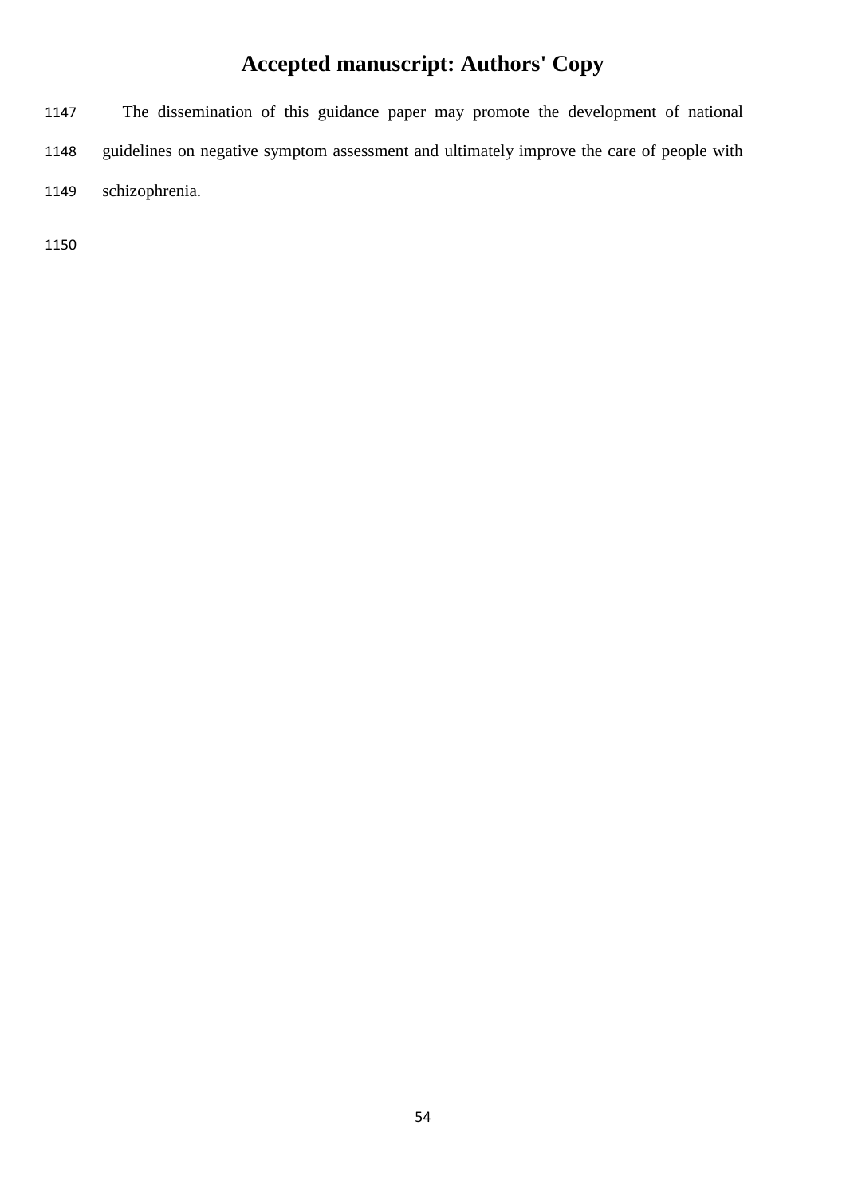The dissemination of this guidance paper may promote the development of national guidelines on negative symptom assessment and ultimately improve the care of people with schizophrenia.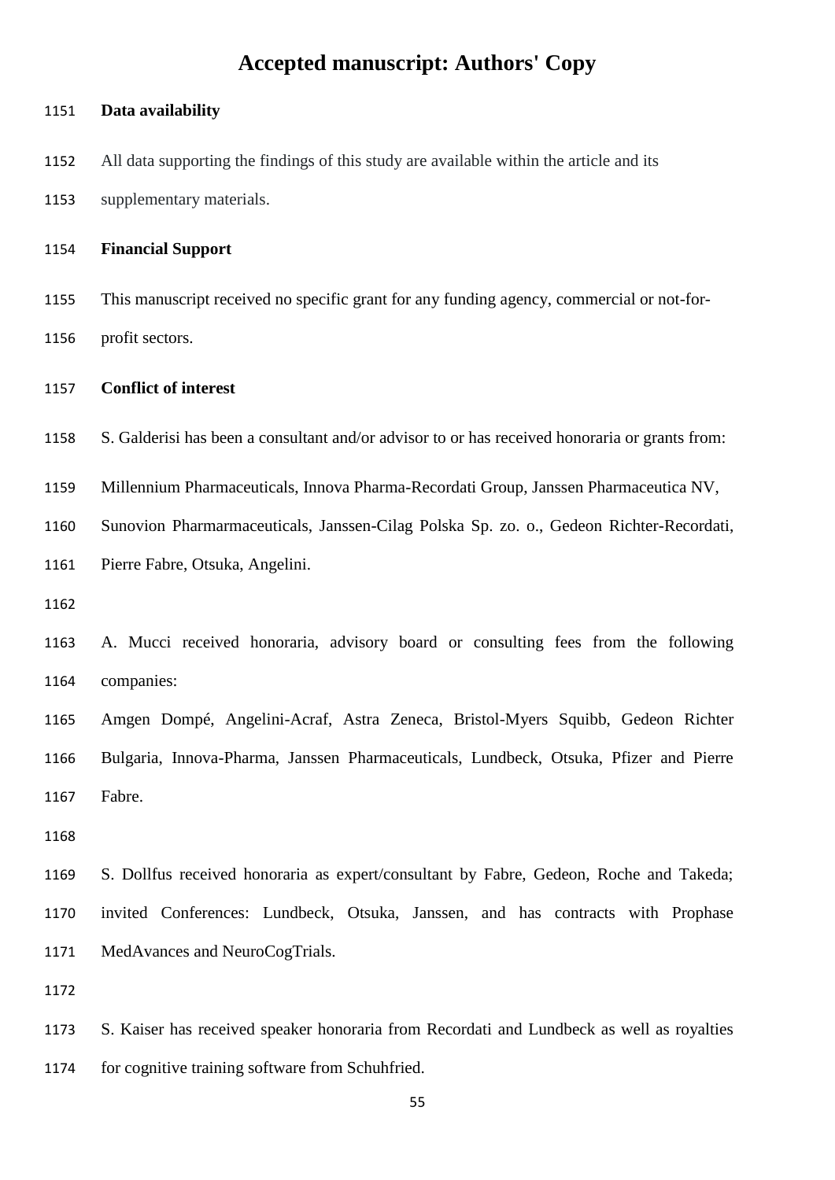## Data availability

All data supporting the findings of this study are available within the article and its supplementary materials.

## Financial Support

This manuscript received no specific grant for any funding agency, commercial or not-for-profit sectors.

## Conflict of interest

S. Galderisi has been a consultant and/or advisor to or has received honoraria or grants from: Millennium Pharmaceuticals, Innova Pharma-Recordati Group, Janssen Pharmaceutica NV, Sunovion Pharmarmaceuticals, Janssen-Cilag Polska Sp. zo. o., Gedeon Richter-Recordati, Pierre Fabre, Otsuka, Angelini.

A. Mucci received honoraria, advisory board or consulting fees from the following companies: Amgen Dompé, Angelini-Acraf, Astra Zeneca, Bristol-Myers Squibb, Gedeon Richter Bulgaria, Innova-Pharma, Janssen Pharmaceuticals, Lundbeck, Otsuka, Pfizer and Pierre Fabre.

S. Dollfus received honoraria as expert/consultant by Fabre, Gedeon, Roche and Takeda; invited Conferences: Lundbeck, Otsuka, Janssen, and has contracts with Prophase MedAvances and NeuroCogTrials.

S. Kaiser has received speaker honoraria from Recordati and Lundbeck as well as royalties for cognitive training software from Schuhfried.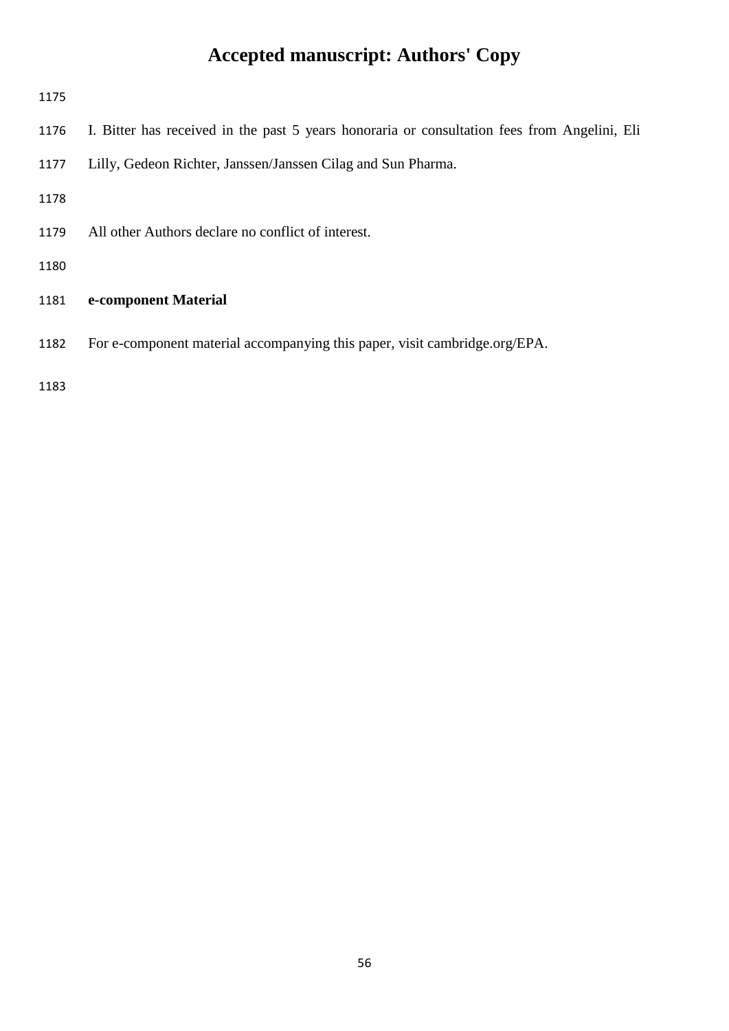I. Bitter has received in the past 5 years honoraria or consultation fees from Angelini, Eli Lilly, Gedeon Richter, Janssen/Janssen Cilag and Sun Pharma.

All other Authors declare no conflict of interest.

**e-component Material**

For e-component material accompanying this paper, visit cambridge.org/EPA.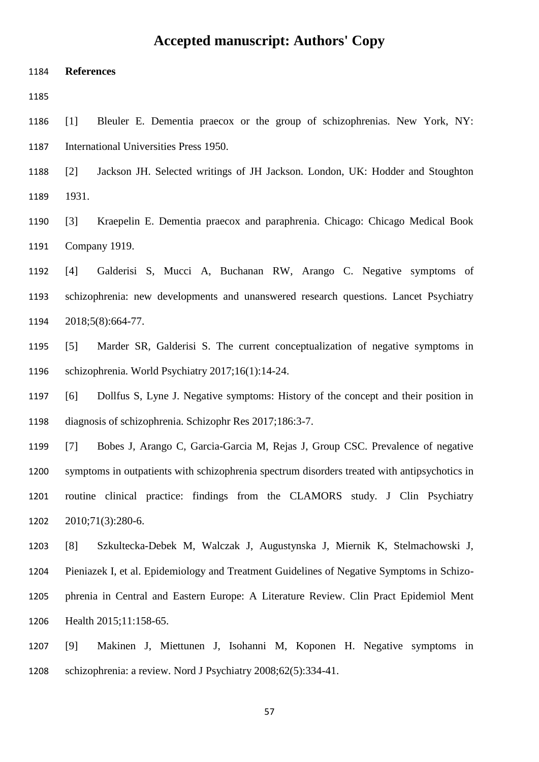**References**

[1] Bleuler E. Dementia praecox or the group of schizophrenias. New York, NY: International Universities Press 1950.

[2] Jackson JH. Selected writings of JH Jackson. London, UK: Hodder and Stoughton 1931.

[3] Kraepelin E. Dementia praecox and paraphrenia. Chicago: Chicago Medical Book Company 1919.

[4] Galderisi S, Mucci A, Buchanan RW, Arango C. Negative symptoms of schizophrenia: new developments and unanswered research questions. Lancet Psychiatry 2018;5(8):664-77.

[5] Marder SR, Galderisi S. The current conceptualization of negative symptoms in schizophrenia. World Psychiatry 2017;16(1):14-24.

[6] Dollfus S, Lyne J. Negative symptoms: History of the concept and their position in diagnosis of schizophrenia. Schizophr Res 2017;186:3-7.

[7] Bobes J, Arango C, Garcia-Garcia M, Rejas J, Group CSC. Prevalence of negative symptoms in outpatients with schizophrenia spectrum disorders treated with antipsychotics in routine clinical practice: findings from the CLAMORS study. J Clin Psychiatry 2010;71(3):280-6.

[8] Szkultecka-Debek M, Walczak J, Augustynska J, Miernik K, Stelmachowski J, Pieniazek I, et al. Epidemiology and Treatment Guidelines of Negative Symptoms in Schizophrenia in Central and Eastern Europe: A Literature Review. Clin Pract Epidemiol Ment Health 2015;11:158-65.

[9] Makinen J, Miettunen J, Isohanni M, Koponen H. Negative symptoms in schizophrenia: a review. Nord J Psychiatry 2008;62(5):334-41.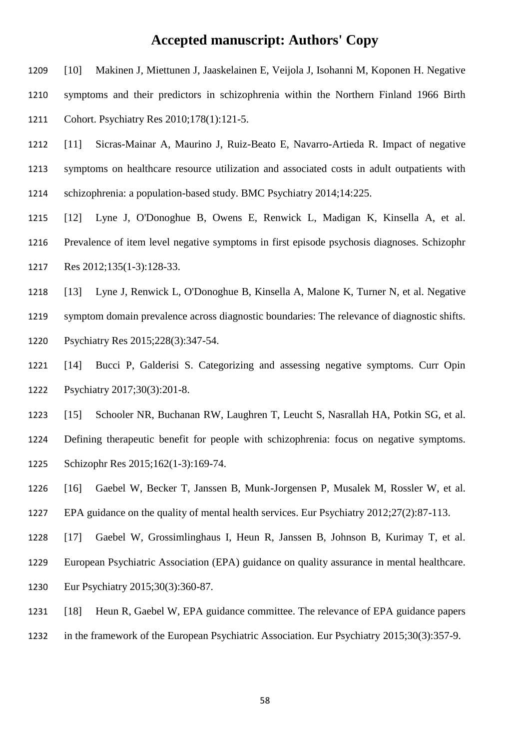[10] Makinen J, Miettunen J, Jaaskelainen E, Veijola J, Isohanni M, Koponen H. Negative symptoms and their predictors in schizophrenia within the Northern Finland 1966 Birth Cohort. Psychiatry Res 2010;178(1):121-5.

[11] Sicras-Mainar A, Maurino J, Ruiz-Beato E, Navarro-Artieda R. Impact of negative symptoms on healthcare resource utilization and associated costs in adult outpatients with schizophrenia: a population-based study. BMC Psychiatry 2014;14:225.

[12] Lyne J, O'Donoghue B, Owens E, Renwick L, Madigan K, Kinsella A, et al. Prevalence of item level negative symptoms in first episode psychosis diagnoses. Schizophr Res 2012;135(1-3):128-33.

[13] Lyne J, Renwick L, O'Donoghue B, Kinsella A, Malone K, Turner N, et al. Negative symptom domain prevalence across diagnostic boundaries: The relevance of diagnostic shifts. Psychiatry Res 2015;228(3):347-54.

[14] Bucci P, Galderisi S. Categorizing and assessing negative symptoms. Curr Opin Psychiatry 2017;30(3):201-8.

[15] Schooler NR, Buchanan RW, Laughren T, Leucht S, Nasrallah HA, Potkin SG, et al. Defining therapeutic benefit for people with schizophrenia: focus on negative symptoms. Schizophr Res 2015;162(1-3):169-74.

[16] Gaebel W, Becker T, Janssen B, Munk-Jorgensen P, Musalek M, Rossler W, et al. EPA guidance on the quality of mental health services. Eur Psychiatry 2012;27(2):87-113.

[17] Gaebel W, Grossimlinghaus I, Heun R, Janssen B, Johnson B, Kurimay T, et al. European Psychiatric Association (EPA) guidance on quality assurance in mental healthcare. Eur Psychiatry 2015;30(3):360-87.

[18] Heun R, Gaebel W, EPA guidance committee. The relevance of EPA guidance papers in the framework of the European Psychiatric Association. Eur Psychiatry 2015;30(3):357-9.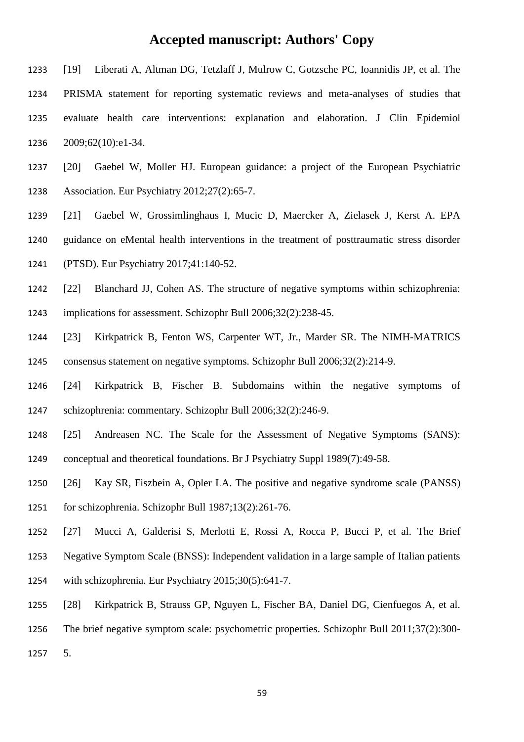[19] Liberati A, Altman DG, Tetzlaff J, Mulrow C, Gotzsche PC, Ioannidis JP, et al. The PRISMA statement for reporting systematic reviews and meta-analyses of studies that evaluate health care interventions: explanation and elaboration. J Clin Epidemiol 2009;62(10):e1-34.

[20] Gaebel W, Moller HJ. European guidance: a project of the European Psychiatric Association. Eur Psychiatry 2012;27(2):65-7.

[21] Gaebel W, Grossimlinghaus I, Mucic D, Maercker A, Zielasek J, Kerst A. EPA guidance on eMental health interventions in the treatment of posttraumatic stress disorder (PTSD). Eur Psychiatry 2017;41:140-52.

[22] Blanchard JJ, Cohen AS. The structure of negative symptoms within schizophrenia: implications for assessment. Schizophr Bull 2006;32(2):238-45.

[23] Kirkpatrick B, Fenton WS, Carpenter WT, Jr., Marder SR. The NIMH-MATRICS consensus statement on negative symptoms. Schizophr Bull 2006;32(2):214-9.

[24] Kirkpatrick B, Fischer B. Subdomains within the negative symptoms of schizophrenia: commentary. Schizophr Bull 2006;32(2):246-9.

[25] Andreasen NC. The Scale for the Assessment of Negative Symptoms (SANS): conceptual and theoretical foundations. Br J Psychiatry Suppl 1989(7):49-58.

[26] Kay SR, Fiszbein A, Opler LA. The positive and negative syndrome scale (PANSS) for schizophrenia. Schizophr Bull 1987;13(2):261-76.

[27] Mucci A, Galderisi S, Merlotti E, Rossi A, Rocca P, Bucci P, et al. The Brief Negative Symptom Scale (BNSS): Independent validation in a large sample of Italian patients with schizophrenia. Eur Psychiatry 2015;30(5):641-7.

[28] Kirkpatrick B, Strauss GP, Nguyen L, Fischer BA, Daniel DG, Cienfuegos A, et al. The brief negative symptom scale: psychometric properties. Schizophr Bull 2011;37(2):300-5.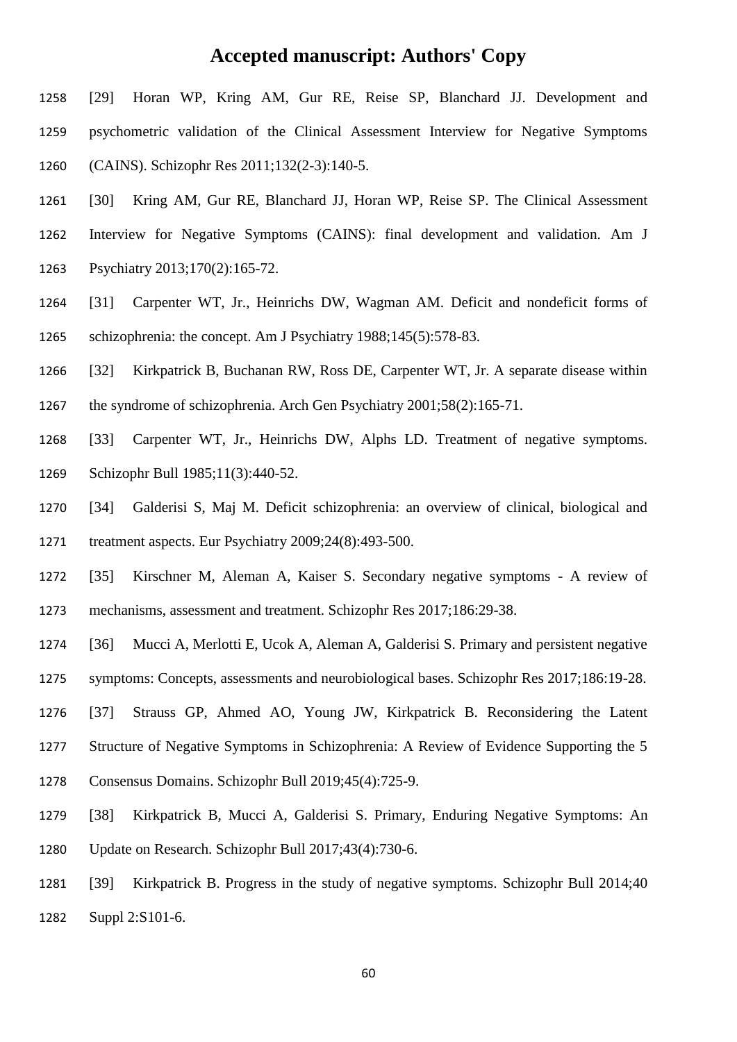[29] Horan WP, Kring AM, Gur RE, Reise SP, Blanchard JJ. Development and psychometric validation of the Clinical Assessment Interview for Negative Symptoms (CAINS). Schizophr Res 2011;132(2-3):140-5.

[30] Kring AM, Gur RE, Blanchard JJ, Horan WP, Reise SP. The Clinical Assessment Interview for Negative Symptoms (CAINS): final development and validation. Am J Psychiatry 2013;170(2):165-72.

[31] Carpenter WT, Jr., Heinrichs DW, Wagman AM. Deficit and nondeficit forms of schizophrenia: the concept. Am J Psychiatry 1988;145(5):578-83.

[32] Kirkpatrick B, Buchanan RW, Ross DE, Carpenter WT, Jr. A separate disease within the syndrome of schizophrenia. Arch Gen Psychiatry 2001;58(2):165-71.

[33] Carpenter WT, Jr., Heinrichs DW, Alphs LD. Treatment of negative symptoms. Schizophr Bull 1985;11(3):440-52.

[34] Galderisi S, Maj M. Deficit schizophrenia: an overview of clinical, biological and treatment aspects. Eur Psychiatry 2009;24(8):493-500.

[35] Kirschner M, Aleman A, Kaiser S. Secondary negative symptoms - A review of mechanisms, assessment and treatment. Schizophr Res 2017;186:29-38.

[36] Mucci A, Merlotti E, Ucok A, Aleman A, Galderisi S. Primary and persistent negative symptoms: Concepts, assessments and neurobiological bases. Schizophr Res 2017;186:19-28.

[37] Strauss GP, Ahmed AO, Young JW, Kirkpatrick B. Reconsidering the Latent Structure of Negative Symptoms in Schizophrenia: A Review of Evidence Supporting the 5 Consensus Domains. Schizophr Bull 2019;45(4):725-9.

[38] Kirkpatrick B, Mucci A, Galderisi S. Primary, Enduring Negative Symptoms: An Update on Research. Schizophr Bull 2017;43(4):730-6.

[39] Kirkpatrick B. Progress in the study of negative symptoms. Schizophr Bull 2014;40 Suppl 2:S101-6.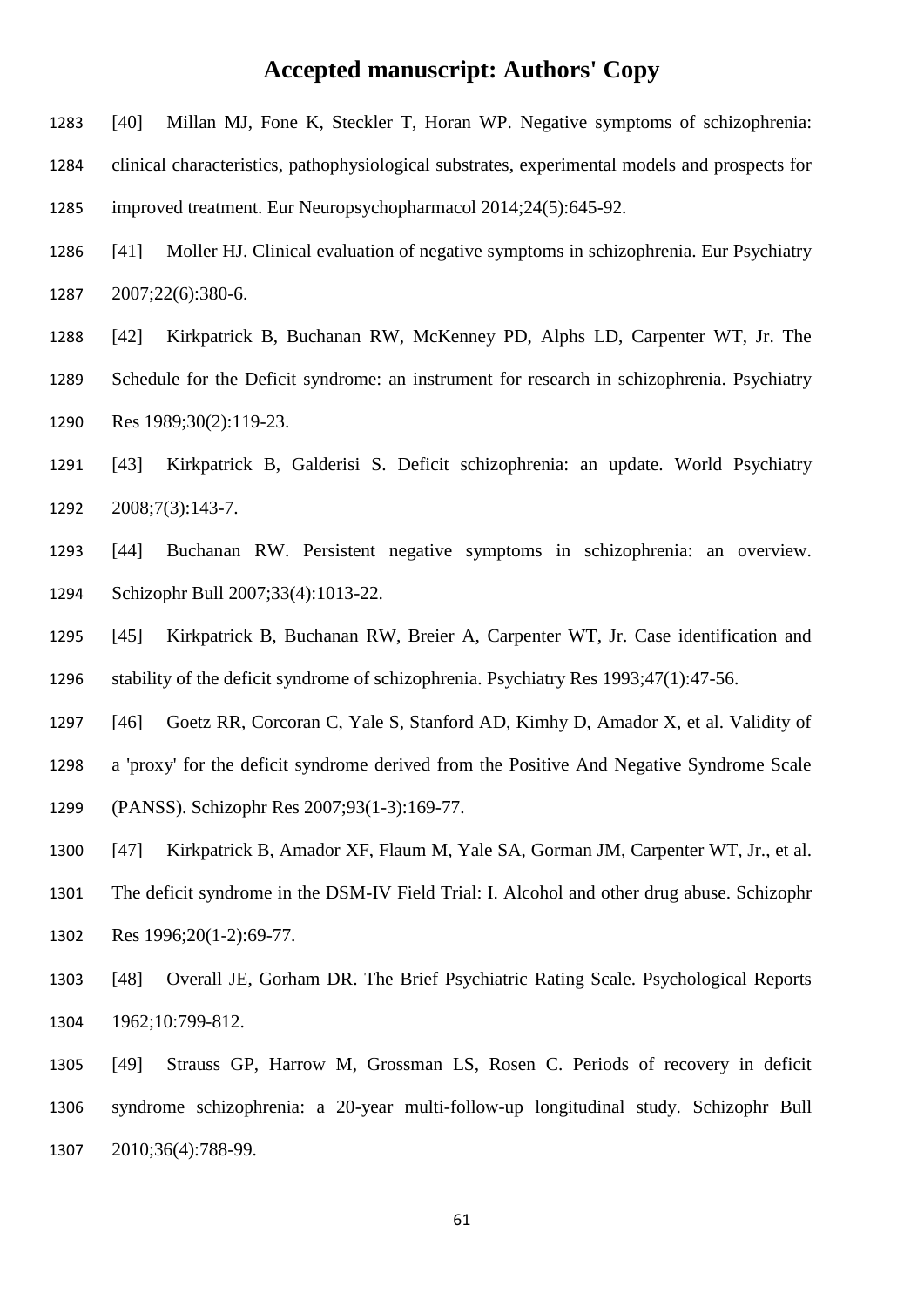[40] Millan MJ, Fone K, Steckler T, Horan WP. Negative symptoms of schizophrenia: clinical characteristics, pathophysiological substrates, experimental models and prospects for improved treatment. Eur Neuropsychopharmacol 2014;24(5):645-92.

[41] Moller HJ. Clinical evaluation of negative symptoms in schizophrenia. Eur Psychiatry 2007;22(6):380-6.

[42] Kirkpatrick B, Buchanan RW, McKenney PD, Alphs LD, Carpenter WT, Jr. The Schedule for the Deficit syndrome: an instrument for research in schizophrenia. Psychiatry Res 1989;30(2):119-23.

[43] Kirkpatrick B, Galderisi S. Deficit schizophrenia: an update. World Psychiatry 2008;7(3):143-7.

[44] Buchanan RW. Persistent negative symptoms in schizophrenia: an overview. Schizophr Bull 2007;33(4):1013-22.

[45] Kirkpatrick B, Buchanan RW, Breier A, Carpenter WT, Jr. Case identification and stability of the deficit syndrome of schizophrenia. Psychiatry Res 1993;47(1):47-56.

[46] Goetz RR, Corcoran C, Yale S, Stanford AD, Kimhy D, Amador X, et al. Validity of a 'proxy' for the deficit syndrome derived from the Positive And Negative Syndrome Scale (PANSS). Schizophr Res 2007;93(1-3):169-77.

[47] Kirkpatrick B, Amador XF, Flaum M, Yale SA, Gorman JM, Carpenter WT, Jr., et al. The deficit syndrome in the DSM-IV Field Trial: I. Alcohol and other drug abuse. Schizophr Res 1996;20(1-2):69-77.

[48] Overall JE, Gorham DR. The Brief Psychiatric Rating Scale. Psychological Reports 1962;10:799-812.

[49] Strauss GP, Harrow M, Grossman LS, Rosen C. Periods of recovery in deficit syndrome schizophrenia: a 20-year multi-follow-up longitudinal study. Schizophr Bull 2010;36(4):788-99.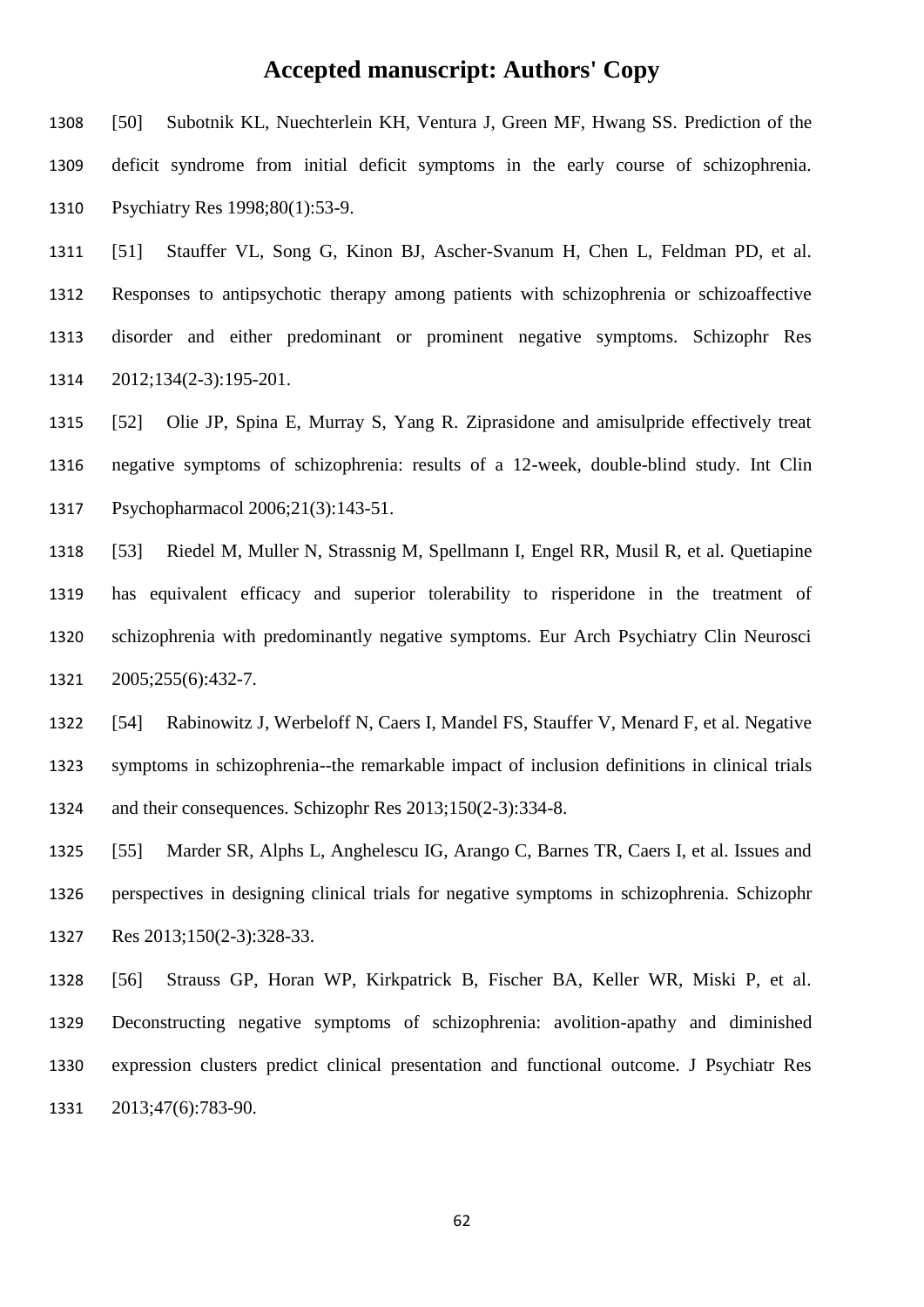[50] Subotnik KL, Nuechterlein KH, Ventura J, Green MF, Hwang SS. Prediction of the deficit syndrome from initial deficit symptoms in the early course of schizophrenia. Psychiatry Res 1998;80(1):53-9.

[51] Stauffer VL, Song G, Kinon BJ, Ascher-Svanum H, Chen L, Feldman PD, et al. Responses to antipsychotic therapy among patients with schizophrenia or schizoaffective disorder and either predominant or prominent negative symptoms. Schizophr Res 2012;134(2-3):195-201.

[52] Olie JP, Spina E, Murray S, Yang R. Ziprasidone and amisulpride effectively treat negative symptoms of schizophrenia: results of a 12-week, double-blind study. Int Clin Psychopharmacol 2006;21(3):143-51.

[53] Riedel M, Muller N, Strassnig M, Spellmann I, Engel RR, Musil R, et al. Quetiapine has equivalent efficacy and superior tolerability to risperidone in the treatment of schizophrenia with predominantly negative symptoms. Eur Arch Psychiatry Clin Neurosci 2005;255(6):432-7.

[54] Rabinowitz J, Werbeloff N, Caers I, Mandel FS, Stauffer V, Menard F, et al. Negative symptoms in schizophrenia--the remarkable impact of inclusion definitions in clinical trials and their consequences. Schizophr Res 2013;150(2-3):334-8.

[55] Marder SR, Alphs L, Anghelescu IG, Arango C, Barnes TR, Caers I, et al. Issues and perspectives in designing clinical trials for negative symptoms in schizophrenia. Schizophr Res 2013;150(2-3):328-33.

[56] Strauss GP, Horan WP, Kirkpatrick B, Fischer BA, Keller WR, Miski P, et al. Deconstructing negative symptoms of schizophrenia: avolition-apathy and diminished expression clusters predict clinical presentation and functional outcome. J Psychiatr Res 2013;47(6):783-90.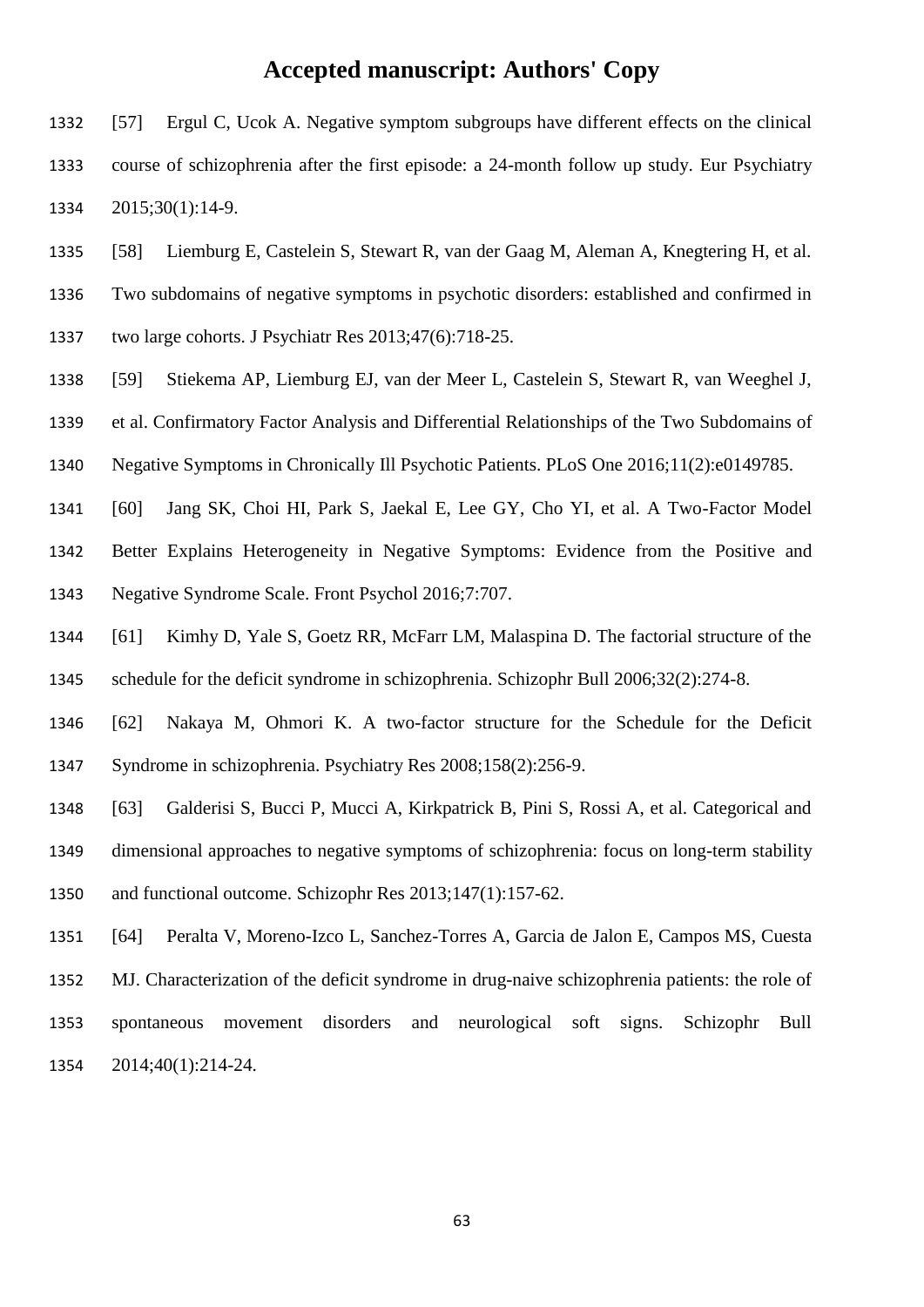[57] Ergul C, Ucok A. Negative symptom subgroups have different effects on the clinical course of schizophrenia after the first episode: a 24-month follow up study. Eur Psychiatry 2015;30(1):14-9.

[58] Liemburg E, Castelein S, Stewart R, van der Gaag M, Aleman A, Knegtering H, et al. Two subdomains of negative symptoms in psychotic disorders: established and confirmed in two large cohorts. J Psychiatr Res 2013;47(6):718-25.

[59] Stiekema AP, Liemburg EJ, van der Meer L, Castelein S, Stewart R, van Weeghel J, et al. Confirmatory Factor Analysis and Differential Relationships of the Two Subdomains of Negative Symptoms in Chronically Ill Psychotic Patients. PLoS One 2016;11(2):e0149785.

[60] Jang SK, Choi HI, Park S, Jaekal E, Lee GY, Cho YI, et al. A Two-Factor Model Better Explains Heterogeneity in Negative Symptoms: Evidence from the Positive and Negative Syndrome Scale. Front Psychol 2016;7:707.

[61] Kimhy D, Yale S, Goetz RR, McFarr LM, Malaspina D. The factorial structure of the schedule for the deficit syndrome in schizophrenia. Schizophr Bull 2006;32(2):274-8.

[62] Nakaya M, Ohmori K. A two-factor structure for the Schedule for the Deficit Syndrome in schizophrenia. Psychiatry Res 2008;158(2):256-9.

[63] Galderisi S, Bucci P, Mucci A, Kirkpatrick B, Pini S, Rossi A, et al. Categorical and dimensional approaches to negative symptoms of schizophrenia: focus on long-term stability and functional outcome. Schizophr Res 2013;147(1):157-62.

[64] Peralta V, Moreno-Izco L, Sanchez-Torres A, Garcia de Jalon E, Campos MS, Cuesta MJ. Characterization of the deficit syndrome in drug-naive schizophrenia patients: the role of spontaneous movement disorders and neurological soft signs. Schizophr Bull 2014;40(1):214-24.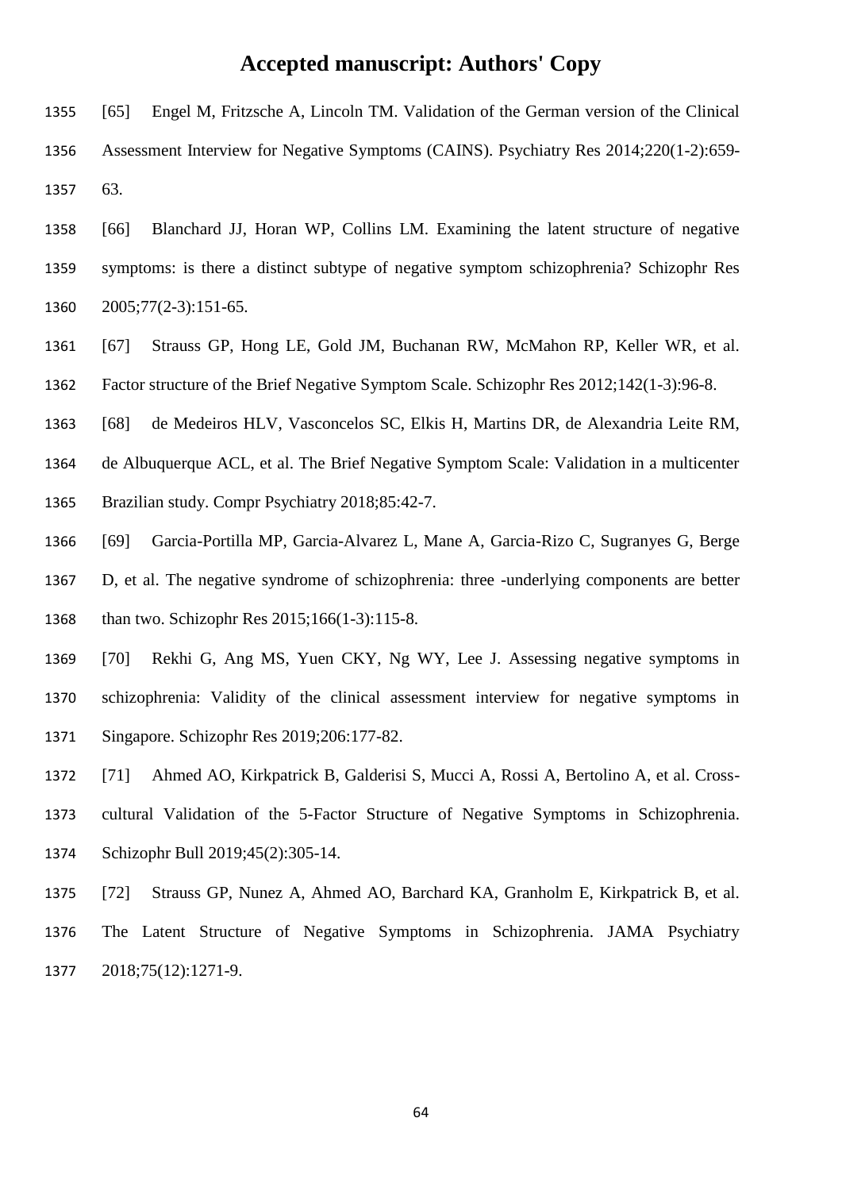[65] Engel M, Fritzsche A, Lincoln TM. Validation of the German version of the Clinical Assessment Interview for Negative Symptoms (CAINS). Psychiatry Res 2014;220(1-2):659-63.

[66] Blanchard JJ, Horan WP, Collins LM. Examining the latent structure of negative symptoms: is there a distinct subtype of negative symptom schizophrenia? Schizophr Res 2005;77(2-3):151-65.

[67] Strauss GP, Hong LE, Gold JM, Buchanan RW, McMahon RP, Keller WR, et al. Factor structure of the Brief Negative Symptom Scale. Schizophr Res 2012;142(1-3):96-8.

[68] de Medeiros HLV, Vasconcelos SC, Elkis H, Martins DR, de Alexandria Leite RM, de Albuquerque ACL, et al. The Brief Negative Symptom Scale: Validation in a multicenter Brazilian study. Compr Psychiatry 2018;85:42-7.

[69] Garcia-Portilla MP, Garcia-Alvarez L, Mane A, Garcia-Rizo C, Sugranyes G, Berge D, et al. The negative syndrome of schizophrenia: three -underlying components are better than two. Schizophr Res 2015;166(1-3):115-8.

[70] Rekhi G, Ang MS, Yuen CKY, Ng WY, Lee J. Assessing negative symptoms in schizophrenia: Validity of the clinical assessment interview for negative symptoms in Singapore. Schizophr Res 2019;206:177-82.

[71] Ahmed AO, Kirkpatrick B, Galderisi S, Mucci A, Rossi A, Bertolino A, et al. Cross-cultural Validation of the 5-Factor Structure of Negative Symptoms in Schizophrenia. Schizophr Bull 2019;45(2):305-14.

[72] Strauss GP, Nunez A, Ahmed AO, Barchard KA, Granholm E, Kirkpatrick B, et al. The Latent Structure of Negative Symptoms in Schizophrenia. JAMA Psychiatry 2018;75(12):1271-9.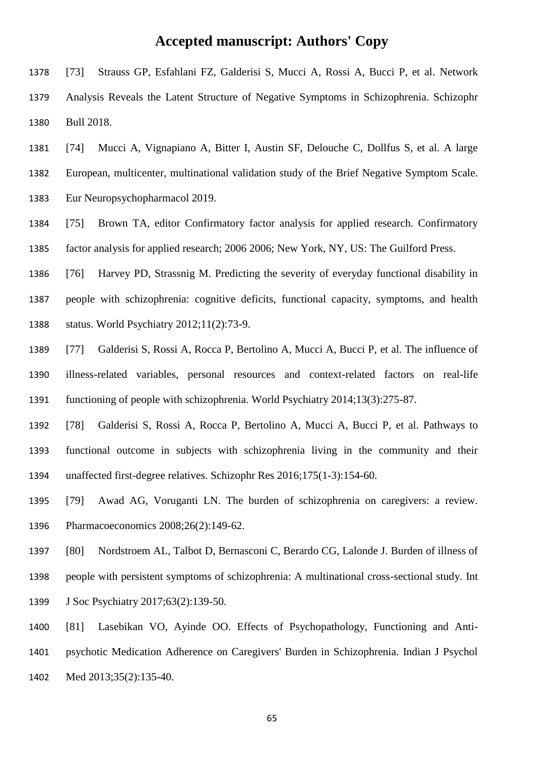[73] Strauss GP, Esfahlani FZ, Galderisi S, Mucci A, Rossi A, Bucci P, et al. Network Analysis Reveals the Latent Structure of Negative Symptoms in Schizophrenia. Schizophr Bull 2018.

[74] Mucci A, Vignapiano A, Bitter I, Austin SF, Delouche C, Dollfus S, et al. A large European, multicenter, multinational validation study of the Brief Negative Symptom Scale. Eur Neuropsychopharmacol 2019.

[75] Brown TA, editor Confirmatory factor analysis for applied research. Confirmatory factor analysis for applied research; 2006 2006; New York, NY, US: The Guilford Press.

[76] Harvey PD, Strassnig M. Predicting the severity of everyday functional disability in people with schizophrenia: cognitive deficits, functional capacity, symptoms, and health status. World Psychiatry 2012;11(2):73-9.

[77] Galderisi S, Rossi A, Rocca P, Bertolino A, Mucci A, Bucci P, et al. The influence of illness-related variables, personal resources and context-related factors on real-life functioning of people with schizophrenia. World Psychiatry 2014;13(3):275-87.

[78] Galderisi S, Rossi A, Rocca P, Bertolino A, Mucci A, Bucci P, et al. Pathways to functional outcome in subjects with schizophrenia living in the community and their unaffected first-degree relatives. Schizophr Res 2016;175(1-3):154-60.

[79] Awad AG, Voruganti LN. The burden of schizophrenia on caregivers: a review. Pharmacoeconomics 2008;26(2):149-62.

[80] Nordstroem AL, Talbot D, Bernasconi C, Berardo CG, Lalonde J. Burden of illness of people with persistent symptoms of schizophrenia: A multinational cross-sectional study. Int J Soc Psychiatry 2017;63(2):139-50.

[81] Lasebikan VO, Ayinde OO. Effects of Psychopathology, Functioning and Anti-psychotic Medication Adherence on Caregivers' Burden in Schizophrenia. Indian J Psychol Med 2013;35(2):135-40.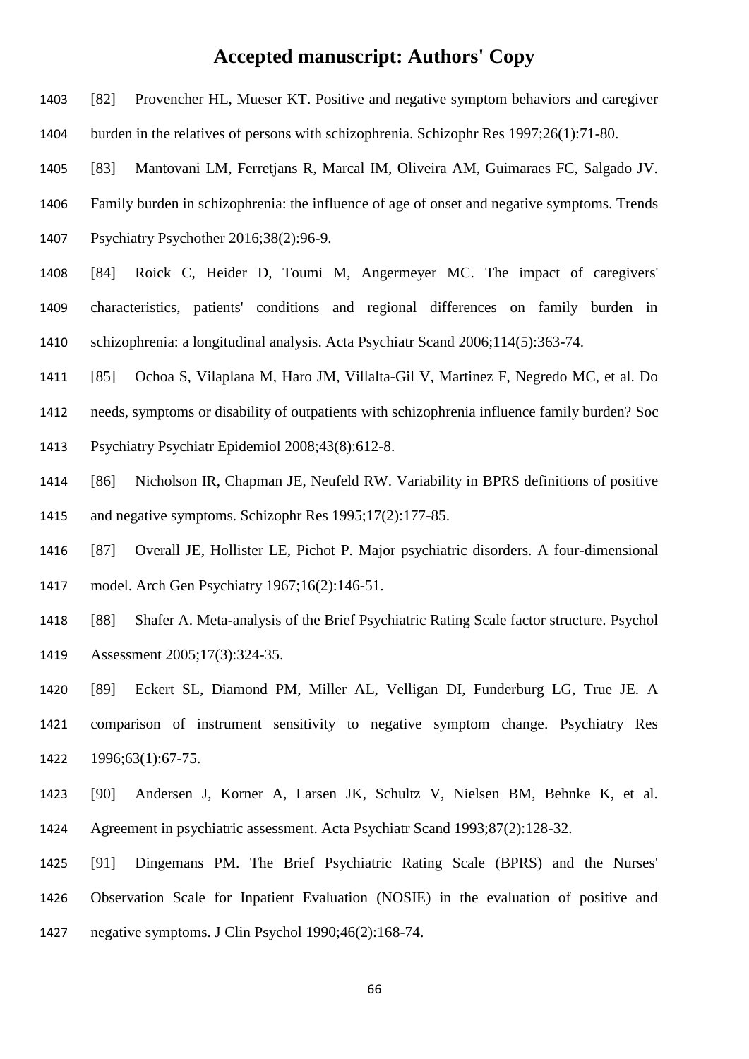[82] Provencher HL, Mueser KT. Positive and negative symptom behaviors and caregiver burden in the relatives of persons with schizophrenia. Schizophr Res 1997;26(1):71-80.

[83] Mantovani LM, Ferretjans R, Marcal IM, Oliveira AM, Guimaraes FC, Salgado JV. Family burden in schizophrenia: the influence of age of onset and negative symptoms. Trends Psychiatry Psychother 2016;38(2):96-9.

[84] Roick C, Heider D, Toumi M, Angermeyer MC. The impact of caregivers' characteristics, patients' conditions and regional differences on family burden in schizophrenia: a longitudinal analysis. Acta Psychiatr Scand 2006;114(5):363-74.

[85] Ochoa S, Vilaplana M, Haro JM, Villalta-Gil V, Martinez F, Negredo MC, et al. Do needs, symptoms or disability of outpatients with schizophrenia influence family burden? Soc Psychiatry Psychiatr Epidemiol 2008;43(8):612-8.

[86] Nicholson IR, Chapman JE, Neufeld RW. Variability in BPRS definitions of positive and negative symptoms. Schizophr Res 1995;17(2):177-85.

[87] Overall JE, Hollister LE, Pichot P. Major psychiatric disorders. A four-dimensional model. Arch Gen Psychiatry 1967;16(2):146-51.

[88] Shafer A. Meta-analysis of the Brief Psychiatric Rating Scale factor structure. Psychol Assessment 2005;17(3):324-35.

[89] Eckert SL, Diamond PM, Miller AL, Velligan DI, Funderburg LG, True JE. A comparison of instrument sensitivity to negative symptom change. Psychiatry Res 1996;63(1):67-75.

[90] Andersen J, Korner A, Larsen JK, Schultz V, Nielsen BM, Behnke K, et al. Agreement in psychiatric assessment. Acta Psychiatr Scand 1993;87(2):128-32.

[91] Dingemans PM. The Brief Psychiatric Rating Scale (BPRS) and the Nurses' Observation Scale for Inpatient Evaluation (NOSIE) in the evaluation of positive and negative symptoms. J Clin Psychol 1990;46(2):168-74.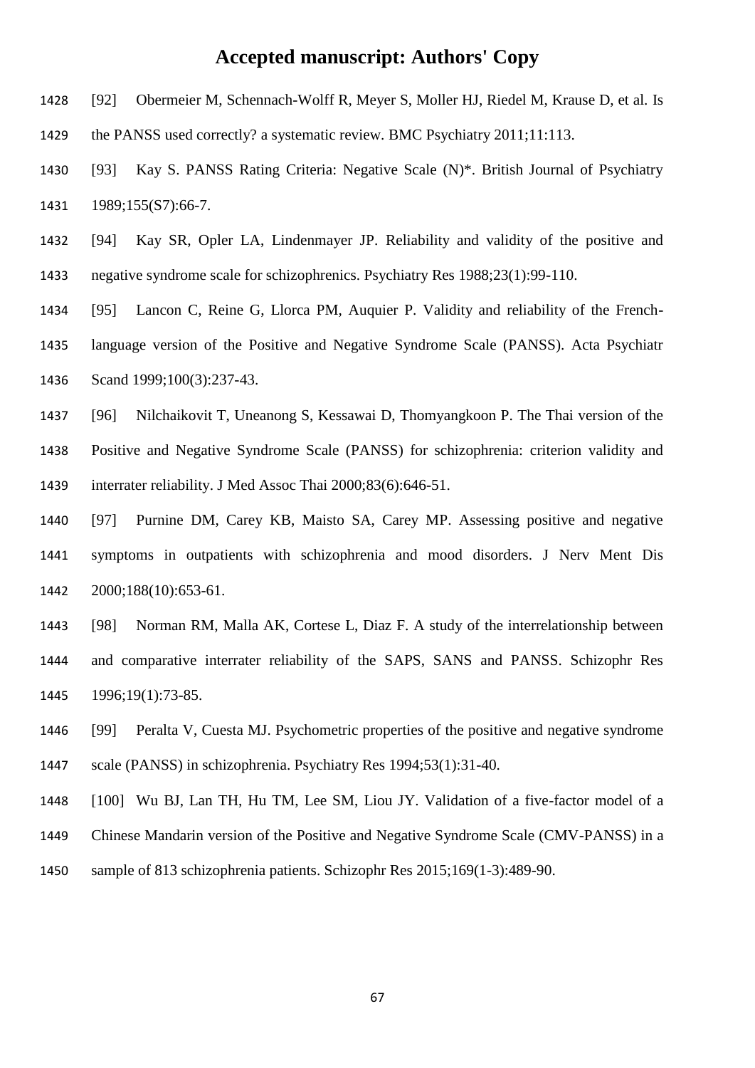[92] Obermeier M, Schennach-Wolff R, Meyer S, Moller HJ, Riedel M, Krause D, et al. Is the PANSS used correctly? a systematic review. BMC Psychiatry 2011;11:113.

[93] Kay S. PANSS Rating Criteria: Negative Scale (N)*. British Journal of Psychiatry 1989;155(S7):66-7.

[94] Kay SR, Opler LA, Lindenmayer JP. Reliability and validity of the positive and negative syndrome scale for schizophrenics. Psychiatry Res 1988;23(1):99-110.

[95] Lancon C, Reine G, Llorca PM, Auquier P. Validity and reliability of the French-language version of the Positive and Negative Syndrome Scale (PANSS). Acta Psychiatr Scand 1999;100(3):237-43.

[96] Nilchaikovit T, Uneanong S, Kessawai D, Thomyangkoon P. The Thai version of the Positive and Negative Syndrome Scale (PANSS) for schizophrenia: criterion validity and interrater reliability. J Med Assoc Thai 2000;83(6):646-51.

[97] Purnine DM, Carey KB, Maisto SA, Carey MP. Assessing positive and negative symptoms in outpatients with schizophrenia and mood disorders. J Nerv Ment Dis 2000;188(10):653-61.

[98] Norman RM, Malla AK, Cortese L, Diaz F. A study of the interrelationship between and comparative interrater reliability of the SAPS, SANS and PANSS. Schizophr Res 1996;19(1):73-85.

[99] Peralta V, Cuesta MJ. Psychometric properties of the positive and negative syndrome scale (PANSS) in schizophrenia. Psychiatry Res 1994;53(1):31-40.

[100] Wu BJ, Lan TH, Hu TM, Lee SM, Liou JY. Validation of a five-factor model of a Chinese Mandarin version of the Positive and Negative Syndrome Scale (CMV-PANSS) in a sample of 813 schizophrenia patients. Schizophr Res 2015;169(1-3):489-90.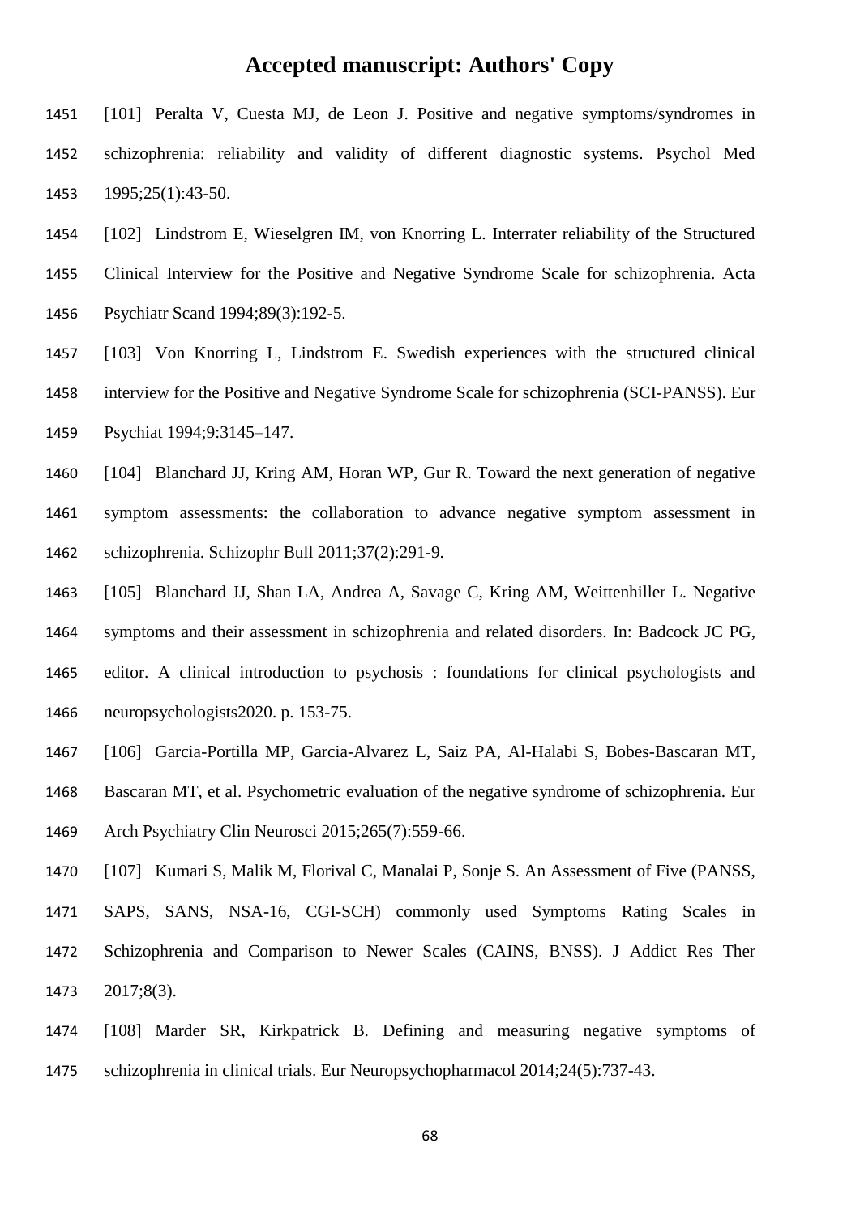[101] Peralta V, Cuesta MJ, de Leon J. Positive and negative symptoms/syndromes in schizophrenia: reliability and validity of different diagnostic systems. Psychol Med 1995;25(1):43-50.

[102] Lindstrom E, Wieselgren IM, von Knorring L. Interrater reliability of the Structured Clinical Interview for the Positive and Negative Syndrome Scale for schizophrenia. Acta Psychiatr Scand 1994;89(3):192-5.

[103] Von Knorring L, Lindstrom E. Swedish experiences with the structured clinical interview for the Positive and Negative Syndrome Scale for schizophrenia (SCI-PANSS). Eur Psychiat 1994;9:3145–147.

[104] Blanchard JJ, Kring AM, Horan WP, Gur R. Toward the next generation of negative symptom assessments: the collaboration to advance negative symptom assessment in schizophrenia. Schizophr Bull 2011;37(2):291-9.

[105] Blanchard JJ, Shan LA, Andrea A, Savage C, Kring AM, Weittenhiller L. Negative symptoms and their assessment in schizophrenia and related disorders. In: Badcock JC PG, editor. A clinical introduction to psychosis : foundations for clinical psychologists and neuropsychologists2020. p. 153-75.

[106] Garcia-Portilla MP, Garcia-Alvarez L, Saiz PA, Al-Halabi S, Bobes-Bascaran MT, Bascaran MT, et al. Psychometric evaluation of the negative syndrome of schizophrenia. Eur Arch Psychiatry Clin Neurosci 2015;265(7):559-66.

[107] Kumari S, Malik M, Florival C, Manalai P, Sonje S. An Assessment of Five (PANSS, SAPS, SANS, NSA-16, CGI-SCH) commonly used Symptoms Rating Scales in Schizophrenia and Comparison to Newer Scales (CAINS, BNSS). J Addict Res Ther 2017;8(3).

[108] Marder SR, Kirkpatrick B. Defining and measuring negative symptoms of schizophrenia in clinical trials. Eur Neuropsychopharmacol 2014;24(5):737-43.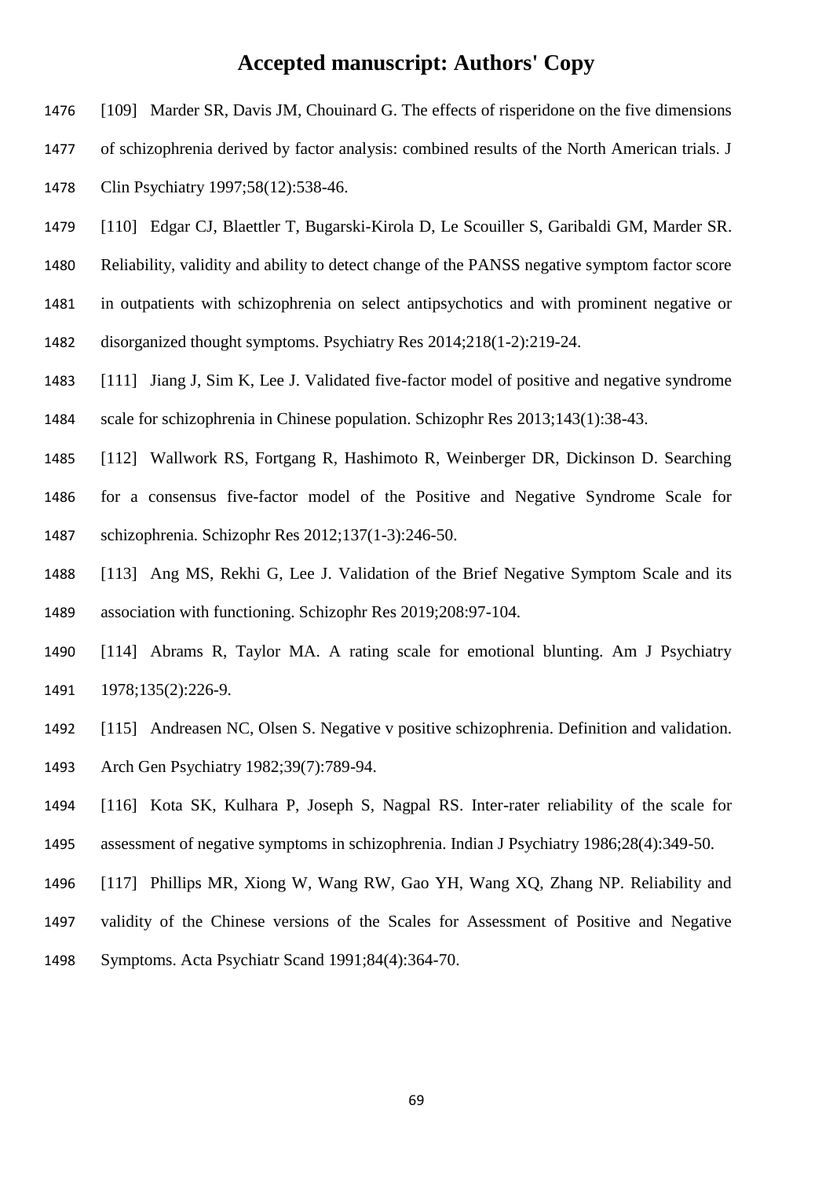[109] Marder SR, Davis JM, Chouinard G. The effects of risperidone on the five dimensions of schizophrenia derived by factor analysis: combined results of the North American trials. J Clin Psychiatry 1997;58(12):538-46.

[110] Edgar CJ, Blaettler T, Bugarski-Kirola D, Le Scouiller S, Garibaldi GM, Marder SR. Reliability, validity and ability to detect change of the PANSS negative symptom factor score in outpatients with schizophrenia on select antipsychotics and with prominent negative or disorganized thought symptoms. Psychiatry Res 2014;218(1-2):219-24.

[111] Jiang J, Sim K, Lee J. Validated five-factor model of positive and negative syndrome scale for schizophrenia in Chinese population. Schizophr Res 2013;143(1):38-43.

[112] Wallwork RS, Fortgang R, Hashimoto R, Weinberger DR, Dickinson D. Searching for a consensus five-factor model of the Positive and Negative Syndrome Scale for schizophrenia. Schizophr Res 2012;137(1-3):246-50.

[113] Ang MS, Rekhi G, Lee J. Validation of the Brief Negative Symptom Scale and its association with functioning. Schizophr Res 2019;208:97-104.

[114] Abrams R, Taylor MA. A rating scale for emotional blunting. Am J Psychiatry 1978;135(2):226-9.

[115] Andreasen NC, Olsen S. Negative v positive schizophrenia. Definition and validation. Arch Gen Psychiatry 1982;39(7):789-94.

[116] Kota SK, Kulhara P, Joseph S, Nagpal RS. Inter-rater reliability of the scale for assessment of negative symptoms in schizophrenia. Indian J Psychiatry 1986;28(4):349-50.

[117] Phillips MR, Xiong W, Wang RW, Gao YH, Wang XQ, Zhang NP. Reliability and validity of the Chinese versions of the Scales for Assessment of Positive and Negative Symptoms. Acta Psychiatr Scand 1991;84(4):364-70.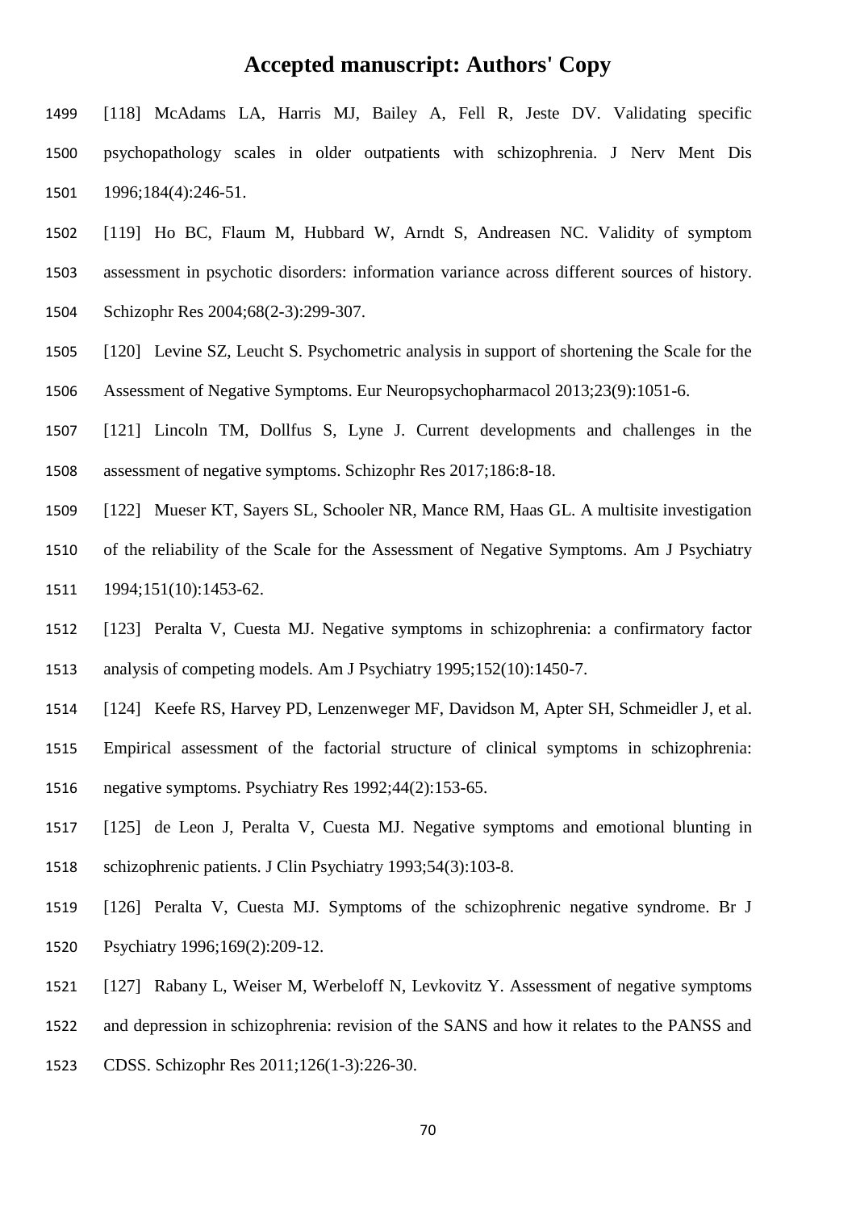[118] McAdams LA, Harris MJ, Bailey A, Fell R, Jeste DV. Validating specific psychopathology scales in older outpatients with schizophrenia. J Nerv Ment Dis 1996;184(4):246-51.

[119] Ho BC, Flaum M, Hubbard W, Arndt S, Andreasen NC. Validity of symptom assessment in psychotic disorders: information variance across different sources of history. Schizophr Res 2004;68(2-3):299-307.

[120] Levine SZ, Leucht S. Psychometric analysis in support of shortening the Scale for the Assessment of Negative Symptoms. Eur Neuropsychopharmacol 2013;23(9):1051-6.

[121] Lincoln TM, Dollfus S, Lyne J. Current developments and challenges in the assessment of negative symptoms. Schizophr Res 2017;186:8-18.

[122] Mueser KT, Sayers SL, Schooler NR, Mance RM, Haas GL. A multisite investigation of the reliability of the Scale for the Assessment of Negative Symptoms. Am J Psychiatry 1994;151(10):1453-62.

[123] Peralta V, Cuesta MJ. Negative symptoms in schizophrenia: a confirmatory factor analysis of competing models. Am J Psychiatry 1995;152(10):1450-7.

[124] Keefe RS, Harvey PD, Lenzenweger MF, Davidson M, Apter SH, Schmeidler J, et al. Empirical assessment of the factorial structure of clinical symptoms in schizophrenia: negative symptoms. Psychiatry Res 1992;44(2):153-65.

[125] de Leon J, Peralta V, Cuesta MJ. Negative symptoms and emotional blunting in schizophrenic patients. J Clin Psychiatry 1993;54(3):103-8.

[126] Peralta V, Cuesta MJ. Symptoms of the schizophrenic negative syndrome. Br J Psychiatry 1996;169(2):209-12.

[127] Rabany L, Weiser M, Werbeloff N, Levkovitz Y. Assessment of negative symptoms and depression in schizophrenia: revision of the SANS and how it relates to the PANSS and CDSS. Schizophr Res 2011;126(1-3):226-30.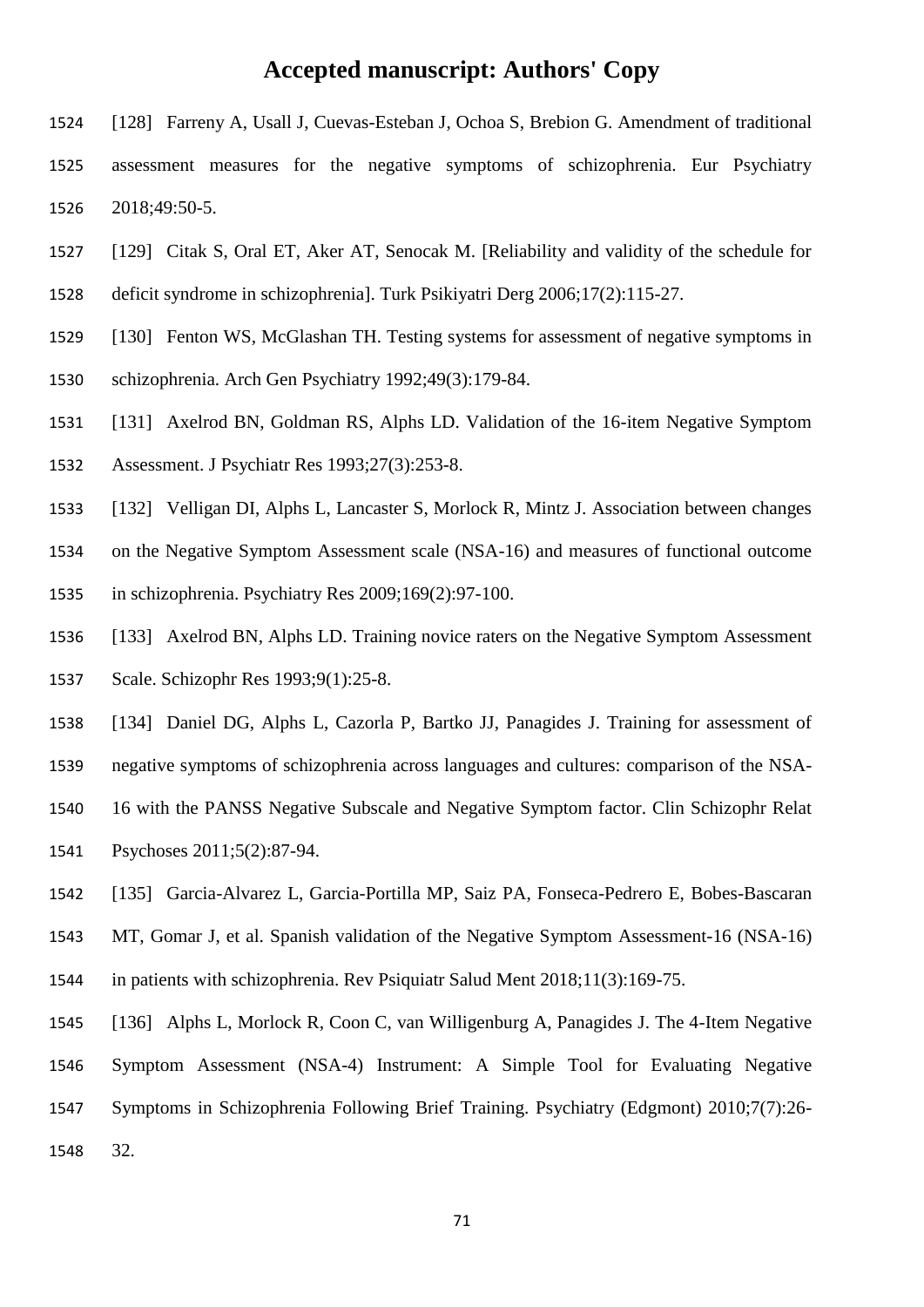[128] Farreny A, Usall J, Cuevas-Esteban J, Ochoa S, Brebion G. Amendment of traditional assessment measures for the negative symptoms of schizophrenia. Eur Psychiatry 2018;49:50-5.

[129] Citak S, Oral ET, Aker AT, Senocak M. [Reliability and validity of the schedule for deficit syndrome in schizophrenia]. Turk Psikiyatri Derg 2006;17(2):115-27.

[130] Fenton WS, McGlashan TH. Testing systems for assessment of negative symptoms in schizophrenia. Arch Gen Psychiatry 1992;49(3):179-84.

[131] Axelrod BN, Goldman RS, Alphs LD. Validation of the 16-item Negative Symptom Assessment. J Psychiatr Res 1993;27(3):253-8.

[132] Velligan DI, Alphs L, Lancaster S, Morlock R, Mintz J. Association between changes on the Negative Symptom Assessment scale (NSA-16) and measures of functional outcome in schizophrenia. Psychiatry Res 2009;169(2):97-100.

[133] Axelrod BN, Alphs LD. Training novice raters on the Negative Symptom Assessment Scale. Schizophr Res 1993;9(1):25-8.

[134] Daniel DG, Alphs L, Cazorla P, Bartko JJ, Panagides J. Training for assessment of negative symptoms of schizophrenia across languages and cultures: comparison of the NSA-16 with the PANSS Negative Subscale and Negative Symptom factor. Clin Schizophr Relat Psychoses 2011;5(2):87-94.

[135] Garcia-Alvarez L, Garcia-Portilla MP, Saiz PA, Fonseca-Pedrero E, Bobes-Bascaran MT, Gomar J, et al. Spanish validation of the Negative Symptom Assessment-16 (NSA-16) in patients with schizophrenia. Rev Psiquiatr Salud Ment 2018;11(3):169-75.

[136] Alphs L, Morlock R, Coon C, van Willigenburg A, Panagides J. The 4-Item Negative Symptom Assessment (NSA-4) Instrument: A Simple Tool for Evaluating Negative Symptoms in Schizophrenia Following Brief Training. Psychiatry (Edgmont) 2010;7(7):26-32.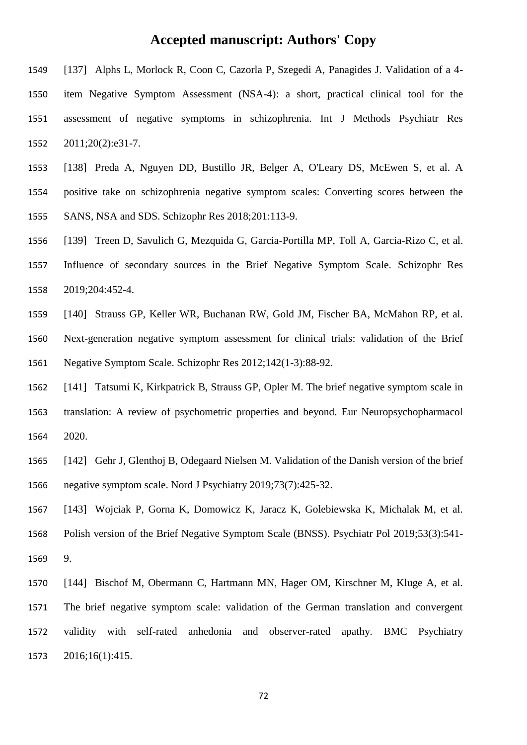[137] Alphs L, Morlock R, Coon C, Cazorla P, Szegedi A, Panagides J. Validation of a 4-item Negative Symptom Assessment (NSA-4): a short, practical clinical tool for the assessment of negative symptoms in schizophrenia. Int J Methods Psychiatr Res 2011;20(2):e31-7.

[138] Preda A, Nguyen DD, Bustillo JR, Belger A, O'Leary DS, McEwen S, et al. A positive take on schizophrenia negative symptom scales: Converting scores between the SANS, NSA and SDS. Schizophr Res 2018;201:113-9.

[139] Treen D, Savulich G, Mezquida G, Garcia-Portilla MP, Toll A, Garcia-Rizo C, et al. Influence of secondary sources in the Brief Negative Symptom Scale. Schizophr Res 2019;204:452-4.

[140] Strauss GP, Keller WR, Buchanan RW, Gold JM, Fischer BA, McMahon RP, et al. Next-generation negative symptom assessment for clinical trials: validation of the Brief Negative Symptom Scale. Schizophr Res 2012;142(1-3):88-92.

[141] Tatsumi K, Kirkpatrick B, Strauss GP, Opler M. The brief negative symptom scale in translation: A review of psychometric properties and beyond. Eur Neuropsychopharmacol 2020.

[142] Gehr J, Glenthoj B, Odegaard Nielsen M. Validation of the Danish version of the brief negative symptom scale. Nord J Psychiatry 2019;73(7):425-32.

[143] Wojciak P, Gorna K, Domowicz K, Jaracz K, Golebiewska K, Michalak M, et al. Polish version of the Brief Negative Symptom Scale (BNSS). Psychiatr Pol 2019;53(3):541-9.

[144] Bischof M, Obermann C, Hartmann MN, Hager OM, Kirschner M, Kluge A, et al. The brief negative symptom scale: validation of the German translation and convergent validity with self-rated anhedonia and observer-rated apathy. BMC Psychiatry 2016;16(1):415.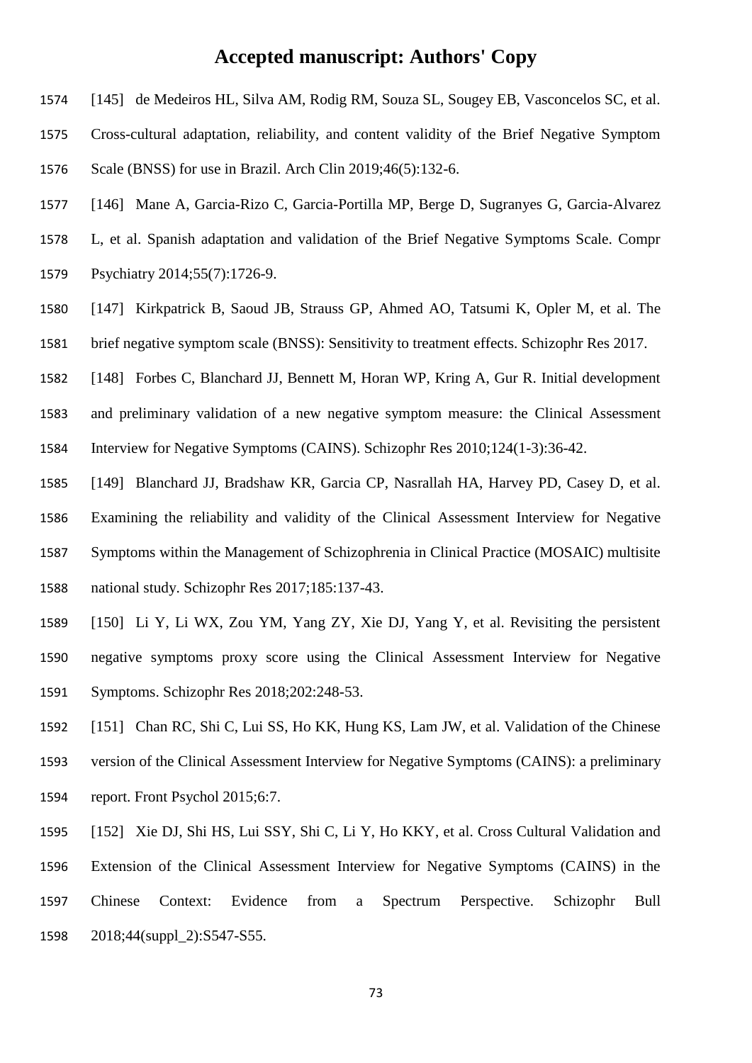[145] de Medeiros HL, Silva AM, Rodig RM, Souza SL, Sougey EB, Vasconcelos SC, et al. Cross-cultural adaptation, reliability, and content validity of the Brief Negative Symptom Scale (BNSS) for use in Brazil. Arch Clin 2019;46(5):132-6.

[146] Mane A, Garcia-Rizo C, Garcia-Portilla MP, Berge D, Sugranyes G, Garcia-Alvarez L, et al. Spanish adaptation and validation of the Brief Negative Symptoms Scale. Compr Psychiatry 2014;55(7):1726-9.

[147] Kirkpatrick B, Saoud JB, Strauss GP, Ahmed AO, Tatsumi K, Opler M, et al. The brief negative symptom scale (BNSS): Sensitivity to treatment effects. Schizophr Res 2017.

[148] Forbes C, Blanchard JJ, Bennett M, Horan WP, Kring A, Gur R. Initial development and preliminary validation of a new negative symptom measure: the Clinical Assessment Interview for Negative Symptoms (CAINS). Schizophr Res 2010;124(1-3):36-42.

[149] Blanchard JJ, Bradshaw KR, Garcia CP, Nasrallah HA, Harvey PD, Casey D, et al. Examining the reliability and validity of the Clinical Assessment Interview for Negative Symptoms within the Management of Schizophrenia in Clinical Practice (MOSAIC) multisite national study. Schizophr Res 2017;185:137-43.

[150] Li Y, Li WX, Zou YM, Yang ZY, Xie DJ, Yang Y, et al. Revisiting the persistent negative symptoms proxy score using the Clinical Assessment Interview for Negative Symptoms. Schizophr Res 2018;202:248-53.

[151] Chan RC, Shi C, Lui SS, Ho KK, Hung KS, Lam JW, et al. Validation of the Chinese version of the Clinical Assessment Interview for Negative Symptoms (CAINS): a preliminary report. Front Psychol 2015;6:7.

[152] Xie DJ, Shi HS, Lui SSY, Shi C, Li Y, Ho KKY, et al. Cross Cultural Validation and Extension of the Clinical Assessment Interview for Negative Symptoms (CAINS) in the Chinese Context: Evidence from a Spectrum Perspective. Schizophr Bull 2018;44(suppl_2):S547-S55.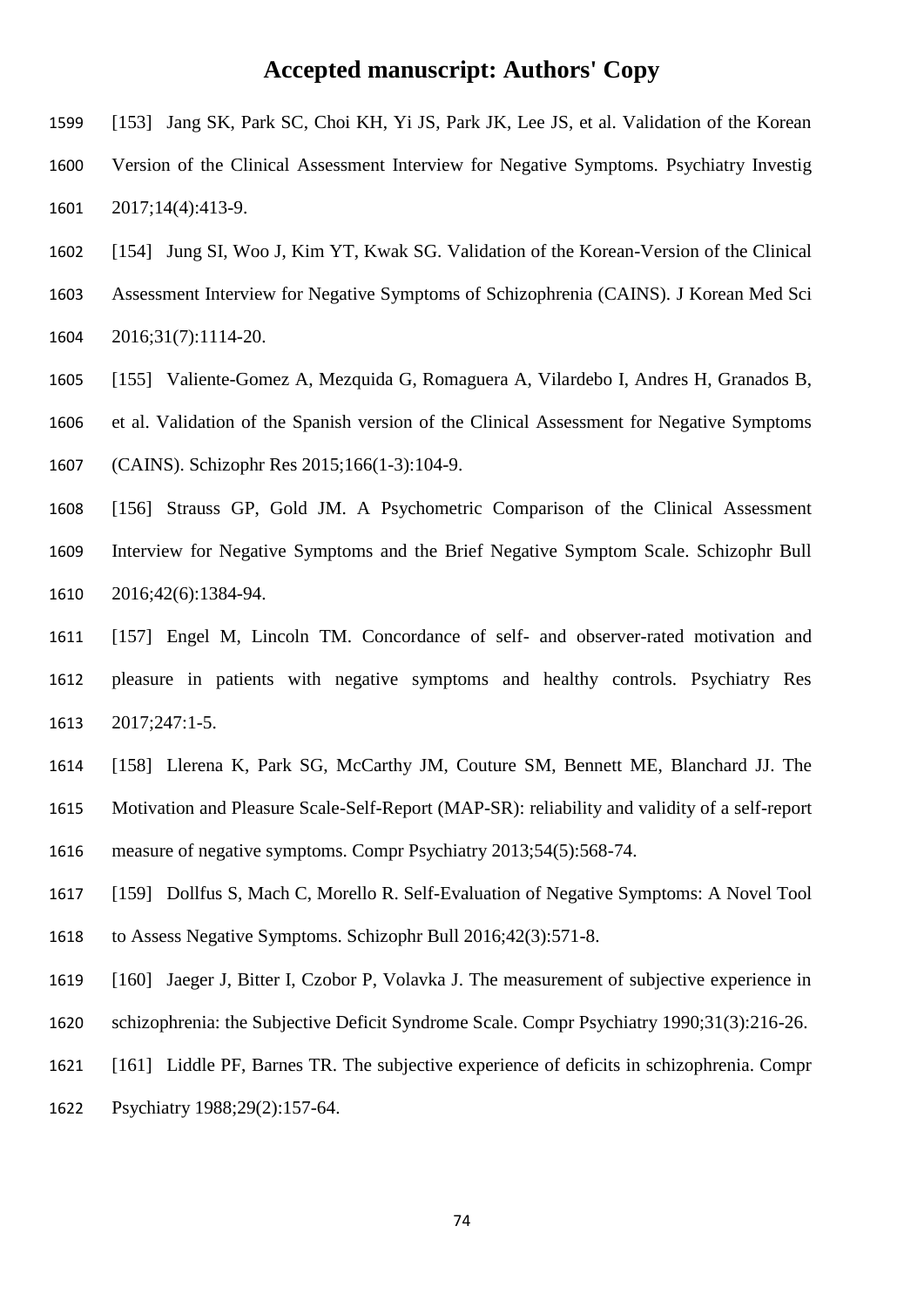[153] Jang SK, Park SC, Choi KH, Yi JS, Park JK, Lee JS, et al. Validation of the Korean Version of the Clinical Assessment Interview for Negative Symptoms. Psychiatry Investig 2017;14(4):413-9.

[154] Jung SI, Woo J, Kim YT, Kwak SG. Validation of the Korean-Version of the Clinical Assessment Interview for Negative Symptoms of Schizophrenia (CAINS). J Korean Med Sci 2016;31(7):1114-20.

[155] Valiente-Gomez A, Mezquida G, Romaguera A, Vilardebo I, Andres H, Granados B, et al. Validation of the Spanish version of the Clinical Assessment for Negative Symptoms (CAINS). Schizophr Res 2015;166(1-3):104-9.

[156] Strauss GP, Gold JM. A Psychometric Comparison of the Clinical Assessment Interview for Negative Symptoms and the Brief Negative Symptom Scale. Schizophr Bull 2016;42(6):1384-94.

[157] Engel M, Lincoln TM. Concordance of self- and observer-rated motivation and pleasure in patients with negative symptoms and healthy controls. Psychiatry Res 2017;247:1-5.

[158] Llerena K, Park SG, McCarthy JM, Couture SM, Bennett ME, Blanchard JJ. The Motivation and Pleasure Scale-Self-Report (MAP-SR): reliability and validity of a self-report measure of negative symptoms. Compr Psychiatry 2013;54(5):568-74.

[159] Dollfus S, Mach C, Morello R. Self-Evaluation of Negative Symptoms: A Novel Tool to Assess Negative Symptoms. Schizophr Bull 2016;42(3):571-8.

[160] Jaeger J, Bitter I, Czobor P, Volavka J. The measurement of subjective experience in schizophrenia: the Subjective Deficit Syndrome Scale. Compr Psychiatry 1990;31(3):216-26.

[161] Liddle PF, Barnes TR. The subjective experience of deficits in schizophrenia. Compr Psychiatry 1988;29(2):157-64.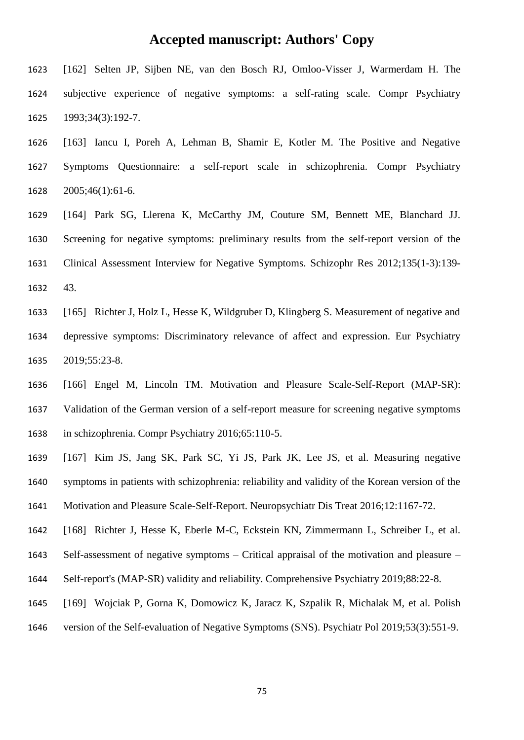[162] Selten JP, Sijben NE, van den Bosch RJ, Omloo-Visser J, Warmerdam H. The subjective experience of negative symptoms: a self-rating scale. Compr Psychiatry 1993;34(3):192-7.

[163] Iancu I, Poreh A, Lehman B, Shamir E, Kotler M. The Positive and Negative Symptoms Questionnaire: a self-report scale in schizophrenia. Compr Psychiatry 2005;46(1):61-6.

[164] Park SG, Llerena K, McCarthy JM, Couture SM, Bennett ME, Blanchard JJ. Screening for negative symptoms: preliminary results from the self-report version of the Clinical Assessment Interview for Negative Symptoms. Schizophr Res 2012;135(1-3):139-43.

[165] Richter J, Holz L, Hesse K, Wildgruber D, Klingberg S. Measurement of negative and depressive symptoms: Discriminatory relevance of affect and expression. Eur Psychiatry 2019;55:23-8.

[166] Engel M, Lincoln TM. Motivation and Pleasure Scale-Self-Report (MAP-SR): Validation of the German version of a self-report measure for screening negative symptoms in schizophrenia. Compr Psychiatry 2016;65:110-5.

[167] Kim JS, Jang SK, Park SC, Yi JS, Park JK, Lee JS, et al. Measuring negative symptoms in patients with schizophrenia: reliability and validity of the Korean version of the Motivation and Pleasure Scale-Self-Report. Neuropsychiatr Dis Treat 2016;12:1167-72.

[168] Richter J, Hesse K, Eberle M-C, Eckstein KN, Zimmermann L, Schreiber L, et al. Self-assessment of negative symptoms – Critical appraisal of the motivation and pleasure – Self-report's (MAP-SR) validity and reliability. Comprehensive Psychiatry 2019;88:22-8.

[169] Wojciak P, Gorna K, Domowicz K, Jaracz K, Szpalik R, Michalak M, et al. Polish version of the Self-evaluation of Negative Symptoms (SNS). Psychiatr Pol 2019;53(3):551-9.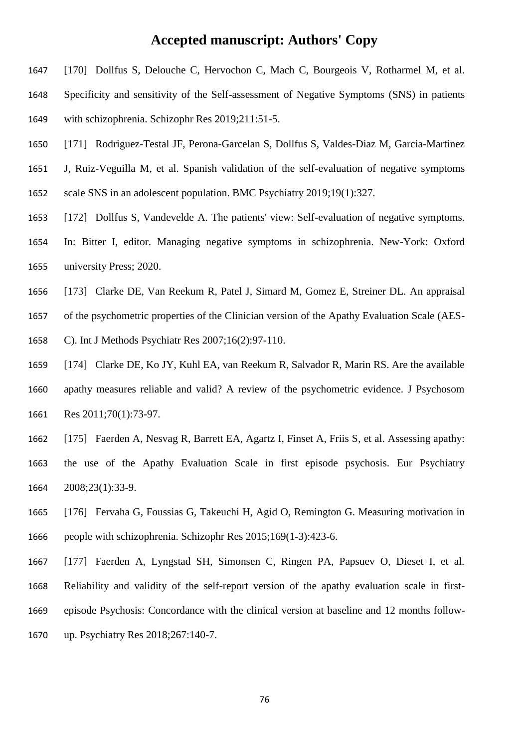[170] Dollfus S, Delouche C, Hervochon C, Mach C, Bourgeois V, Rotharmel M, et al. Specificity and sensitivity of the Self-assessment of Negative Symptoms (SNS) in patients with schizophrenia. Schizophr Res 2019;211:51-5.

[171] Rodriguez-Testal JF, Perona-Garcelan S, Dollfus S, Valdes-Diaz M, Garcia-Martinez J, Ruiz-Veguilla M, et al. Spanish validation of the self-evaluation of negative symptoms scale SNS in an adolescent population. BMC Psychiatry 2019;19(1):327.

[172] Dollfus S, Vandevelde A. The patients' view: Self-evaluation of negative symptoms. In: Bitter I, editor. Managing negative symptoms in schizophrenia. New-York: Oxford university Press; 2020.

[173] Clarke DE, Van Reekum R, Patel J, Simard M, Gomez E, Streiner DL. An appraisal of the psychometric properties of the Clinician version of the Apathy Evaluation Scale (AES-C). Int J Methods Psychiatr Res 2007;16(2):97-110.

[174] Clarke DE, Ko JY, Kuhl EA, van Reekum R, Salvador R, Marin RS. Are the available apathy measures reliable and valid? A review of the psychometric evidence. J Psychosom Res 2011;70(1):73-97.

[175] Faerden A, Nesvag R, Barrett EA, Agartz I, Finset A, Friis S, et al. Assessing apathy: the use of the Apathy Evaluation Scale in first episode psychosis. Eur Psychiatry 2008;23(1):33-9.

[176] Fervaha G, Foussias G, Takeuchi H, Agid O, Remington G. Measuring motivation in people with schizophrenia. Schizophr Res 2015;169(1-3):423-6.

[177] Faerden A, Lyngstad SH, Simonsen C, Ringen PA, Papsuev O, Dieset I, et al. Reliability and validity of the self-report version of the apathy evaluation scale in first-episode Psychosis: Concordance with the clinical version at baseline and 12 months follow-up. Psychiatry Res 2018;267:140-7.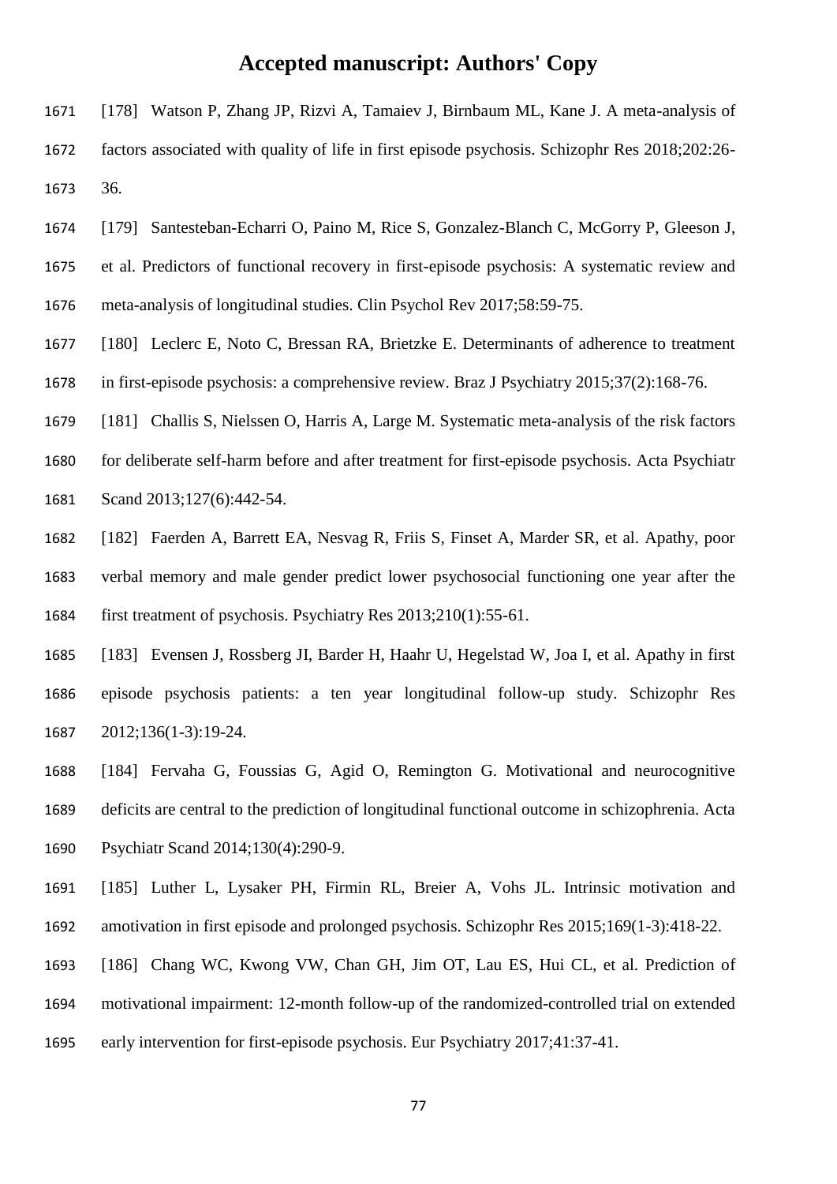[178] Watson P, Zhang JP, Rizvi A, Tamaiev J, Birnbaum ML, Kane J. A meta-analysis of factors associated with quality of life in first episode psychosis. Schizophr Res 2018;202:26-36.

[179] Santesteban-Echarri O, Paino M, Rice S, Gonzalez-Blanch C, McGorry P, Gleeson J, et al. Predictors of functional recovery in first-episode psychosis: A systematic review and meta-analysis of longitudinal studies. Clin Psychol Rev 2017;58:59-75.

[180] Leclerc E, Noto C, Bressan RA, Brietzke E. Determinants of adherence to treatment in first-episode psychosis: a comprehensive review. Braz J Psychiatry 2015;37(2):168-76.

[181] Challis S, Nielssen O, Harris A, Large M. Systematic meta-analysis of the risk factors for deliberate self-harm before and after treatment for first-episode psychosis. Acta Psychiatr Scand 2013;127(6):442-54.

[182] Faerden A, Barrett EA, Nesvag R, Friis S, Finset A, Marder SR, et al. Apathy, poor verbal memory and male gender predict lower psychosocial functioning one year after the first treatment of psychosis. Psychiatry Res 2013;210(1):55-61.

[183] Evensen J, Rossberg JI, Barder H, Haahr U, Hegelstad W, Joa I, et al. Apathy in first episode psychosis patients: a ten year longitudinal follow-up study. Schizophr Res 2012;136(1-3):19-24.

[184] Fervaha G, Foussias G, Agid O, Remington G. Motivational and neurocognitive deficits are central to the prediction of longitudinal functional outcome in schizophrenia. Acta Psychiatr Scand 2014;130(4):290-9.

[185] Luther L, Lysaker PH, Firmin RL, Breier A, Vohs JL. Intrinsic motivation and amotivation in first episode and prolonged psychosis. Schizophr Res 2015;169(1-3):418-22.

[186] Chang WC, Kwong VW, Chan GH, Jim OT, Lau ES, Hui CL, et al. Prediction of motivational impairment: 12-month follow-up of the randomized-controlled trial on extended early intervention for first-episode psychosis. Eur Psychiatry 2017;41:37-41.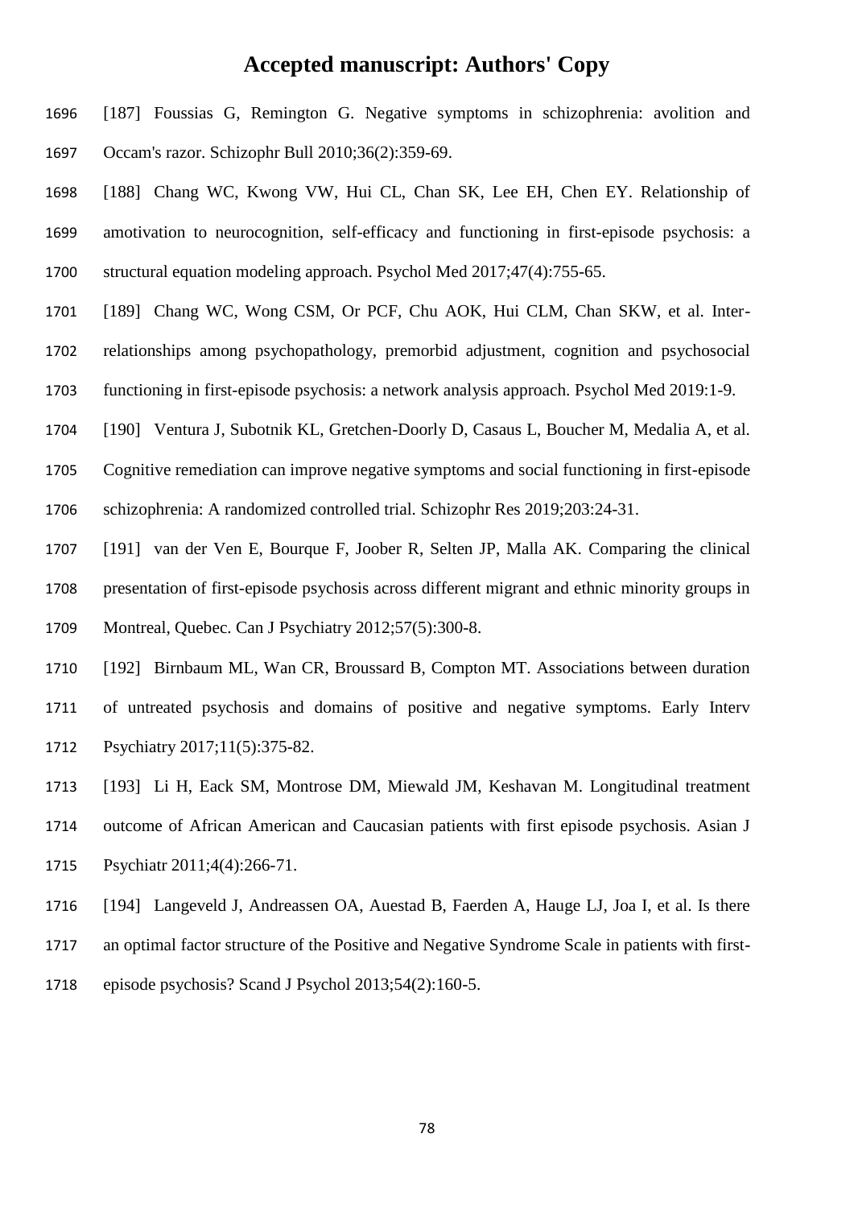[187] Foussias G, Remington G. Negative symptoms in schizophrenia: avolition and Occam's razor. Schizophr Bull 2010;36(2):359-69.

[188] Chang WC, Kwong VW, Hui CL, Chan SK, Lee EH, Chen EY. Relationship of amotivation to neurocognition, self-efficacy and functioning in first-episode psychosis: a structural equation modeling approach. Psychol Med 2017;47(4):755-65.

[189] Chang WC, Wong CSM, Or PCF, Chu AOK, Hui CLM, Chan SKW, et al. Inter-relationships among psychopathology, premorbid adjustment, cognition and psychosocial functioning in first-episode psychosis: a network analysis approach. Psychol Med 2019:1-9.

[190] Ventura J, Subotnik KL, Gretchen-Doorly D, Casaus L, Boucher M, Medalia A, et al. Cognitive remediation can improve negative symptoms and social functioning in first-episode schizophrenia: A randomized controlled trial. Schizophr Res 2019;203:24-31.

[191] van der Ven E, Bourque F, Joober R, Selten JP, Malla AK. Comparing the clinical presentation of first-episode psychosis across different migrant and ethnic minority groups in Montreal, Quebec. Can J Psychiatry 2012;57(5):300-8.

[192] Birnbaum ML, Wan CR, Broussard B, Compton MT. Associations between duration of untreated psychosis and domains of positive and negative symptoms. Early Interv Psychiatry 2017;11(5):375-82.

[193] Li H, Eack SM, Montrose DM, Miewald JM, Keshavan M. Longitudinal treatment outcome of African American and Caucasian patients with first episode psychosis. Asian J Psychiatr 2011;4(4):266-71.

[194] Langeveld J, Andreassen OA, Auestad B, Faerden A, Hauge LJ, Joa I, et al. Is there an optimal factor structure of the Positive and Negative Syndrome Scale in patients with first-episode psychosis? Scand J Psychol 2013;54(2):160-5.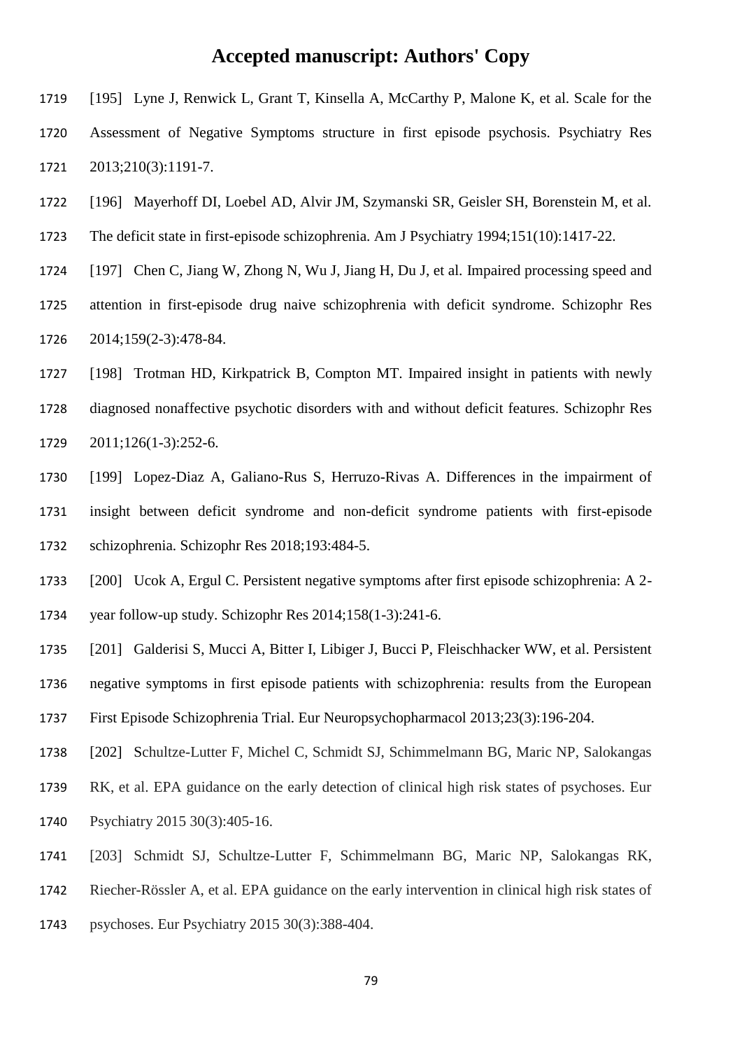[195] Lyne J, Renwick L, Grant T, Kinsella A, McCarthy P, Malone K, et al. Scale for the Assessment of Negative Symptoms structure in first episode psychosis. Psychiatry Res 2013;210(3):1191-7.

[196] Mayerhoff DI, Loebel AD, Alvir JM, Szymanski SR, Geisler SH, Borenstein M, et al. The deficit state in first-episode schizophrenia. Am J Psychiatry 1994;151(10):1417-22.

[197] Chen C, Jiang W, Zhong N, Wu J, Jiang H, Du J, et al. Impaired processing speed and attention in first-episode drug naive schizophrenia with deficit syndrome. Schizophr Res 2014;159(2-3):478-84.

[198] Trotman HD, Kirkpatrick B, Compton MT. Impaired insight in patients with newly diagnosed nonaffective psychotic disorders with and without deficit features. Schizophr Res 2011;126(1-3):252-6.

[199] Lopez-Diaz A, Galiano-Rus S, Herruzo-Rivas A. Differences in the impairment of insight between deficit syndrome and non-deficit syndrome patients with first-episode schizophrenia. Schizophr Res 2018;193:484-5.

[200] Ucok A, Ergul C. Persistent negative symptoms after first episode schizophrenia: A 2-year follow-up study. Schizophr Res 2014;158(1-3):241-6.

[201] Galderisi S, Mucci A, Bitter I, Libiger J, Bucci P, Fleischhacker WW, et al. Persistent negative symptoms in first episode patients with schizophrenia: results from the European First Episode Schizophrenia Trial. Eur Neuropsychopharmacol 2013;23(3):196-204.

[202] Schultze-Lutter F, Michel C, Schmidt SJ, Schimmelmann BG, Maric NP, Salokangas RK, et al. EPA guidance on the early detection of clinical high risk states of psychoses. Eur Psychiatry 2015 30(3):405-16.

[203] Schmidt SJ, Schultze-Lutter F, Schimmelmann BG, Maric NP, Salokangas RK, Riecher-Rössler A, et al. EPA guidance on the early intervention in clinical high risk states of psychoses. Eur Psychiatry 2015 30(3):388-404.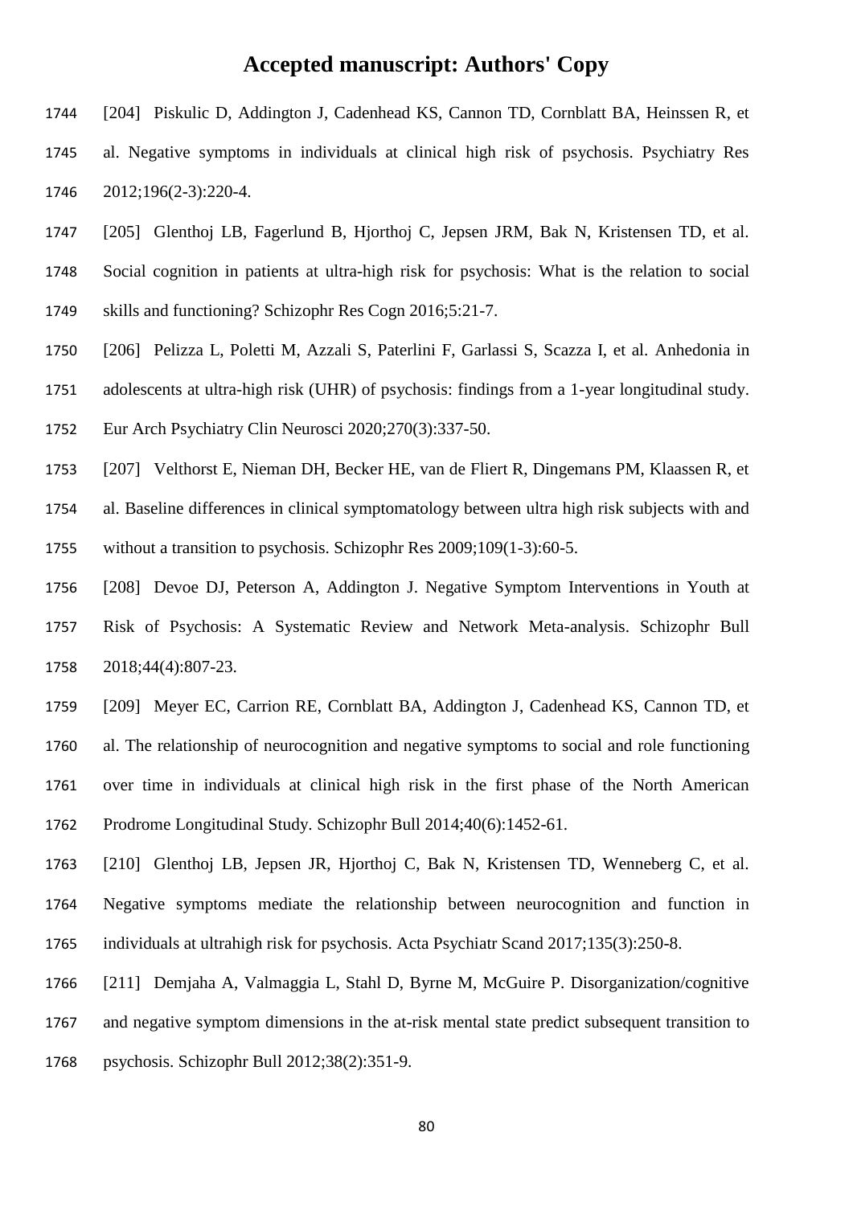[204] Piskulic D, Addington J, Cadenhead KS, Cannon TD, Cornblatt BA, Heinssen R, et al. Negative symptoms in individuals at clinical high risk of psychosis. Psychiatry Res 2012;196(2-3):220-4.

[205] Glenthoj LB, Fagerlund B, Hjorthoj C, Jepsen JRM, Bak N, Kristensen TD, et al. Social cognition in patients at ultra-high risk for psychosis: What is the relation to social skills and functioning? Schizophr Res Cogn 2016;5:21-7.

[206] Pelizza L, Poletti M, Azzali S, Paterlini F, Garlassi S, Scazza I, et al. Anhedonia in adolescents at ultra-high risk (UHR) of psychosis: findings from a 1-year longitudinal study. Eur Arch Psychiatry Clin Neurosci 2020;270(3):337-50.

[207] Velthorst E, Nieman DH, Becker HE, van de Fliert R, Dingemans PM, Klaassen R, et al. Baseline differences in clinical symptomatology between ultra high risk subjects with and without a transition to psychosis. Schizophr Res 2009;109(1-3):60-5.

[208] Devoe DJ, Peterson A, Addington J. Negative Symptom Interventions in Youth at Risk of Psychosis: A Systematic Review and Network Meta-analysis. Schizophr Bull 2018;44(4):807-23.

[209] Meyer EC, Carrion RE, Cornblatt BA, Addington J, Cadenhead KS, Cannon TD, et al. The relationship of neurocognition and negative symptoms to social and role functioning over time in individuals at clinical high risk in the first phase of the North American Prodrome Longitudinal Study. Schizophr Bull 2014;40(6):1452-61.

[210] Glenthoj LB, Jepsen JR, Hjorthoj C, Bak N, Kristensen TD, Wenneberg C, et al. Negative symptoms mediate the relationship between neurocognition and function in individuals at ultrahigh risk for psychosis. Acta Psychiatr Scand 2017;135(3):250-8.

[211] Demjaha A, Valmaggia L, Stahl D, Byrne M, McGuire P. Disorganization/cognitive and negative symptom dimensions in the at-risk mental state predict subsequent transition to psychosis. Schizophr Bull 2012;38(2):351-9.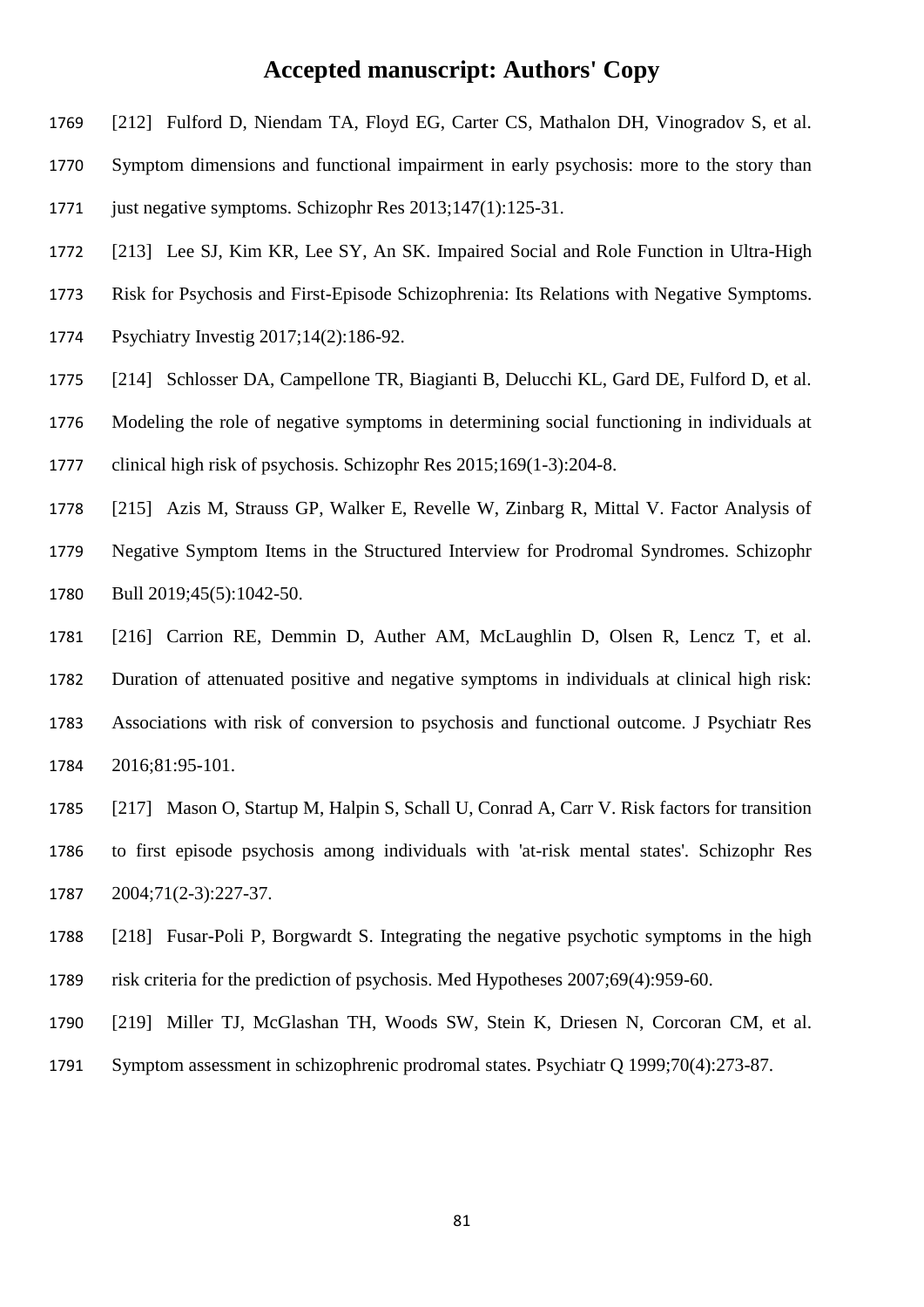[212] Fulford D, Niendam TA, Floyd EG, Carter CS, Mathalon DH, Vinogradov S, et al. Symptom dimensions and functional impairment in early psychosis: more to the story than just negative symptoms. Schizophr Res 2013;147(1):125-31.

[213] Lee SJ, Kim KR, Lee SY, An SK. Impaired Social and Role Function in Ultra-High Risk for Psychosis and First-Episode Schizophrenia: Its Relations with Negative Symptoms. Psychiatry Investig 2017;14(2):186-92.

[214] Schlosser DA, Campellone TR, Biagianti B, Delucchi KL, Gard DE, Fulford D, et al. Modeling the role of negative symptoms in determining social functioning in individuals at clinical high risk of psychosis. Schizophr Res 2015;169(1-3):204-8.

[215] Azis M, Strauss GP, Walker E, Revelle W, Zinbarg R, Mittal V. Factor Analysis of Negative Symptom Items in the Structured Interview for Prodromal Syndromes. Schizophr Bull 2019;45(5):1042-50.

[216] Carrion RE, Demmin D, Auther AM, McLaughlin D, Olsen R, Lencz T, et al. Duration of attenuated positive and negative symptoms in individuals at clinical high risk: Associations with risk of conversion to psychosis and functional outcome. J Psychiatr Res 2016;81:95-101.

[217] Mason O, Startup M, Halpin S, Schall U, Conrad A, Carr V. Risk factors for transition to first episode psychosis among individuals with 'at-risk mental states'. Schizophr Res 2004;71(2-3):227-37.

[218] Fusar-Poli P, Borgwardt S. Integrating the negative psychotic symptoms in the high risk criteria for the prediction of psychosis. Med Hypotheses 2007;69(4):959-60.

[219] Miller TJ, McGlashan TH, Woods SW, Stein K, Driesen N, Corcoran CM, et al. Symptom assessment in schizophrenic prodromal states. Psychiatr Q 1999;70(4):273-87.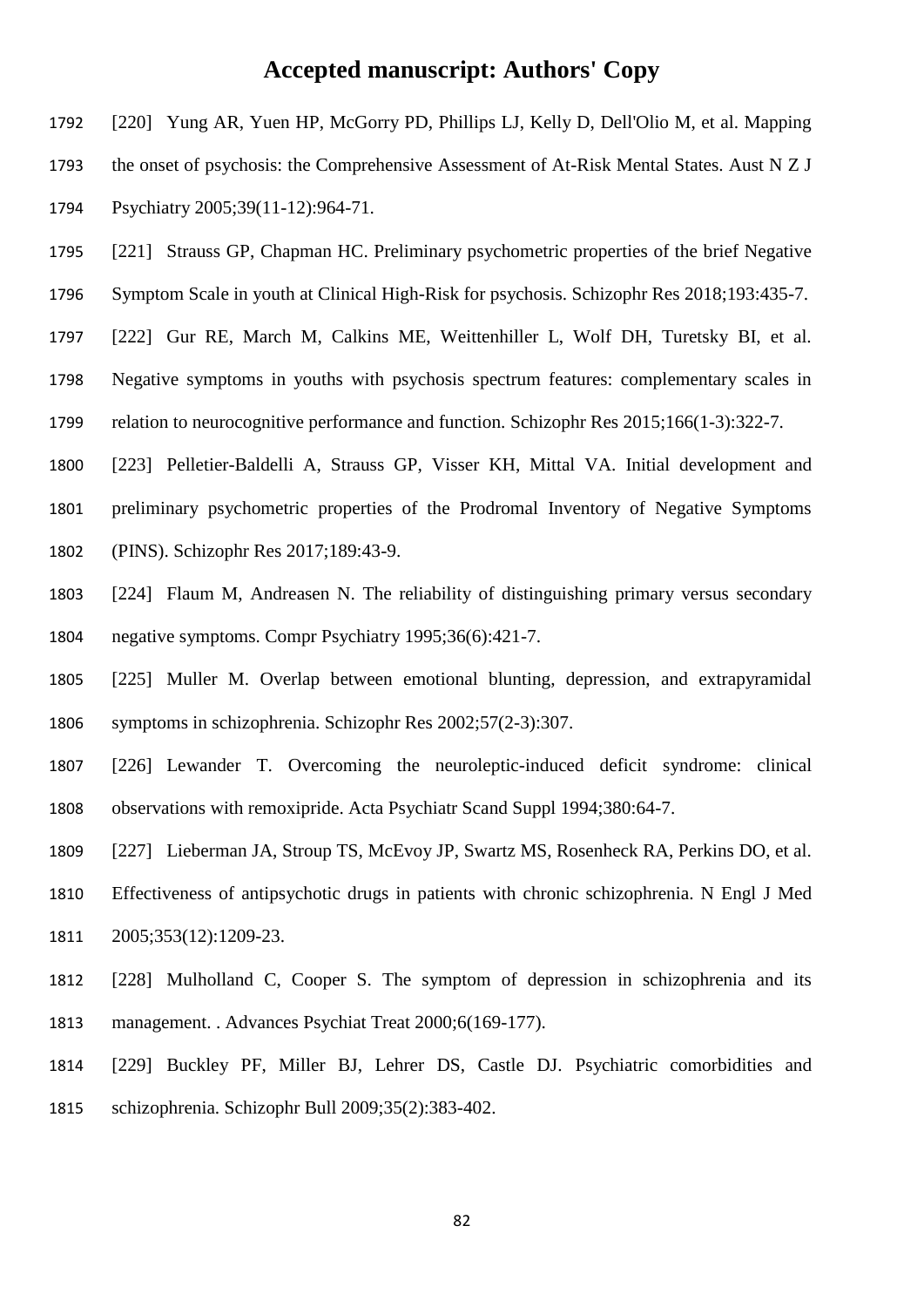[220] Yung AR, Yuen HP, McGorry PD, Phillips LJ, Kelly D, Dell'Olio M, et al. Mapping the onset of psychosis: the Comprehensive Assessment of At-Risk Mental States. Aust N Z J Psychiatry 2005;39(11-12):964-71.

[221] Strauss GP, Chapman HC. Preliminary psychometric properties of the brief Negative Symptom Scale in youth at Clinical High-Risk for psychosis. Schizophr Res 2018;193:435-7.

[222] Gur RE, March M, Calkins ME, Weittenhiller L, Wolf DH, Turetsky BI, et al. Negative symptoms in youths with psychosis spectrum features: complementary scales in relation to neurocognitive performance and function. Schizophr Res 2015;166(1-3):322-7.

[223] Pelletier-Baldelli A, Strauss GP, Visser KH, Mittal VA. Initial development and preliminary psychometric properties of the Prodromal Inventory of Negative Symptoms (PINS). Schizophr Res 2017;189:43-9.

[224] Flaum M, Andreasen N. The reliability of distinguishing primary versus secondary negative symptoms. Compr Psychiatry 1995;36(6):421-7.

[225] Muller M. Overlap between emotional blunting, depression, and extrapyramidal symptoms in schizophrenia. Schizophr Res 2002;57(2-3):307.

[226] Lewander T. Overcoming the neuroleptic-induced deficit syndrome: clinical observations with remoxipride. Acta Psychiatr Scand Suppl 1994;380:64-7.

[227] Lieberman JA, Stroup TS, McEvoy JP, Swartz MS, Rosenheck RA, Perkins DO, et al. Effectiveness of antipsychotic drugs in patients with chronic schizophrenia. N Engl J Med 2005;353(12):1209-23.

[228] Mulholland C, Cooper S. The symptom of depression in schizophrenia and its management. . Advances Psychiat Treat 2000;6(169-177).

[229] Buckley PF, Miller BJ, Lehrer DS, Castle DJ. Psychiatric comorbidities and schizophrenia. Schizophr Bull 2009;35(2):383-402.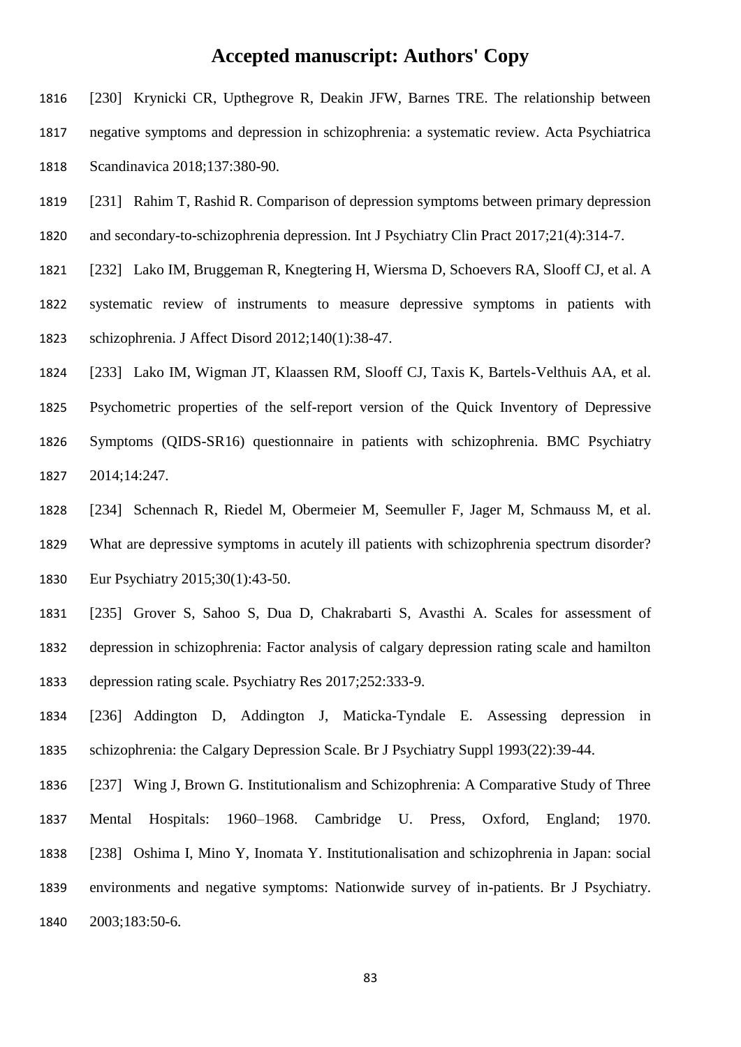[230] Krynicki CR, Upthegrove R, Deakin JFW, Barnes TRE. The relationship between negative symptoms and depression in schizophrenia: a systematic review. Acta Psychiatrica Scandinavica 2018;137:380-90.

[231] Rahim T, Rashid R. Comparison of depression symptoms between primary depression and secondary-to-schizophrenia depression. Int J Psychiatry Clin Pract 2017;21(4):314-7.

[232] Lako IM, Bruggeman R, Knegtering H, Wiersma D, Schoevers RA, Slooff CJ, et al. A systematic review of instruments to measure depressive symptoms in patients with schizophrenia. J Affect Disord 2012;140(1):38-47.

[233] Lako IM, Wigman JT, Klaassen RM, Slooff CJ, Taxis K, Bartels-Velthuis AA, et al. Psychometric properties of the self-report version of the Quick Inventory of Depressive Symptoms (QIDS-SR16) questionnaire in patients with schizophrenia. BMC Psychiatry 2014;14:247.

[234] Schennach R, Riedel M, Obermeier M, Seemuller F, Jager M, Schmauss M, et al. What are depressive symptoms in acutely ill patients with schizophrenia spectrum disorder? Eur Psychiatry 2015;30(1):43-50.

[235] Grover S, Sahoo S, Dua D, Chakrabarti S, Avasthi A. Scales for assessment of depression in schizophrenia: Factor analysis of calgary depression rating scale and hamilton depression rating scale. Psychiatry Res 2017;252:333-9.

[236] Addington D, Addington J, Maticka-Tyndale E. Assessing depression in schizophrenia: the Calgary Depression Scale. Br J Psychiatry Suppl 1993(22):39-44.

[237] Wing J, Brown G. Institutionalism and Schizophrenia: A Comparative Study of Three Mental Hospitals: 1960–1968. Cambridge U. Press, Oxford, England; 1970.

[238] Oshima I, Mino Y, Inomata Y. Institutionalisation and schizophrenia in Japan: social environments and negative symptoms: Nationwide survey of in-patients. Br J Psychiatry. 2003;183:50-6.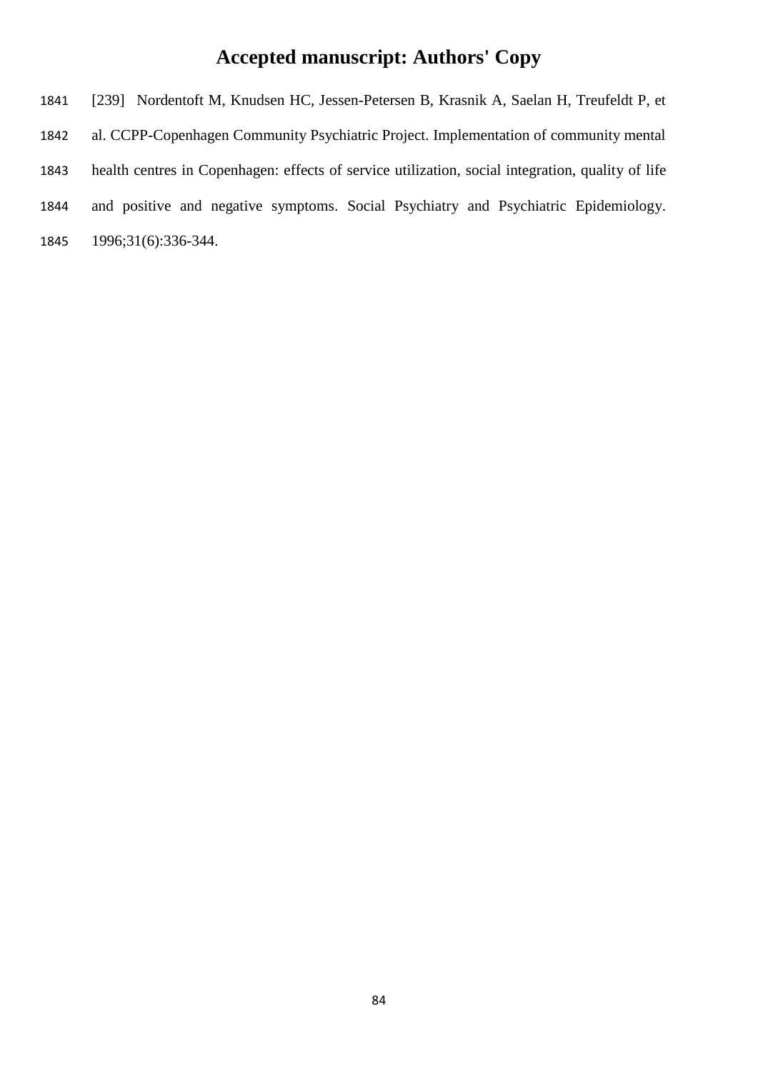[239] Nordentoft M, Knudsen HC, Jessen-Petersen B, Krasnik A, Saelan H, Treufeldt P, et al. CCPP-Copenhagen Community Psychiatric Project. Implementation of community mental health centres in Copenhagen: effects of service utilization, social integration, quality of life and positive and negative symptoms. Social Psychiatry and Psychiatric Epidemiology. 1996;31(6):336-344.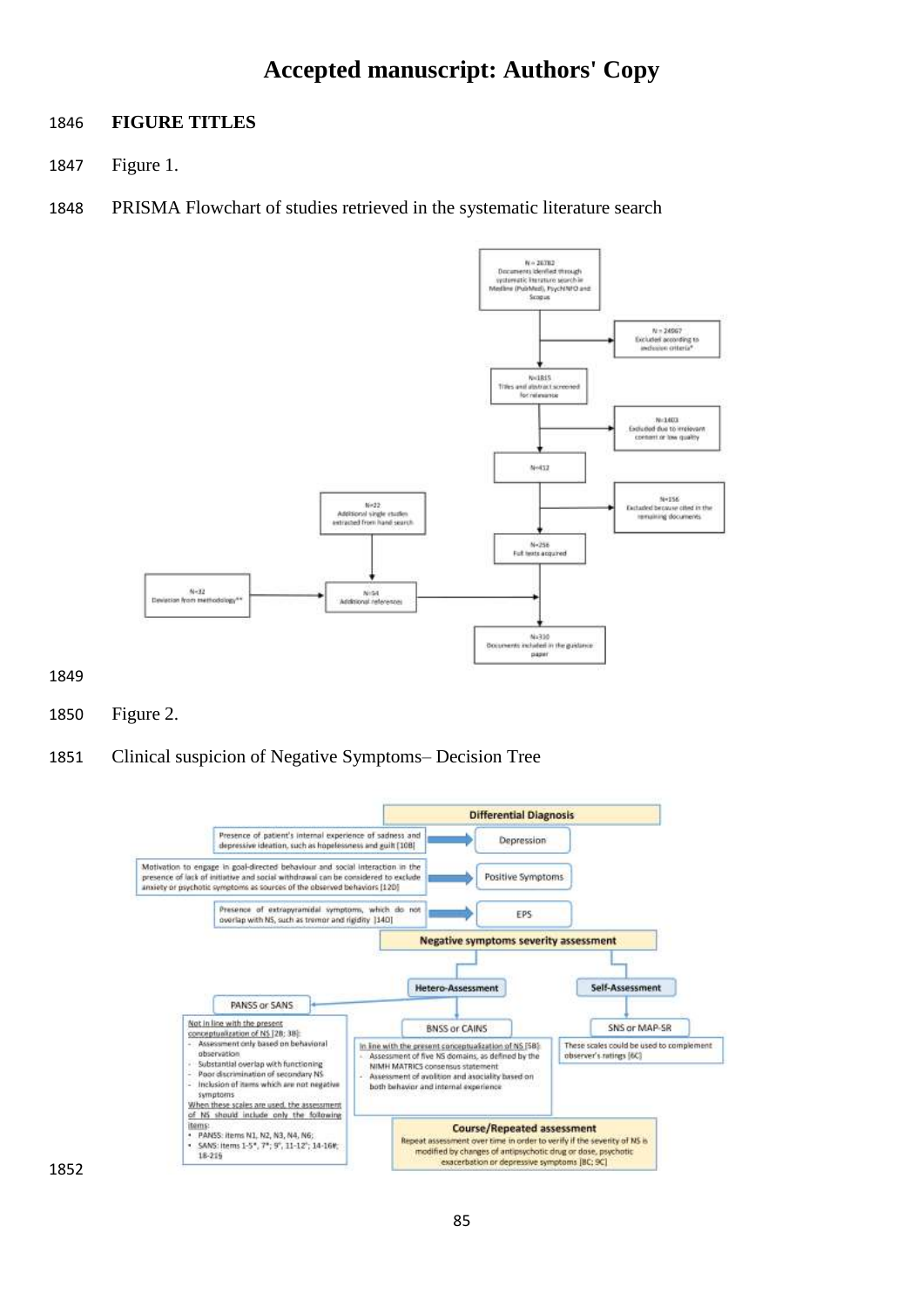# Accepted manuscript: Authors' Copy

**FIGURE TITLES**

Figure 1.

PRISMA Flowchart of studies retrieved in the systematic literature search

N = 26782 Documents identified through systematic literature search in Medline (PubMed), PsychINFO and Scopus

N = 24967 Excluded according to inclusion criteria*

N=1815 Titles and abstract screened for relevance

N=1403 Excluded due to irrelevant content or low quality

N=412

N=156 Excluded because cited in the remaining documents

N=22 Additional single studies extracted from hand search

N=256 Full texts acquired

N=32 Deviation from methodology**

N=54 Additional references

N=310 Documents included in the guidance paper

Figure 2.

Clinical suspicion of Negative Symptoms– Decision Tree

**Differential Diagnosis**

- Presence of patient's internal experience of sadness and depressive ideation, such as hopelessness and guilt [10B] → Depression
- Motivation to engage in goal-directed behaviour and social interaction in the presence of lack of initiative and social withdrawal can be considered to exclude anxiety or psychotic symptoms as sources of the observed behaviors [12D] → Positive Symptoms
- Presence of extrapyramidal symptoms, which do not overlap with NS, such as tremor and rigidity [14D] → EPS

**Negative symptoms severity assessment**

**Hetero-Assessment**

PANSS or SANS

Not in line with the present conceptualization of NS [2B; 3B]:
- Assessment only based on behavioral observation
- Substantial overlap with functioning
- Poor discrimination of secondary NS
- Inclusion of items which are not negative symptoms

When these scales are used, the assessment of NS should include only the following items:
- PANSS: items N1, N2, N3, N4, N6;
- SANS: items 1-5*, 7*, 9*, 11-12*; 14-16#; 18-21§

BNSS or CAINS

In line with the present conceptualization of NS [5B]:
- Assessment of five NS domains, as defined by the NIMH MATRICS consensus statement
- Assessment of avolition and asociality based on both behavior and internal experience

**Self-Assessment**

SNS or MAP-SR

These scales could be used to complement observer's ratings [6C]

**Course/Repeated assessment**

Repeat assessment over time in order to verify if the severity of NS is modified by changes of antipsychotic drug or dose, psychotic exacerbation or depressive symptoms [8C; 9C]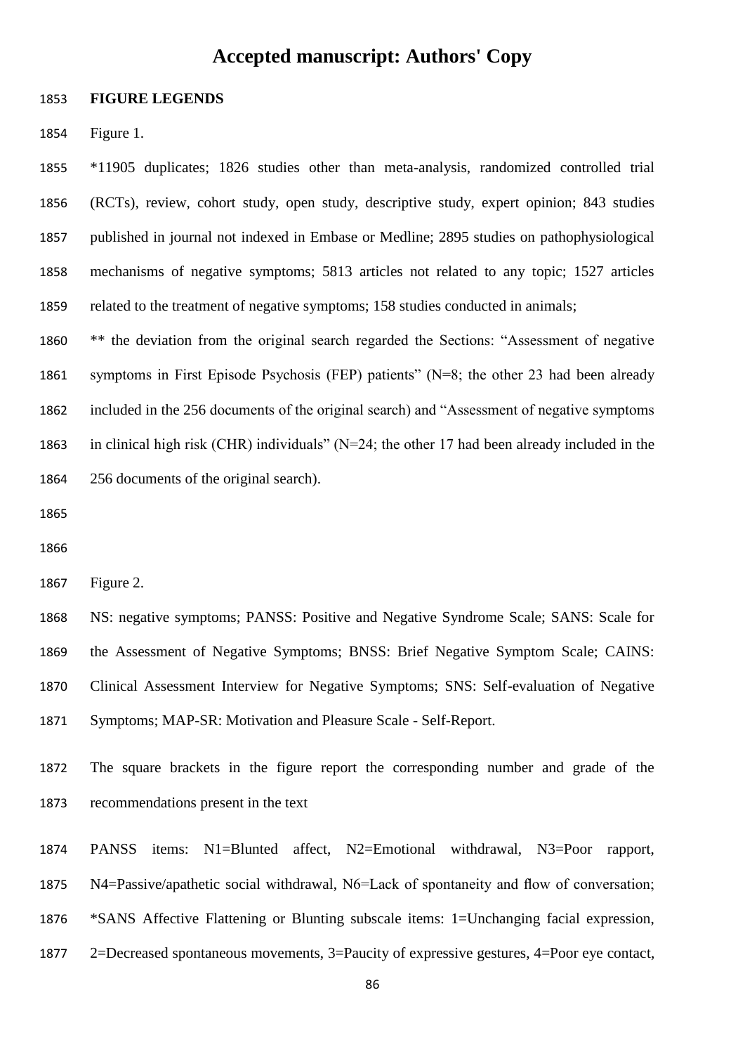**FIGURE LEGENDS**

Figure 1.

*11905 duplicates; 1826 studies other than meta-analysis, randomized controlled trial (RCTs), review, cohort study, open study, descriptive study, expert opinion; 843 studies published in journal not indexed in Embase or Medline; 2895 studies on pathophysiological mechanisms of negative symptoms; 5813 articles not related to any topic; 1527 articles related to the treatment of negative symptoms; 158 studies conducted in animals;

** the deviation from the original search regarded the Sections: "Assessment of negative symptoms in First Episode Psychosis (FEP) patients" (N=8; the other 23 had been already included in the 256 documents of the original search) and "Assessment of negative symptoms in clinical high risk (CHR) individuals" (N=24; the other 17 had been already included in the 256 documents of the original search).

Figure 2.

NS: negative symptoms; PANSS: Positive and Negative Syndrome Scale; SANS: Scale for the Assessment of Negative Symptoms; BNSS: Brief Negative Symptom Scale; CAINS: Clinical Assessment Interview for Negative Symptoms; SNS: Self-evaluation of Negative Symptoms; MAP-SR: Motivation and Pleasure Scale - Self-Report.

The square brackets in the figure report the corresponding number and grade of the recommendations present in the text

PANSS items: N1=Blunted affect, N2=Emotional withdrawal, N3=Poor rapport, N4=Passive/apathetic social withdrawal, N6=Lack of spontaneity and flow of conversation; *SANS Affective Flattening or Blunting subscale items: 1=Unchanging facial expression, 2=Decreased spontaneous movements, 3=Paucity of expressive gestures, 4=Poor eye contact,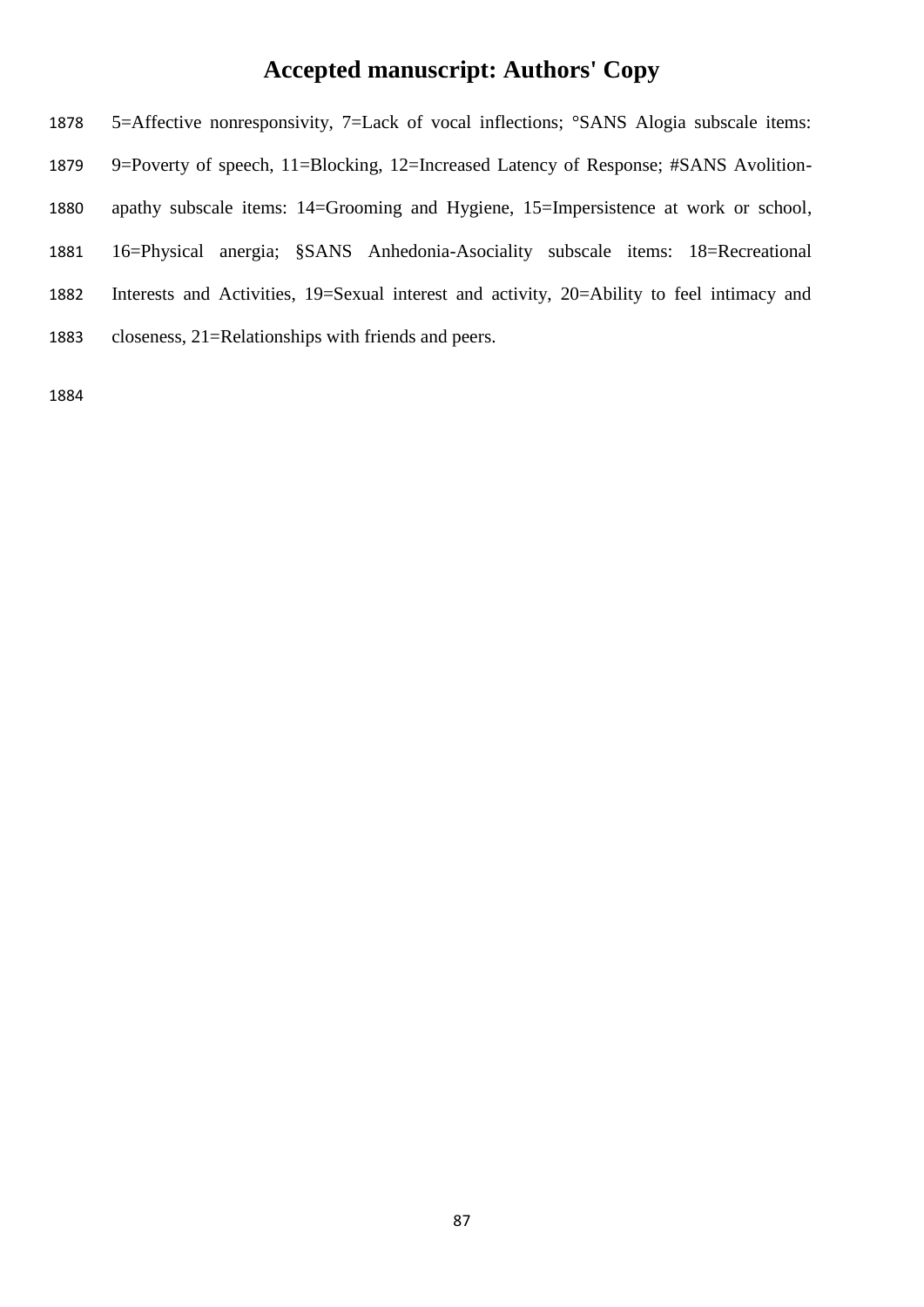5=Affective nonresponsivity, 7=Lack of vocal inflections; °SANS Alogia subscale items: 9=Poverty of speech, 11=Blocking, 12=Increased Latency of Response; #SANS Avolition-apathy subscale items: 14=Grooming and Hygiene, 15=Impersistence at work or school, 16=Physical anergia; §SANS Anhedonia-Asociality subscale items: 18=Recreational Interests and Activities, 19=Sexual interest and activity, 20=Ability to feel intimacy and closeness, 21=Relationships with friends and peers.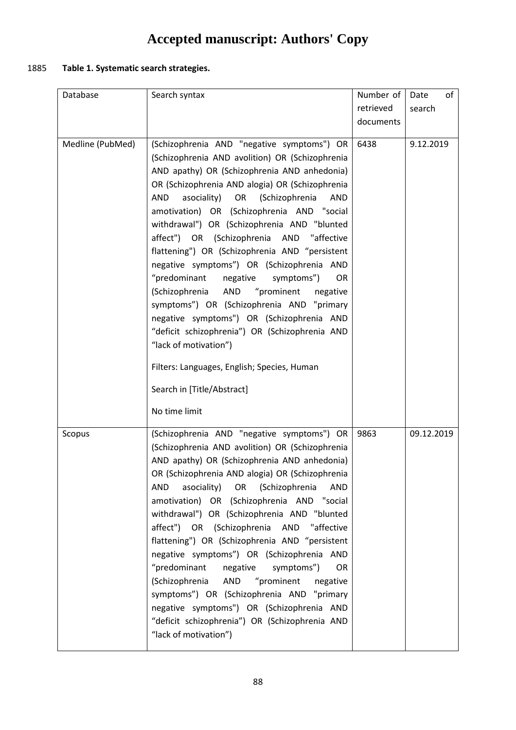# Accepted manuscript: Authors' Copy

1885 **Table 1. Systematic search strategies.**

| Database | Search syntax | Number of retrieved documents | Date of search |
|---|---|---|---|
| Medline (PubMed) | (Schizophrenia AND "negative symptoms") OR (Schizophrenia AND avolition) OR (Schizophrenia AND apathy) OR (Schizophrenia AND anhedonia) OR (Schizophrenia AND alogia) OR (Schizophrenia AND asociality) OR (Schizophrenia AND amotivation) OR (Schizophrenia AND "social withdrawal") OR (Schizophrenia AND "blunted affect") OR (Schizophrenia AND "affective flattening") OR (Schizophrenia AND "persistent negative symptoms") OR (Schizophrenia AND "predominant negative symptoms") OR (Schizophrenia AND "prominent negative symptoms") OR (Schizophrenia AND "primary negative symptoms") OR (Schizophrenia AND "deficit schizophrenia") OR (Schizophrenia AND "lack of motivation") <br><br> Filters: Languages, English; Species, Human <br><br> Search in [Title/Abstract] <br><br> No time limit | 6438 | 9.12.2019 |
| Scopus | (Schizophrenia AND "negative symptoms") OR (Schizophrenia AND avolition) OR (Schizophrenia AND apathy) OR (Schizophrenia AND anhedonia) OR (Schizophrenia AND alogia) OR (Schizophrenia AND asociality) OR (Schizophrenia AND amotivation) OR (Schizophrenia AND "social withdrawal") OR (Schizophrenia AND "blunted affect") OR (Schizophrenia AND "affective flattening") OR (Schizophrenia AND "persistent negative symptoms") OR (Schizophrenia AND "predominant negative symptoms") OR (Schizophrenia AND "prominent negative symptoms") OR (Schizophrenia AND "primary negative symptoms") OR (Schizophrenia AND "deficit schizophrenia") OR (Schizophrenia AND "lack of motivation") | 9863 | 09.12.2019 |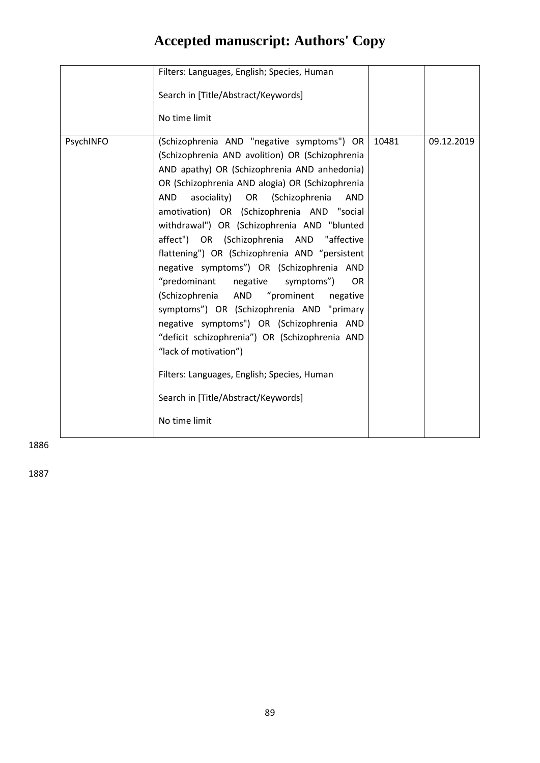| | | | |
|---|---|---|---|
| | Filters: Languages, English; Species, Human<br><br>Search in [Title/Abstract/Keywords]<br><br>No time limit | | |
| PsychINFO | (Schizophrenia AND "negative symptoms") OR (Schizophrenia AND avolition) OR (Schizophrenia AND apathy) OR (Schizophrenia AND anhedonia) OR (Schizophrenia AND alogia) OR (Schizophrenia AND asociality) OR (Schizophrenia AND amotivation) OR (Schizophrenia AND "social withdrawal") OR (Schizophrenia AND "blunted affect") OR (Schizophrenia AND "affective flattening") OR (Schizophrenia AND "persistent negative symptoms") OR (Schizophrenia AND "predominant negative symptoms") OR (Schizophrenia AND "prominent negative symptoms") OR (Schizophrenia AND "primary negative symptoms") OR (Schizophrenia AND "deficit schizophrenia") OR (Schizophrenia AND "lack of motivation")<br><br>Filters: Languages, English; Species, Human<br><br>Search in [Title/Abstract/Keywords]<br><br>No time limit | 10481 | 09.12.2019 |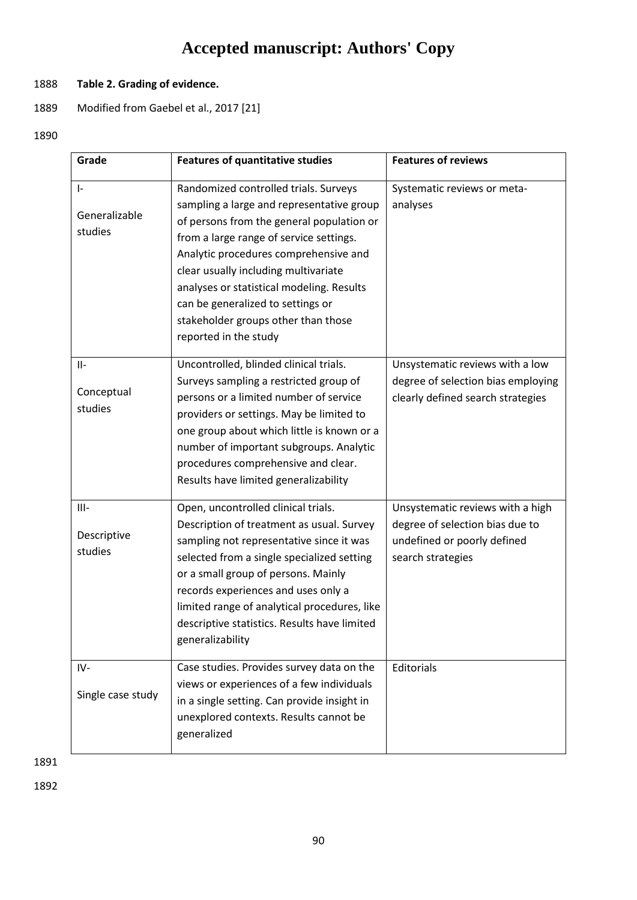**Table 2. Grading of evidence.**

Modified from Gaebel et al., 2017 [21]

| Grade | Features of quantitative studies | Features of reviews |
|---|---|---|
| I- Generalizable studies | Randomized controlled trials. Surveys sampling a large and representative group of persons from the general population or from a large range of service settings. Analytic procedures comprehensive and clear usually including multivariate analyses or statistical modeling. Results can be generalized to settings or stakeholder groups other than those reported in the study | Systematic reviews or meta-analyses |
| II- Conceptual studies | Uncontrolled, blinded clinical trials. Surveys sampling a restricted group of persons or a limited number of service providers or settings. May be limited to one group about which little is known or a number of important subgroups. Analytic procedures comprehensive and clear. Results have limited generalizability | Unsystematic reviews with a low degree of selection bias employing clearly defined search strategies |
| III- Descriptive studies | Open, uncontrolled clinical trials. Description of treatment as usual. Survey sampling not representative since it was selected from a single specialized setting or a small group of persons. Mainly records experiences and uses only a limited range of analytical procedures, like descriptive statistics. Results have limited generalizability | Unsystematic reviews with a high degree of selection bias due to undefined or poorly defined search strategies |
| IV- Single case study | Case studies. Provides survey data on the views or experiences of a few individuals in a single setting. Can provide insight in unexplored contexts. Results cannot be generalized | Editorials |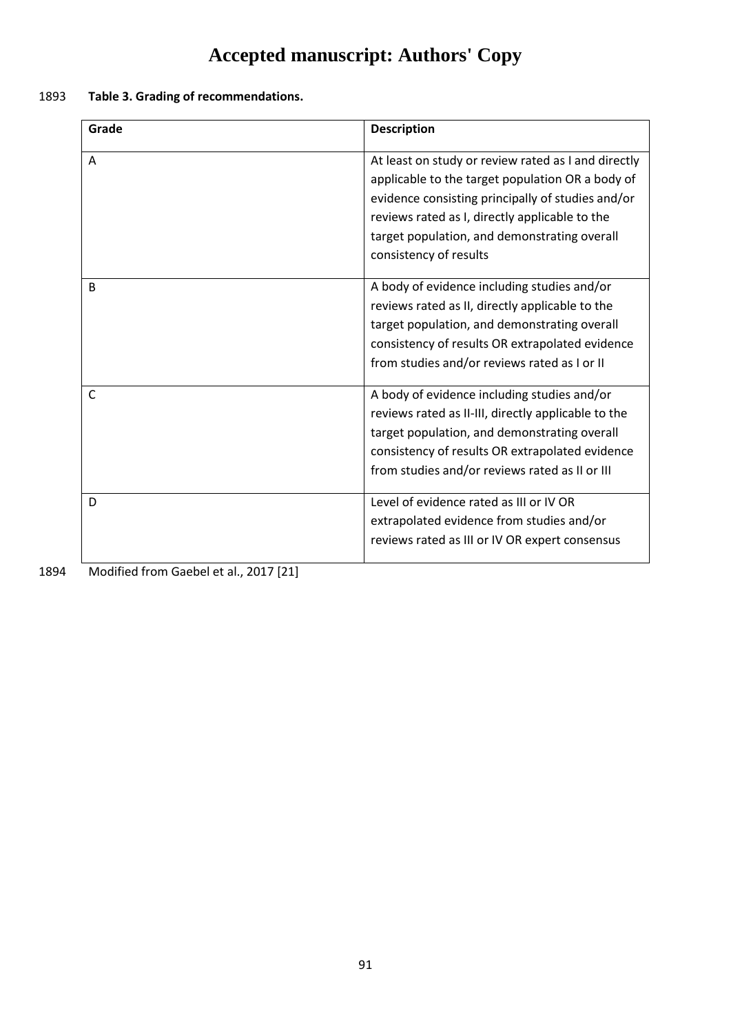**Table 3. Grading of recommendations.**

| Grade | Description |
|---|---|
| A | At least on study or review rated as I and directly applicable to the target population OR a body of evidence consisting principally of studies and/or reviews rated as I, directly applicable to the target population, and demonstrating overall consistency of results |
| B | A body of evidence including studies and/or reviews rated as II, directly applicable to the target population, and demonstrating overall consistency of results OR extrapolated evidence from studies and/or reviews rated as I or II |
| C | A body of evidence including studies and/or reviews rated as II-III, directly applicable to the target population, and demonstrating overall consistency of results OR extrapolated evidence from studies and/or reviews rated as II or III |
| D | Level of evidence rated as III or IV OR extrapolated evidence from studies and/or reviews rated as III or IV OR expert consensus |

Modified from Gaebel et al., 2017 [21]